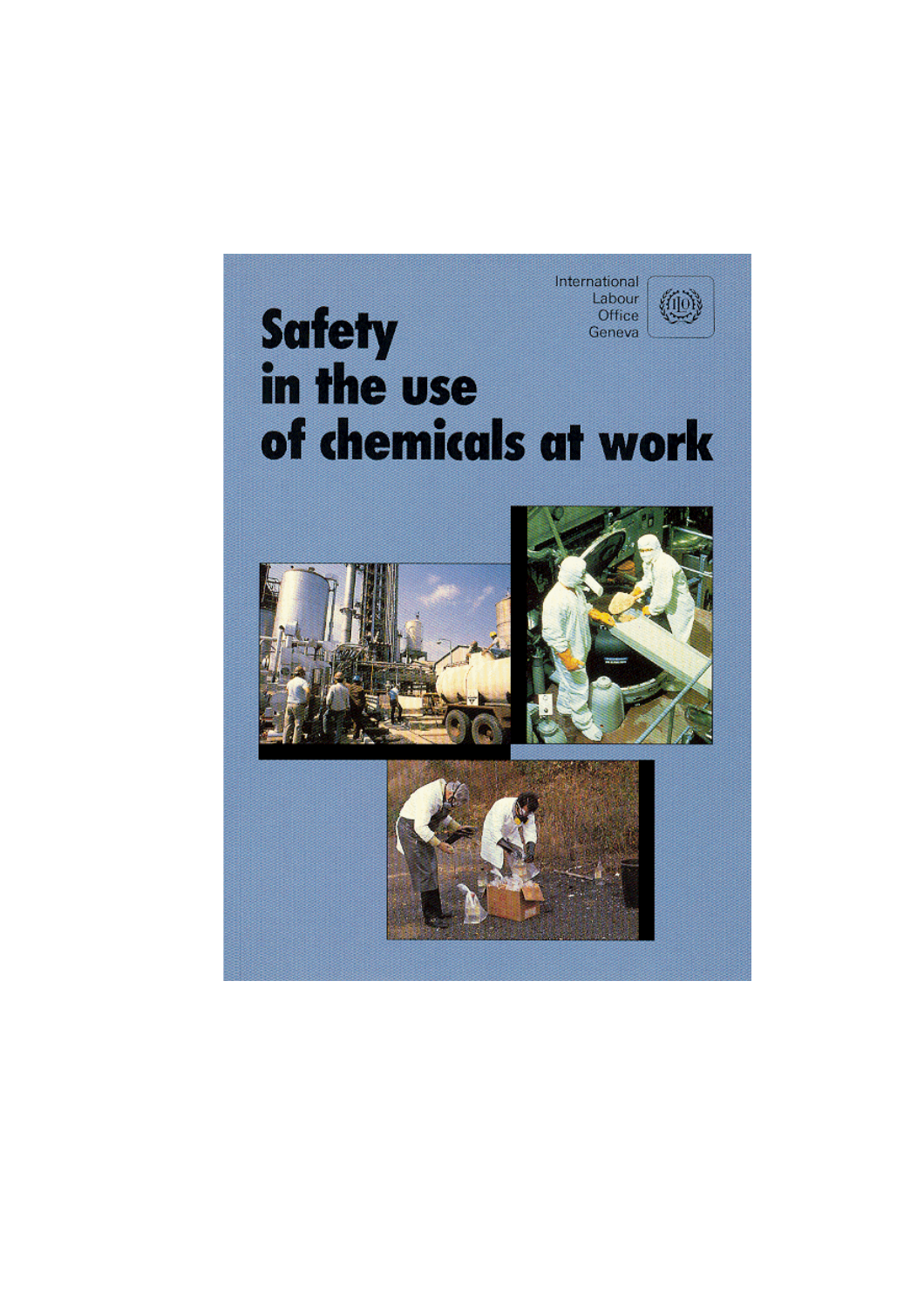International Labour Office Geneva

# Safety in the use of chemicals at work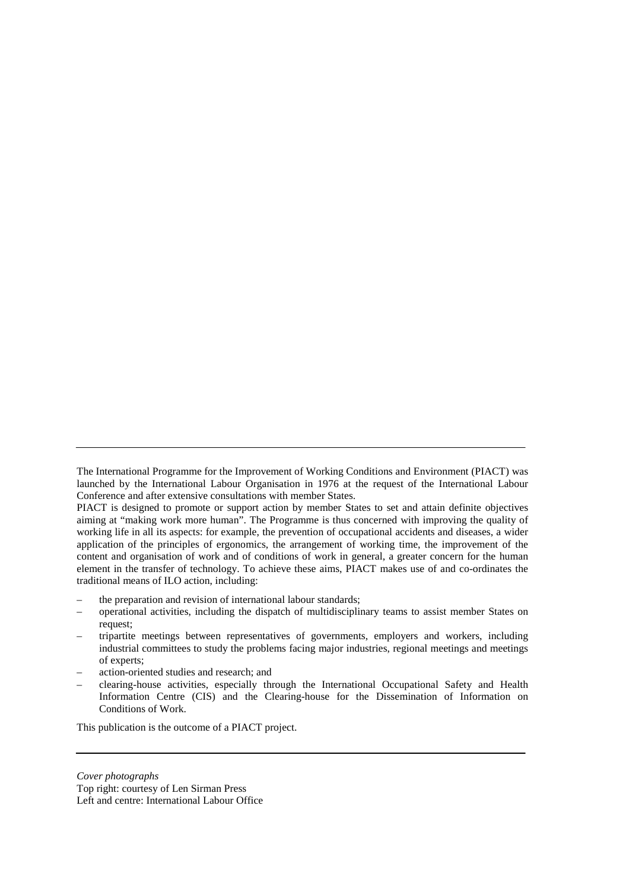The International Programme for the Improvement of Working Conditions and Environment (PIACT) was launched by the International Labour Organisation in 1976 at the request of the International Labour Conference and after extensive consultations with member States.

PIACT is designed to promote or support action by member States to set and attain definite objectives aiming at "making work more human". The Programme is thus concerned with improving the quality of working life in all its aspects: for example, the prevention of occupational accidents and diseases, a wider application of the principles of ergonomics, the arrangement of working time, the improvement of the content and organisation of work and of conditions of work in general, a greater concern for the human element in the transfer of technology. To achieve these aims, PIACT makes use of and co-ordinates the traditional means of ILO action, including:

– the preparation and revision of international labour standards;
– operational activities, including the dispatch of multidisciplinary teams to assist member States on request;
– tripartite meetings between representatives of governments, employers and workers, including industrial committees to study the problems facing major industries, regional meetings and meetings of experts;
– action-oriented studies and research; and
– clearing-house activities, especially through the International Occupational Safety and Health Information Centre (CIS) and the Clearing-house for the Dissemination of Information on Conditions of Work.

This publication is the outcome of a PIACT project.

*Cover photographs*
Top right: courtesy of Len Sirman Press
Left and centre: International Labour Office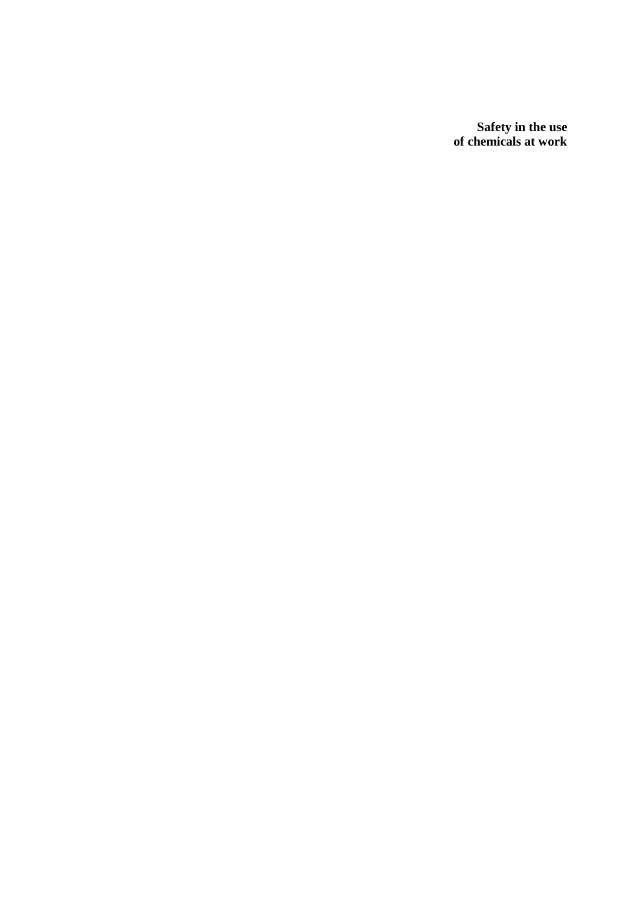**Safety in the use of chemicals at work**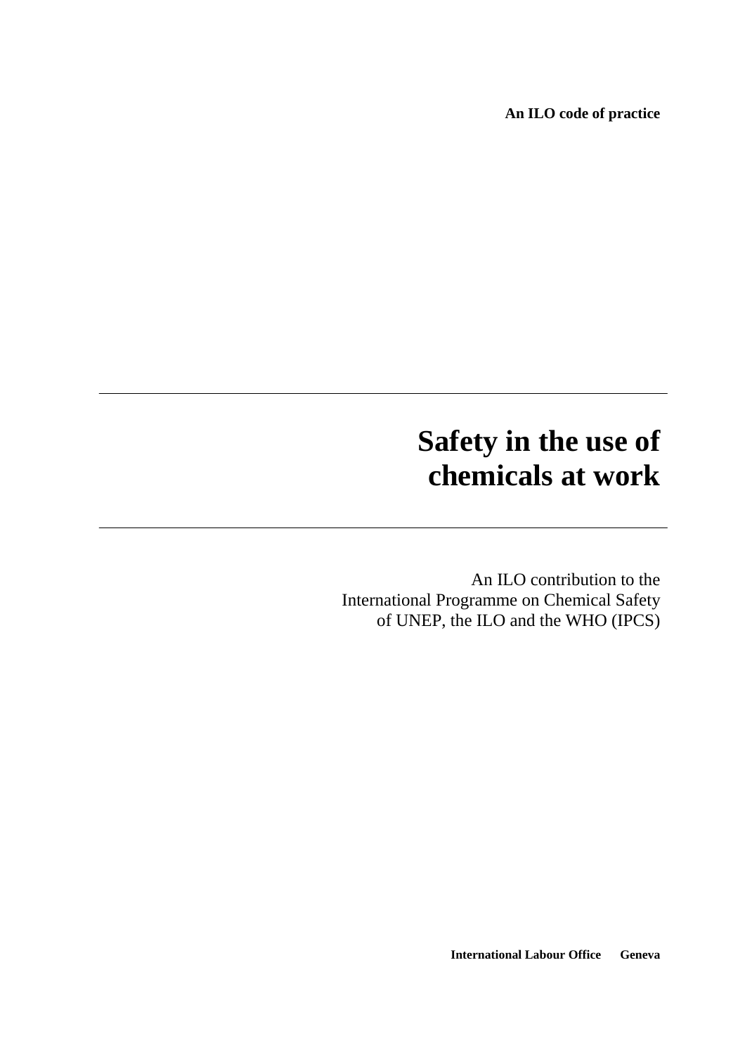**An ILO code of practice**

# Safety in the use of chemicals at work

An ILO contribution to the
International Programme on Chemical Safety
of UNEP, the ILO and the WHO (IPCS)

**International Labour Office Geneva**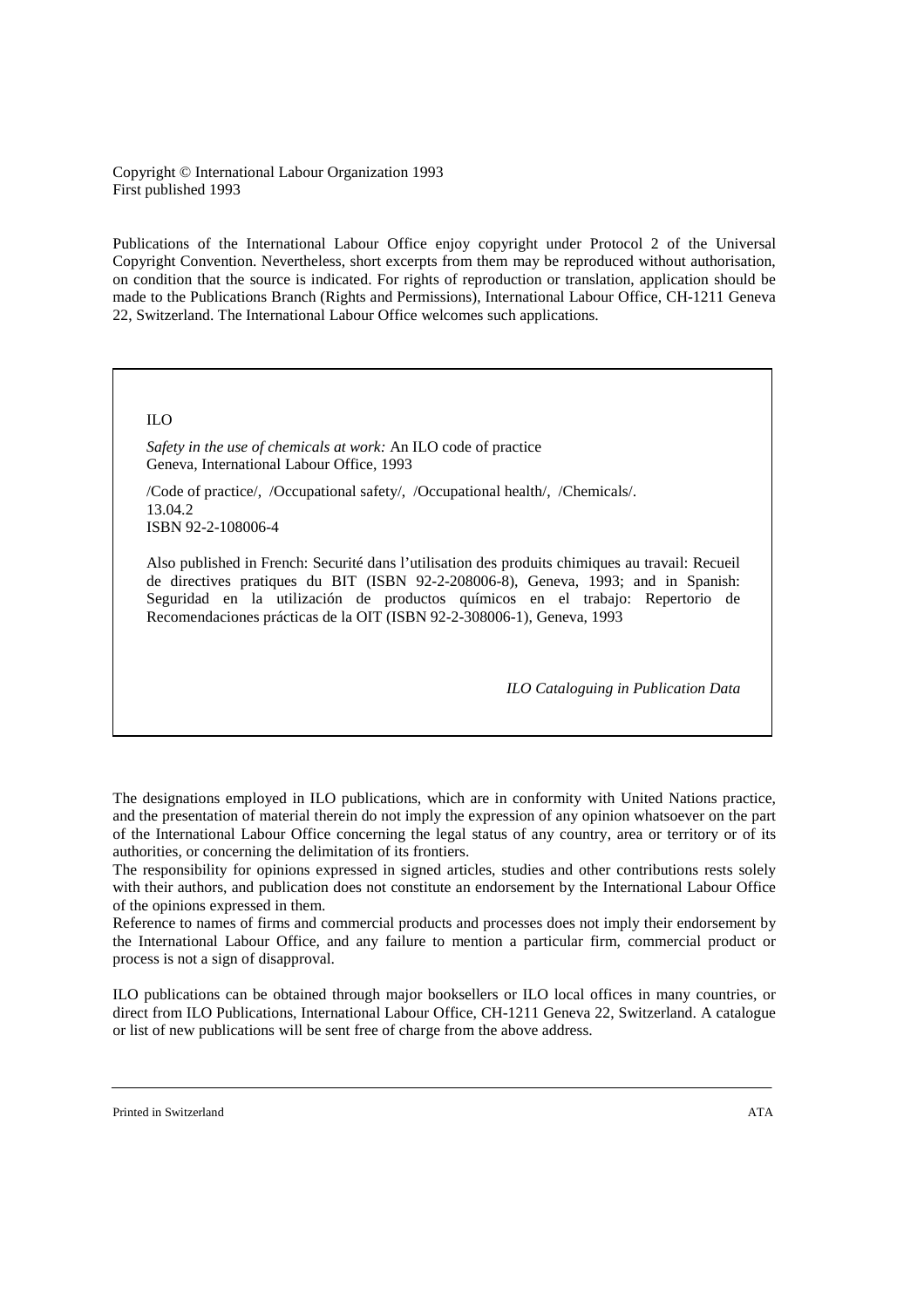Copyright © International Labour Organization 1993
First published 1993

Publications of the International Labour Office enjoy copyright under Protocol 2 of the Universal Copyright Convention. Nevertheless, short excerpts from them may be reproduced without authorisation, on condition that the source is indicated. For rights of reproduction or translation, application should be made to the Publications Branch (Rights and Permissions), International Labour Office, CH-1211 Geneva 22, Switzerland. The International Labour Office welcomes such applications.

ILO

*Safety in the use of chemicals at work:* An ILO code of practice
Geneva, International Labour Office, 1993

/Code of practice/, /Occupational safety/, /Occupational health/, /Chemicals/.
13.04.2
ISBN 92-2-108006-4

Also published in French: Securité dans l'utilisation des produits chimiques au travail: Recueil de directives pratiques du BIT (ISBN 92-2-208006-8), Geneva, 1993; and in Spanish: Seguridad en la utilización de productos químicos en el trabajo: Repertorio de Recomendaciones prácticas de la OIT (ISBN 92-2-308006-1), Geneva, 1993

*ILO Cataloguing in Publication Data*

The designations employed in ILO publications, which are in conformity with United Nations practice, and the presentation of material therein do not imply the expression of any opinion whatsoever on the part of the International Labour Office concerning the legal status of any country, area or territory or of its authorities, or concerning the delimitation of its frontiers.
The responsibility for opinions expressed in signed articles, studies and other contributions rests solely with their authors, and publication does not constitute an endorsement by the International Labour Office of the opinions expressed in them.
Reference to names of firms and commercial products and processes does not imply their endorsement by the International Labour Office, and any failure to mention a particular firm, commercial product or process is not a sign of disapproval.

ILO publications can be obtained through major booksellers or ILO local offices in many countries, or direct from ILO Publications, International Labour Office, CH-1211 Geneva 22, Switzerland. A catalogue or list of new publications will be sent free of charge from the above address.

Printed in Switzerland ATA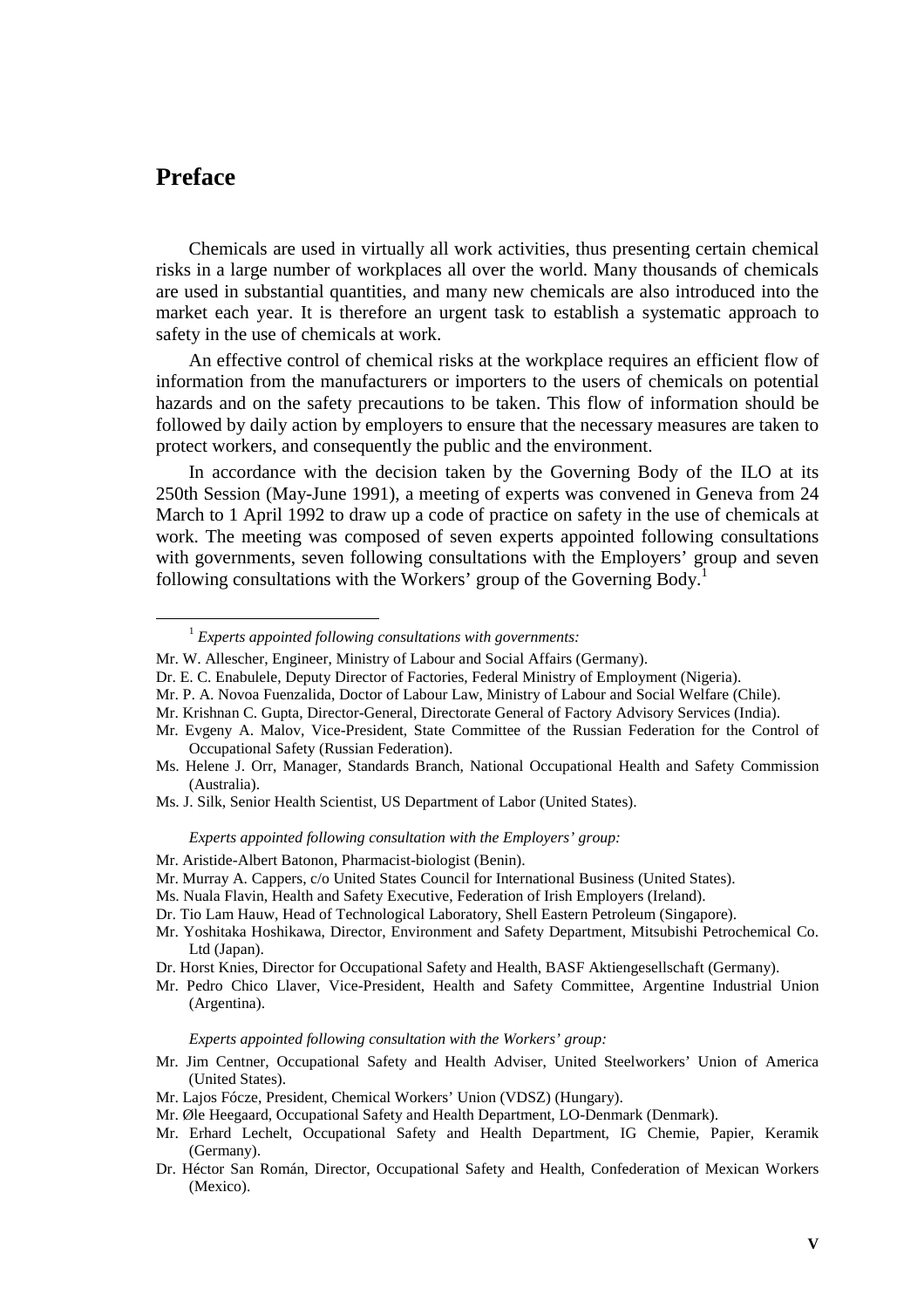# Preface

Chemicals are used in virtually all work activities, thus presenting certain chemical risks in a large number of workplaces all over the world. Many thousands of chemicals are used in substantial quantities, and many new chemicals are also introduced into the market each year. It is therefore an urgent task to establish a systematic approach to safety in the use of chemicals at work.

An effective control of chemical risks at the workplace requires an efficient flow of information from the manufacturers or importers to the users of chemicals on potential hazards and on the safety precautions to be taken. This flow of information should be followed by daily action by employers to ensure that the necessary measures are taken to protect workers, and consequently the public and the environment.

In accordance with the decision taken by the Governing Body of the ILO at its 250th Session (May-June 1991), a meeting of experts was convened in Geneva from 24 March to 1 April 1992 to draw up a code of practice on safety in the use of chemicals at work. The meeting was composed of seven experts appointed following consultations with governments, seven following consultations with the Employers' group and seven following consultations with the Workers' group of the Governing Body.[1]

---

[1] *Experts appointed following consultations with governments:*

Mr. W. Allescher, Engineer, Ministry of Labour and Social Affairs (Germany).

Dr. E. C. Enabulele, Deputy Director of Factories, Federal Ministry of Employment (Nigeria).

Mr. P. A. Novoa Fuenzalida, Doctor of Labour Law, Ministry of Labour and Social Welfare (Chile).

Mr. Krishnan C. Gupta, Director-General, Directorate General of Factory Advisory Services (India).

Mr. Evgeny A. Malov, Vice-President, State Committee of the Russian Federation for the Control of Occupational Safety (Russian Federation).

Ms. Helene J. Orr, Manager, Standards Branch, National Occupational Health and Safety Commission (Australia).

Ms. J. Silk, Senior Health Scientist, US Department of Labor (United States).

*Experts appointed following consultation with the Employers' group:*

Mr. Aristide-Albert Batonon, Pharmacist-biologist (Benin).

Mr. Murray A. Cappers, c/o United States Council for International Business (United States).

Ms. Nuala Flavin, Health and Safety Executive, Federation of Irish Employers (Ireland).

Dr. Tio Lam Hauw, Head of Technological Laboratory, Shell Eastern Petroleum (Singapore).

Mr. Yoshitaka Hoshikawa, Director, Environment and Safety Department, Mitsubishi Petrochemical Co. Ltd (Japan).

Dr. Horst Knies, Director for Occupational Safety and Health, BASF Aktiengesellschaft (Germany).

Mr. Pedro Chico Llaver, Vice-President, Health and Safety Committee, Argentine Industrial Union (Argentina).

*Experts appointed following consultation with the Workers' group:*

Mr. Jim Centner, Occupational Safety and Health Adviser, United Steelworkers' Union of America (United States).

Mr. Lajos Fócze, President, Chemical Workers' Union (VDSZ) (Hungary).

Mr. Øle Heegaard, Occupational Safety and Health Department, LO-Denmark (Denmark).

Mr. Erhard Lechelt, Occupational Safety and Health Department, IG Chemie, Papier, Keramik (Germany).

Dr. Héctor San Román, Director, Occupational Safety and Health, Confederation of Mexican Workers (Mexico).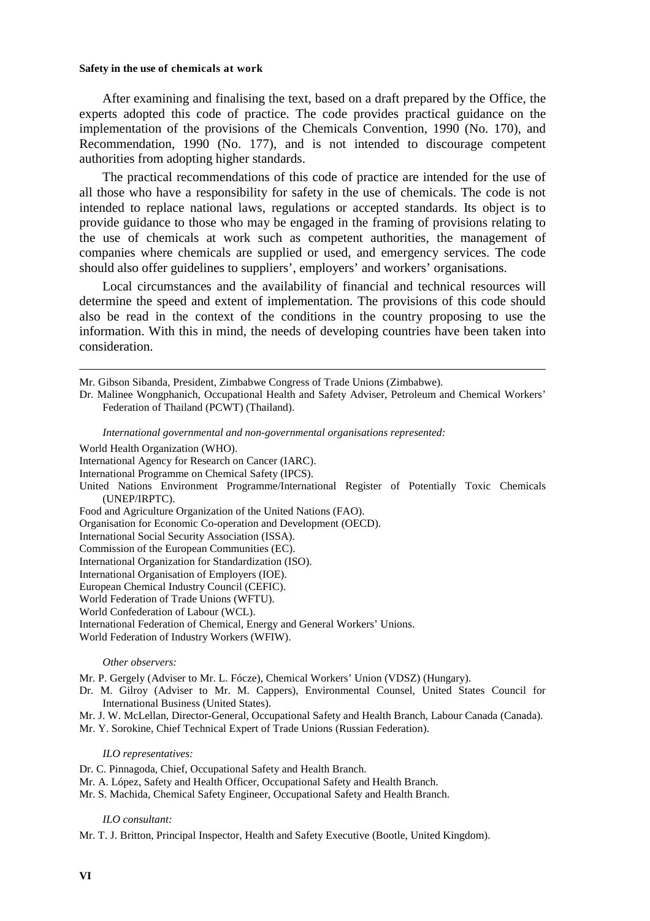After examining and finalising the text, based on a draft prepared by the Office, the experts adopted this code of practice. The code provides practical guidance on the implementation of the provisions of the Chemicals Convention, 1990 (No. 170), and Recommendation, 1990 (No. 177), and is not intended to discourage competent authorities from adopting higher standards.

The practical recommendations of this code of practice are intended for the use of all those who have a responsibility for safety in the use of chemicals. The code is not intended to replace national laws, regulations or accepted standards. Its object is to provide guidance to those who may be engaged in the framing of provisions relating to the use of chemicals at work such as competent authorities, the management of companies where chemicals are supplied or used, and emergency services. The code should also offer guidelines to suppliers', employers' and workers' organisations.

Local circumstances and the availability of financial and technical resources will determine the speed and extent of implementation. The provisions of this code should also be read in the context of the conditions in the country proposing to use the information. With this in mind, the needs of developing countries have been taken into consideration.

---

Mr. Gibson Sibanda, President, Zimbabwe Congress of Trade Unions (Zimbabwe).

Dr. Malinee Wongphanich, Occupational Health and Safety Adviser, Petroleum and Chemical Workers' Federation of Thailand (PCWT) (Thailand).

*International governmental and non-governmental organisations represented:*

World Health Organization (WHO).

International Agency for Research on Cancer (IARC).

International Programme on Chemical Safety (IPCS).

United Nations Environment Programme/International Register of Potentially Toxic Chemicals (UNEP/IRPTC).

Food and Agriculture Organization of the United Nations (FAO).

Organisation for Economic Co-operation and Development (OECD).

International Social Security Association (ISSA).

Commission of the European Communities (EC).

International Organization for Standardization (ISO).

International Organisation of Employers (IOE).

European Chemical Industry Council (CEFIC).

World Federation of Trade Unions (WFTU).

World Confederation of Labour (WCL).

International Federation of Chemical, Energy and General Workers' Unions.

World Federation of Industry Workers (WFIW).

*Other observers:*

Mr. P. Gergely (Adviser to Mr. L. Fócze), Chemical Workers' Union (VDSZ) (Hungary).

Dr. M. Gilroy (Adviser to Mr. M. Cappers), Environmental Counsel, United States Council for International Business (United States).

Mr. J. W. McLellan, Director-General, Occupational Safety and Health Branch, Labour Canada (Canada).

Mr. Y. Sorokine, Chief Technical Expert of Trade Unions (Russian Federation).

*ILO representatives:*

Dr. C. Pinnagoda, Chief, Occupational Safety and Health Branch.

Mr. A. López, Safety and Health Officer, Occupational Safety and Health Branch.

Mr. S. Machida, Chemical Safety Engineer, Occupational Safety and Health Branch.

*ILO consultant:*

Mr. T. J. Britton, Principal Inspector, Health and Safety Executive (Bootle, United Kingdom).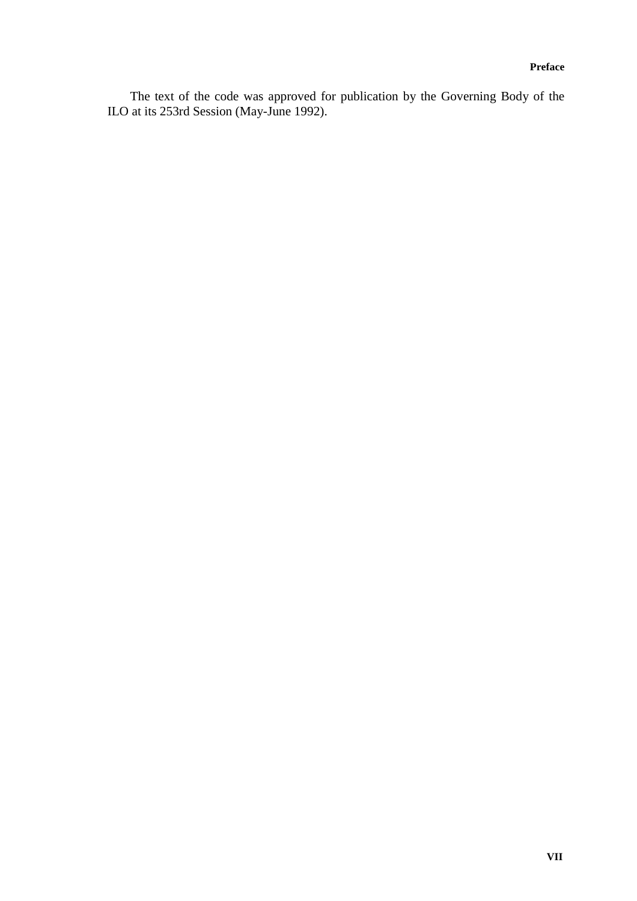The text of the code was approved for publication by the Governing Body of the ILO at its 253rd Session (May-June 1992).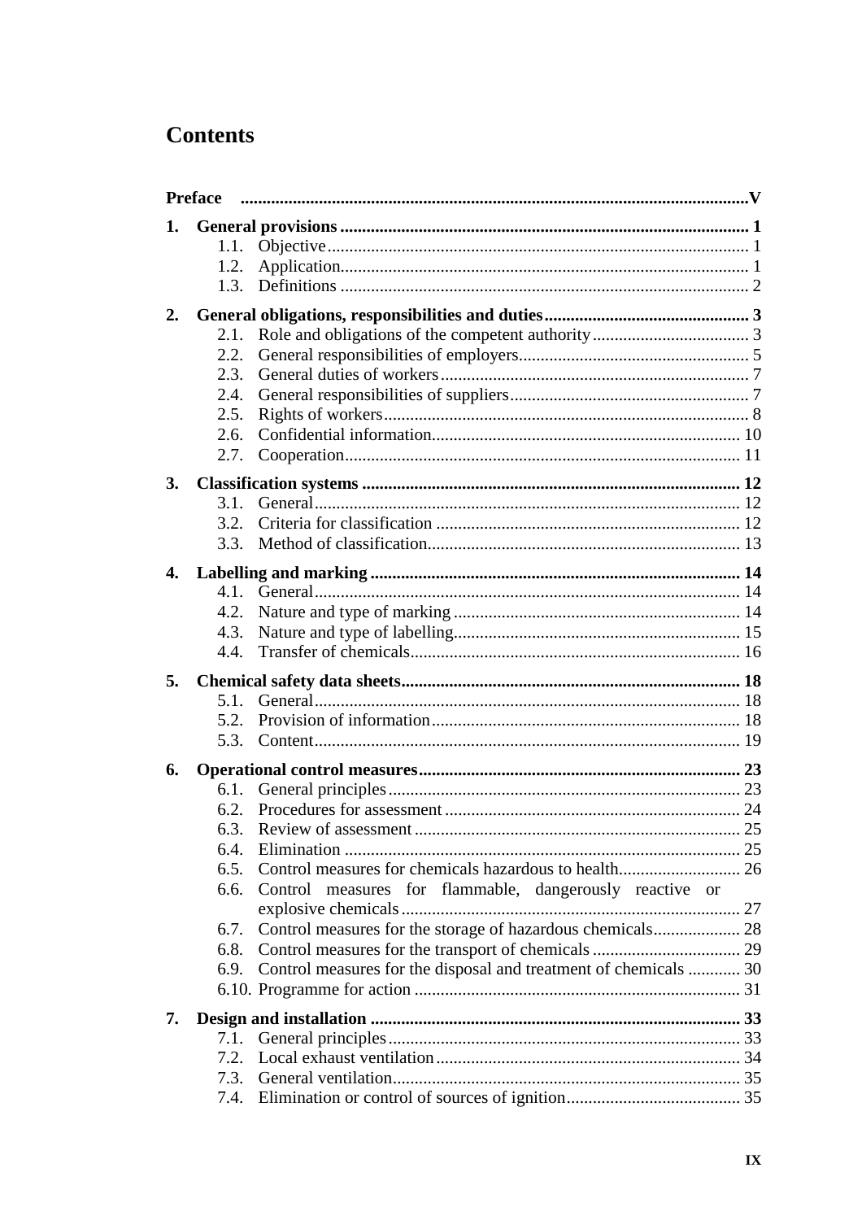# Contents

**Preface** .......... **V**

**1. General provisions** .......... **1**
- 1.1. Objective .......... 1
- 1.2. Application .......... 1
- 1.3. Definitions .......... 2

**2. General obligations, responsibilities and duties** .......... **3**
- 2.1. Role and obligations of the competent authority .......... 3
- 2.2. General responsibilities of employers .......... 5
- 2.3. General duties of workers .......... 7
- 2.4. General responsibilities of suppliers .......... 7
- 2.5. Rights of workers .......... 8
- 2.6. Confidential information .......... 10
- 2.7. Cooperation .......... 11

**3. Classification systems** .......... **12**
- 3.1. General .......... 12
- 3.2. Criteria for classification .......... 12
- 3.3. Method of classification .......... 13

**4. Labelling and marking** .......... **14**
- 4.1. General .......... 14
- 4.2. Nature and type of marking .......... 14
- 4.3. Nature and type of labelling .......... 15
- 4.4. Transfer of chemicals .......... 16

**5. Chemical safety data sheets** .......... **18**
- 5.1. General .......... 18
- 5.2. Provision of information .......... 18
- 5.3. Content .......... 19

**6. Operational control measures** .......... **23**
- 6.1. General principles .......... 23
- 6.2. Procedures for assessment .......... 24
- 6.3. Review of assessment .......... 25
- 6.4. Elimination .......... 25
- 6.5. Control measures for chemicals hazardous to health .......... 26
- 6.6. Control measures for flammable, dangerously reactive or explosive chemicals .......... 27
- 6.7. Control measures for the storage of hazardous chemicals .......... 28
- 6.8. Control measures for the transport of chemicals .......... 29
- 6.9. Control measures for the disposal and treatment of chemicals .......... 30
- 6.10. Programme for action .......... 31

**7. Design and installation** .......... **33**
- 7.1. General principles .......... 33
- 7.2. Local exhaust ventilation .......... 34
- 7.3. General ventilation .......... 35
- 7.4. Elimination or control of sources of ignition .......... 35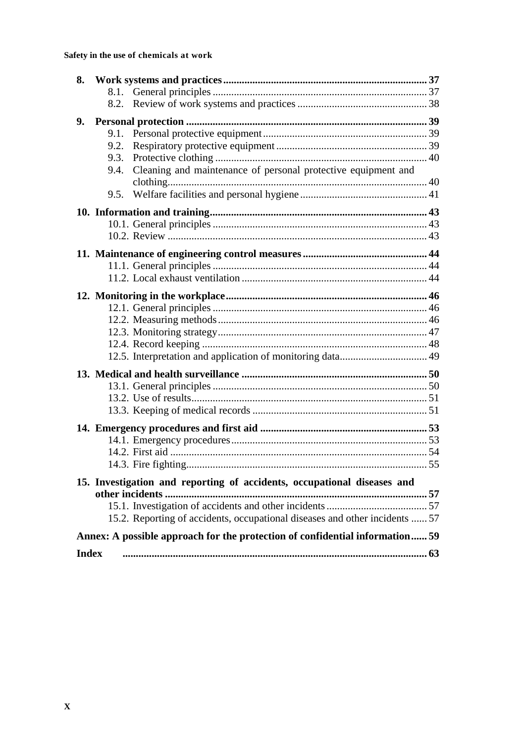**8. Work systems and practices** ..... 37

- 8.1. General principles ..... 37
- 8.2. Review of work systems and practices ..... 38

**9. Personal protection** ..... 39

- 9.1. Personal protective equipment ..... 39
- 9.2. Respiratory protective equipment ..... 39
- 9.3. Protective clothing ..... 40
- 9.4. Cleaning and maintenance of personal protective equipment and clothing ..... 40
- 9.5. Welfare facilities and personal hygiene ..... 41

**10. Information and training** ..... 43

- 10.1. General principles ..... 43
- 10.2. Review ..... 43

**11. Maintenance of engineering control measures** ..... 44

- 11.1. General principles ..... 44
- 11.2. Local exhaust ventilation ..... 44

**12. Monitoring in the workplace** ..... 46

- 12.1. General principles ..... 46
- 12.2. Measuring methods ..... 46
- 12.3. Monitoring strategy ..... 47
- 12.4. Record keeping ..... 48
- 12.5. Interpretation and application of monitoring data ..... 49

**13. Medical and health surveillance** ..... 50

- 13.1. General principles ..... 50
- 13.2. Use of results ..... 51
- 13.3. Keeping of medical records ..... 51

**14. Emergency procedures and first aid** ..... 53

- 14.1. Emergency procedures ..... 53
- 14.2. First aid ..... 54
- 14.3. Fire fighting ..... 55

**15. Investigation and reporting of accidents, occupational diseases and other incidents** ..... 57

- 15.1. Investigation of accidents and other incidents ..... 57
- 15.2. Reporting of accidents, occupational diseases and other incidents ..... 57

**Annex: A possible approach for the protection of confidential information** ..... 59

**Index** ..... 63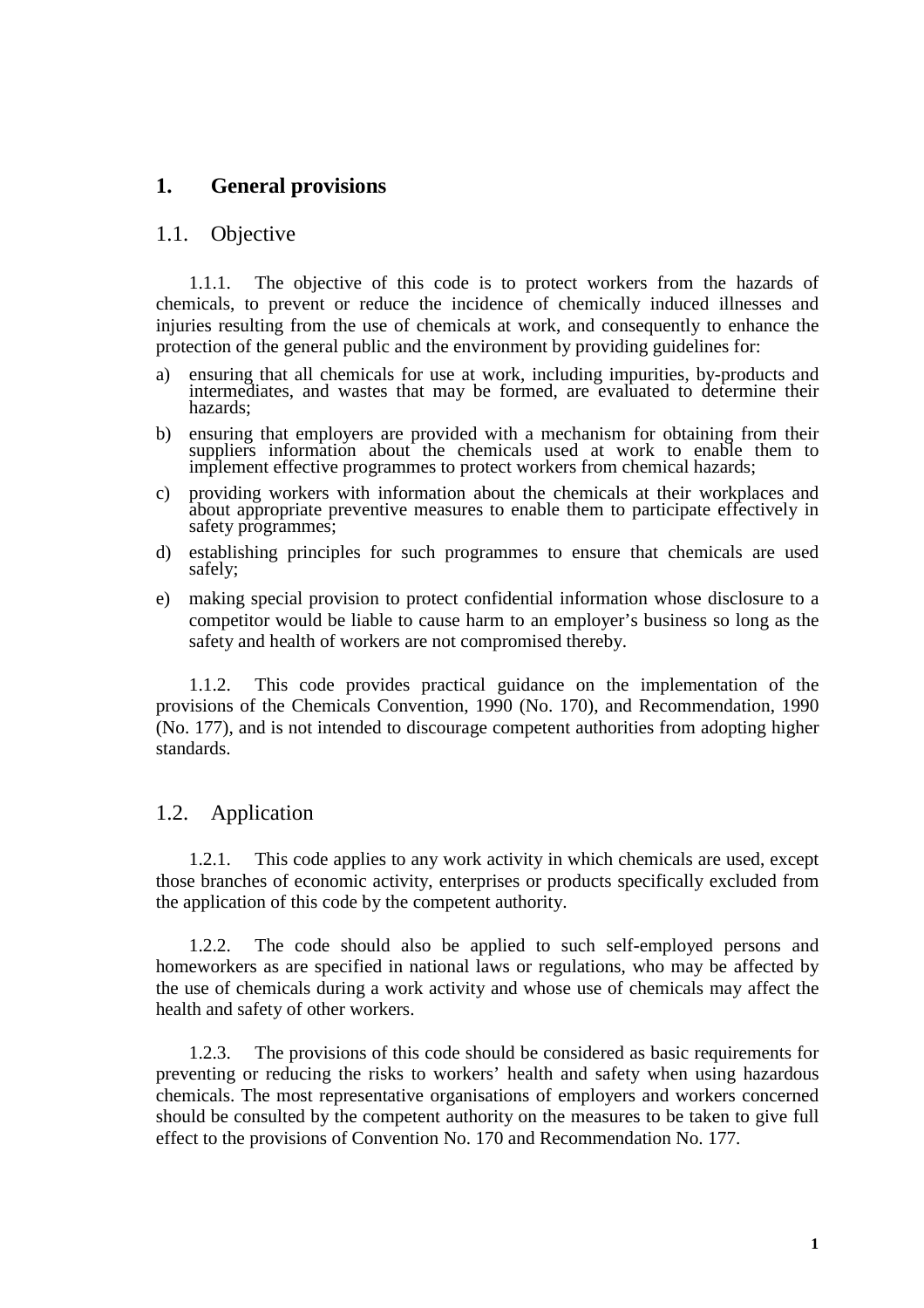# 1. General provisions

## 1.1. Objective

1.1.1. The objective of this code is to protect workers from the hazards of chemicals, to prevent or reduce the incidence of chemically induced illnesses and injuries resulting from the use of chemicals at work, and consequently to enhance the protection of the general public and the environment by providing guidelines for:

a) ensuring that all chemicals for use at work, including impurities, by-products and intermediates, and wastes that may be formed, are evaluated to determine their hazards;

b) ensuring that employers are provided with a mechanism for obtaining from their suppliers information about the chemicals used at work to enable them to implement effective programmes to protect workers from chemical hazards;

c) providing workers with information about the chemicals at their workplaces and about appropriate preventive measures to enable them to participate effectively in safety programmes;

d) establishing principles for such programmes to ensure that chemicals are used safely;

e) making special provision to protect confidential information whose disclosure to a competitor would be liable to cause harm to an employer's business so long as the safety and health of workers are not compromised thereby.

1.1.2. This code provides practical guidance on the implementation of the provisions of the Chemicals Convention, 1990 (No. 170), and Recommendation, 1990 (No. 177), and is not intended to discourage competent authorities from adopting higher standards.

## 1.2. Application

1.2.1. This code applies to any work activity in which chemicals are used, except those branches of economic activity, enterprises or products specifically excluded from the application of this code by the competent authority.

1.2.2. The code should also be applied to such self-employed persons and homeworkers as are specified in national laws or regulations, who may be affected by the use of chemicals during a work activity and whose use of chemicals may affect the health and safety of other workers.

1.2.3. The provisions of this code should be considered as basic requirements for preventing or reducing the risks to workers' health and safety when using hazardous chemicals. The most representative organisations of employers and workers concerned should be consulted by the competent authority on the measures to be taken to give full effect to the provisions of Convention No. 170 and Recommendation No. 177.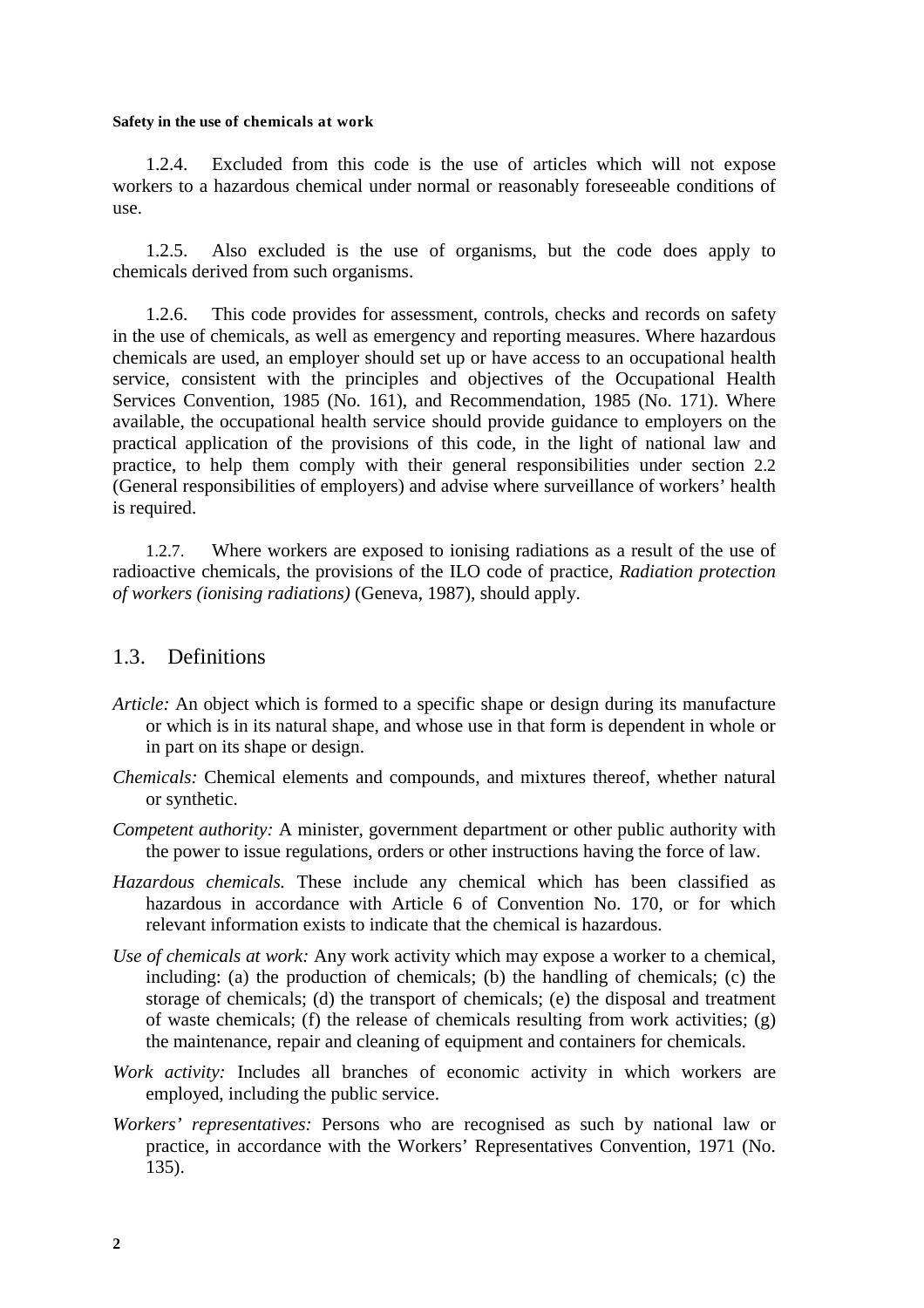1.2.4. Excluded from this code is the use of articles which will not expose workers to a hazardous chemical under normal or reasonably foreseeable conditions of use.

1.2.5. Also excluded is the use of organisms, but the code does apply to chemicals derived from such organisms.

1.2.6. This code provides for assessment, controls, checks and records on safety in the use of chemicals, as well as emergency and reporting measures. Where hazardous chemicals are used, an employer should set up or have access to an occupational health service, consistent with the principles and objectives of the Occupational Health Services Convention, 1985 (No. 161), and Recommendation, 1985 (No. 171). Where available, the occupational health service should provide guidance to employers on the practical application of the provisions of this code, in the light of national law and practice, to help them comply with their general responsibilities under section 2.2 (General responsibilities of employers) and advise where surveillance of workers' health is required.

1.2.7. Where workers are exposed to ionising radiations as a result of the use of radioactive chemicals, the provisions of the ILO code of practice, *Radiation protection of workers (ionising radiations)* (Geneva, 1987), should apply.

## 1.3. Definitions

*Article:* An object which is formed to a specific shape or design during its manufacture or which is in its natural shape, and whose use in that form is dependent in whole or in part on its shape or design.

*Chemicals:* Chemical elements and compounds, and mixtures thereof, whether natural or synthetic.

*Competent authority:* A minister, government department or other public authority with the power to issue regulations, orders or other instructions having the force of law.

*Hazardous chemicals.* These include any chemical which has been classified as hazardous in accordance with Article 6 of Convention No. 170, or for which relevant information exists to indicate that the chemical is hazardous.

*Use of chemicals at work:* Any work activity which may expose a worker to a chemical, including: (a) the production of chemicals; (b) the handling of chemicals; (c) the storage of chemicals; (d) the transport of chemicals; (e) the disposal and treatment of waste chemicals; (f) the release of chemicals resulting from work activities; (g) the maintenance, repair and cleaning of equipment and containers for chemicals.

*Work activity:* Includes all branches of economic activity in which workers are employed, including the public service.

*Workers' representatives:* Persons who are recognised as such by national law or practice, in accordance with the Workers' Representatives Convention, 1971 (No. 135).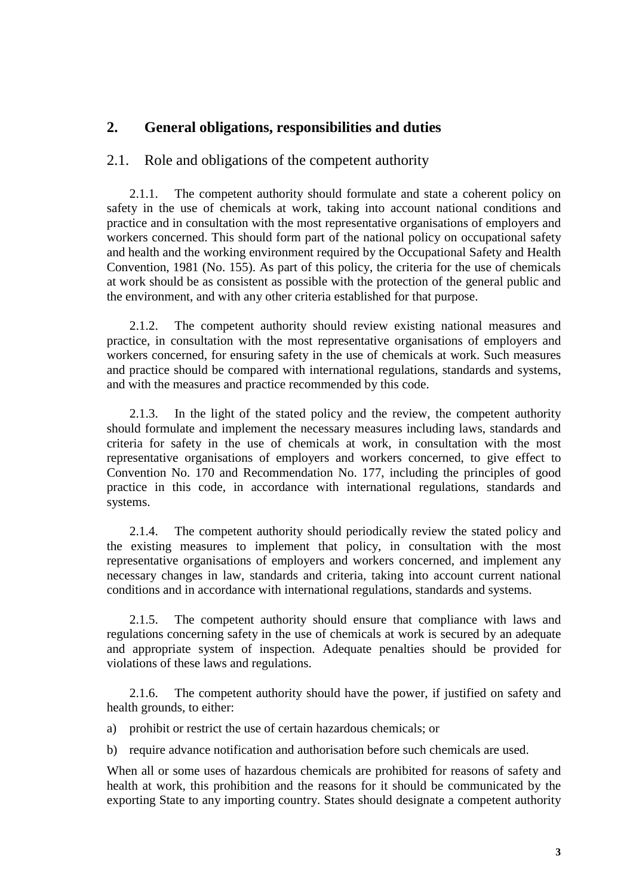## 2. General obligations, responsibilities and duties

### 2.1. Role and obligations of the competent authority

2.1.1. The competent authority should formulate and state a coherent policy on safety in the use of chemicals at work, taking into account national conditions and practice and in consultation with the most representative organisations of employers and workers concerned. This should form part of the national policy on occupational safety and health and the working environment required by the Occupational Safety and Health Convention, 1981 (No. 155). As part of this policy, the criteria for the use of chemicals at work should be as consistent as possible with the protection of the general public and the environment, and with any other criteria established for that purpose.

2.1.2. The competent authority should review existing national measures and practice, in consultation with the most representative organisations of employers and workers concerned, for ensuring safety in the use of chemicals at work. Such measures and practice should be compared with international regulations, standards and systems, and with the measures and practice recommended by this code.

2.1.3. In the light of the stated policy and the review, the competent authority should formulate and implement the necessary measures including laws, standards and criteria for safety in the use of chemicals at work, in consultation with the most representative organisations of employers and workers concerned, to give effect to Convention No. 170 and Recommendation No. 177, including the principles of good practice in this code, in accordance with international regulations, standards and systems.

2.1.4. The competent authority should periodically review the stated policy and the existing measures to implement that policy, in consultation with the most representative organisations of employers and workers concerned, and implement any necessary changes in law, standards and criteria, taking into account current national conditions and in accordance with international regulations, standards and systems.

2.1.5. The competent authority should ensure that compliance with laws and regulations concerning safety in the use of chemicals at work is secured by an adequate and appropriate system of inspection. Adequate penalties should be provided for violations of these laws and regulations.

2.1.6. The competent authority should have the power, if justified on safety and health grounds, to either:

a) prohibit or restrict the use of certain hazardous chemicals; or

b) require advance notification and authorisation before such chemicals are used.

When all or some uses of hazardous chemicals are prohibited for reasons of safety and health at work, this prohibition and the reasons for it should be communicated by the exporting State to any importing country. States should designate a competent authority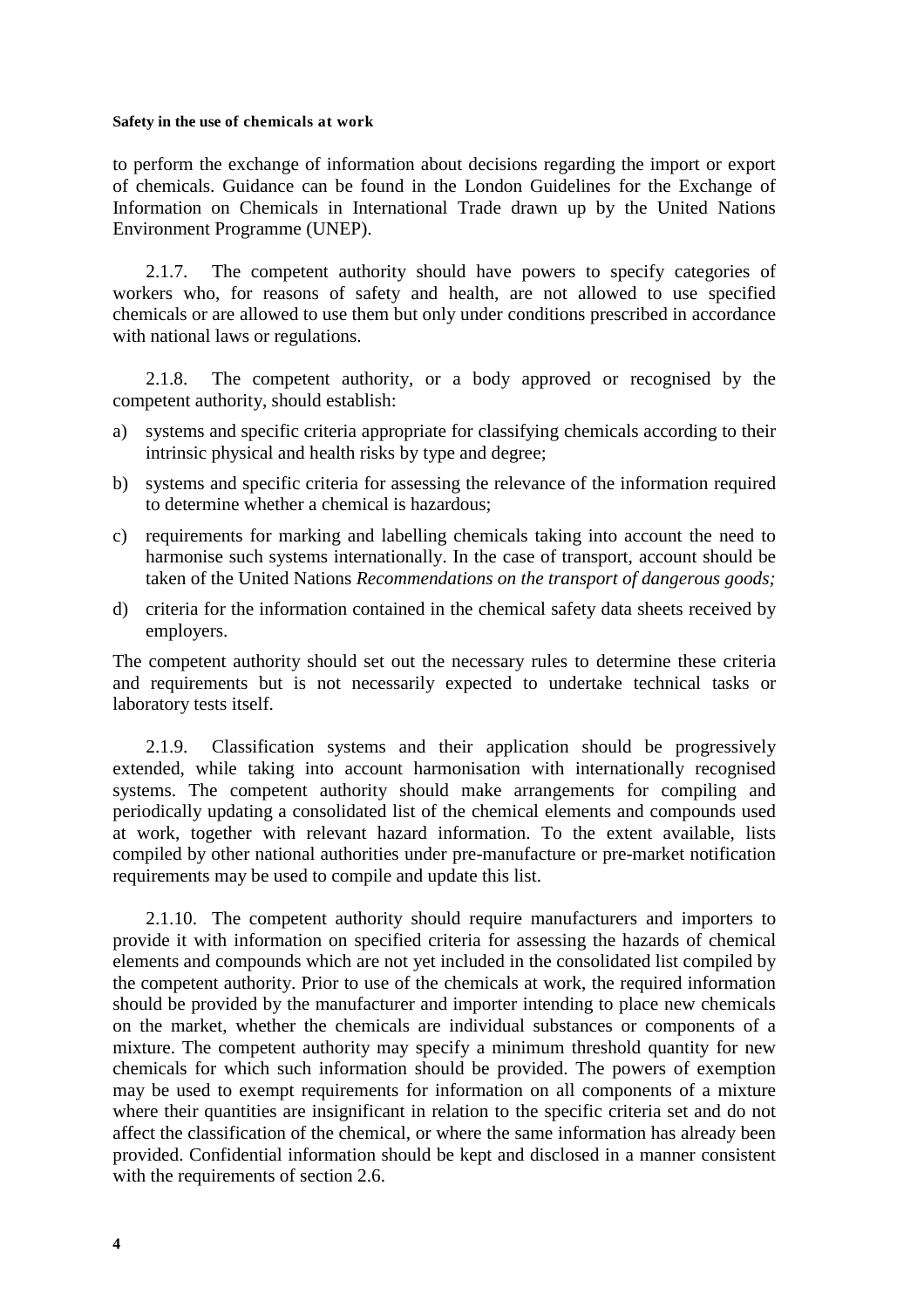to perform the exchange of information about decisions regarding the import or export of chemicals. Guidance can be found in the London Guidelines for the Exchange of Information on Chemicals in International Trade drawn up by the United Nations Environment Programme (UNEP).

2.1.7. The competent authority should have powers to specify categories of workers who, for reasons of safety and health, are not allowed to use specified chemicals or are allowed to use them but only under conditions prescribed in accordance with national laws or regulations.

2.1.8. The competent authority, or a body approved or recognised by the competent authority, should establish:

a) systems and specific criteria appropriate for classifying chemicals according to their intrinsic physical and health risks by type and degree;
b) systems and specific criteria for assessing the relevance of the information required to determine whether a chemical is hazardous;
c) requirements for marking and labelling chemicals taking into account the need to harmonise such systems internationally. In the case of transport, account should be taken of the United Nations *Recommendations on the transport of dangerous goods;*
d) criteria for the information contained in the chemical safety data sheets received by employers.

The competent authority should set out the necessary rules to determine these criteria and requirements but is not necessarily expected to undertake technical tasks or laboratory tests itself.

2.1.9. Classification systems and their application should be progressively extended, while taking into account harmonisation with internationally recognised systems. The competent authority should make arrangements for compiling and periodically updating a consolidated list of the chemical elements and compounds used at work, together with relevant hazard information. To the extent available, lists compiled by other national authorities under pre-manufacture or pre-market notification requirements may be used to compile and update this list.

2.1.10. The competent authority should require manufacturers and importers to provide it with information on specified criteria for assessing the hazards of chemical elements and compounds which are not yet included in the consolidated list compiled by the competent authority. Prior to use of the chemicals at work, the required information should be provided by the manufacturer and importer intending to place new chemicals on the market, whether the chemicals are individual substances or components of a mixture. The competent authority may specify a minimum threshold quantity for new chemicals for which such information should be provided. The powers of exemption may be used to exempt requirements for information on all components of a mixture where their quantities are insignificant in relation to the specific criteria set and do not affect the classification of the chemical, or where the same information has already been provided. Confidential information should be kept and disclosed in a manner consistent with the requirements of section 2.6.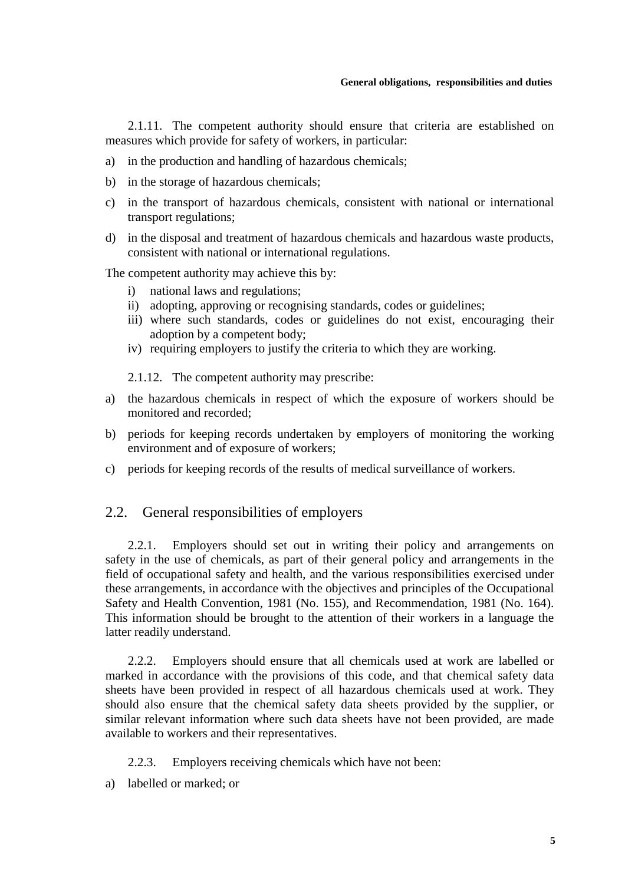2.1.11. The competent authority should ensure that criteria are established on measures which provide for safety of workers, in particular:

a) in the production and handling of hazardous chemicals;

b) in the storage of hazardous chemicals;

c) in the transport of hazardous chemicals, consistent with national or international transport regulations;

d) in the disposal and treatment of hazardous chemicals and hazardous waste products, consistent with national or international regulations.

The competent authority may achieve this by:

i) national laws and regulations;
ii) adopting, approving or recognising standards, codes or guidelines;
iii) where such standards, codes or guidelines do not exist, encouraging their adoption by a competent body;
iv) requiring employers to justify the criteria to which they are working.

2.1.12. The competent authority may prescribe:

a) the hazardous chemicals in respect of which the exposure of workers should be monitored and recorded;

b) periods for keeping records undertaken by employers of monitoring the working environment and of exposure of workers;

c) periods for keeping records of the results of medical surveillance of workers.

## 2.2. General responsibilities of employers

2.2.1. Employers should set out in writing their policy and arrangements on safety in the use of chemicals, as part of their general policy and arrangements in the field of occupational safety and health, and the various responsibilities exercised under these arrangements, in accordance with the objectives and principles of the Occupational Safety and Health Convention, 1981 (No. 155), and Recommendation, 1981 (No. 164). This information should be brought to the attention of their workers in a language the latter readily understand.

2.2.2. Employers should ensure that all chemicals used at work are labelled or marked in accordance with the provisions of this code, and that chemical safety data sheets have been provided in respect of all hazardous chemicals used at work. They should also ensure that the chemical safety data sheets provided by the supplier, or similar relevant information where such data sheets have not been provided, are made available to workers and their representatives.

2.2.3. Employers receiving chemicals which have not been:

a) labelled or marked; or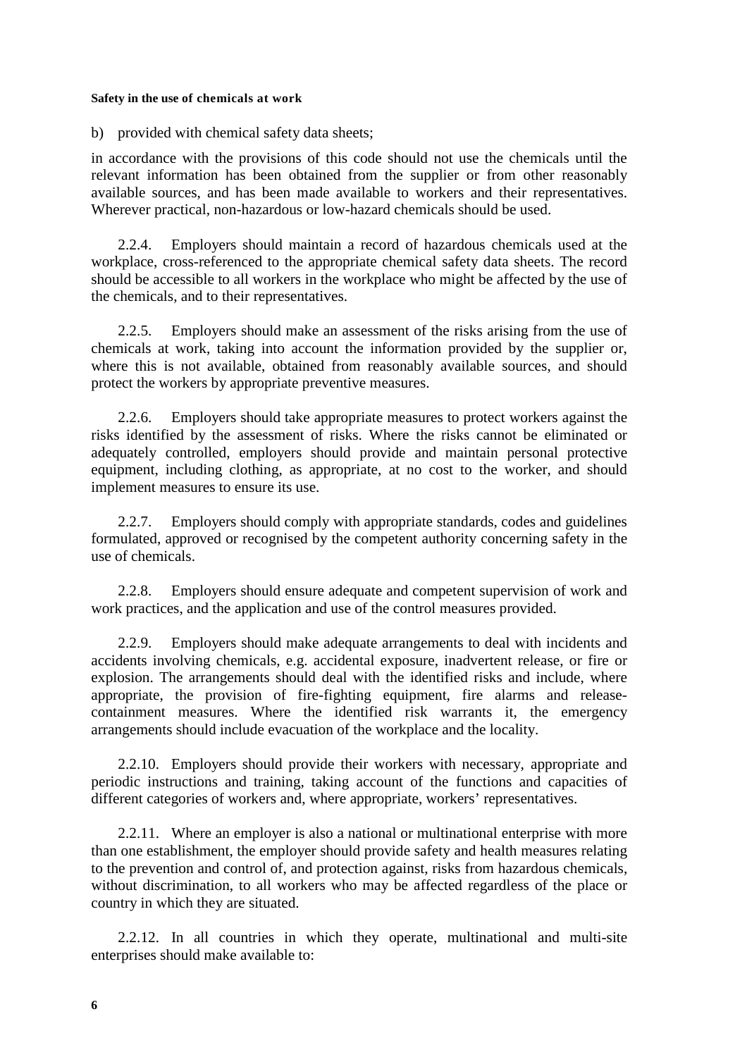b) provided with chemical safety data sheets;

in accordance with the provisions of this code should not use the chemicals until the relevant information has been obtained from the supplier or from other reasonably available sources, and has been made available to workers and their representatives. Wherever practical, non-hazardous or low-hazard chemicals should be used.

2.2.4. Employers should maintain a record of hazardous chemicals used at the workplace, cross-referenced to the appropriate chemical safety data sheets. The record should be accessible to all workers in the workplace who might be affected by the use of the chemicals, and to their representatives.

2.2.5. Employers should make an assessment of the risks arising from the use of chemicals at work, taking into account the information provided by the supplier or, where this is not available, obtained from reasonably available sources, and should protect the workers by appropriate preventive measures.

2.2.6. Employers should take appropriate measures to protect workers against the risks identified by the assessment of risks. Where the risks cannot be eliminated or adequately controlled, employers should provide and maintain personal protective equipment, including clothing, as appropriate, at no cost to the worker, and should implement measures to ensure its use.

2.2.7. Employers should comply with appropriate standards, codes and guidelines formulated, approved or recognised by the competent authority concerning safety in the use of chemicals.

2.2.8. Employers should ensure adequate and competent supervision of work and work practices, and the application and use of the control measures provided.

2.2.9. Employers should make adequate arrangements to deal with incidents and accidents involving chemicals, e.g. accidental exposure, inadvertent release, or fire or explosion. The arrangements should deal with the identified risks and include, where appropriate, the provision of fire-fighting equipment, fire alarms and release-containment measures. Where the identified risk warrants it, the emergency arrangements should include evacuation of the workplace and the locality.

2.2.10. Employers should provide their workers with necessary, appropriate and periodic instructions and training, taking account of the functions and capacities of different categories of workers and, where appropriate, workers' representatives.

2.2.11. Where an employer is also a national or multinational enterprise with more than one establishment, the employer should provide safety and health measures relating to the prevention and control of, and protection against, risks from hazardous chemicals, without discrimination, to all workers who may be affected regardless of the place or country in which they are situated.

2.2.12. In all countries in which they operate, multinational and multi-site enterprises should make available to: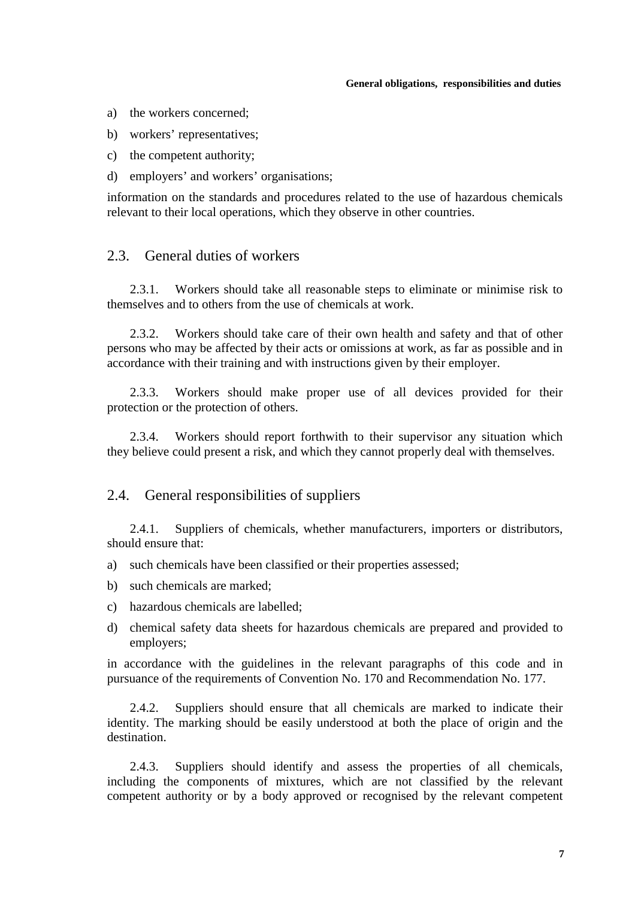a) the workers concerned;
b) workers' representatives;
c) the competent authority;
d) employers' and workers' organisations;

information on the standards and procedures related to the use of hazardous chemicals relevant to their local operations, which they observe in other countries.

## 2.3. General duties of workers

2.3.1. Workers should take all reasonable steps to eliminate or minimise risk to themselves and to others from the use of chemicals at work.

2.3.2. Workers should take care of their own health and safety and that of other persons who may be affected by their acts or omissions at work, as far as possible and in accordance with their training and with instructions given by their employer.

2.3.3. Workers should make proper use of all devices provided for their protection or the protection of others.

2.3.4. Workers should report forthwith to their supervisor any situation which they believe could present a risk, and which they cannot properly deal with themselves.

## 2.4. General responsibilities of suppliers

2.4.1. Suppliers of chemicals, whether manufacturers, importers or distributors, should ensure that:

a) such chemicals have been classified or their properties assessed;
b) such chemicals are marked;
c) hazardous chemicals are labelled;
d) chemical safety data sheets for hazardous chemicals are prepared and provided to employers;

in accordance with the guidelines in the relevant paragraphs of this code and in pursuance of the requirements of Convention No. 170 and Recommendation No. 177.

2.4.2. Suppliers should ensure that all chemicals are marked to indicate their identity. The marking should be easily understood at both the place of origin and the destination.

2.4.3. Suppliers should identify and assess the properties of all chemicals, including the components of mixtures, which are not classified by the relevant competent authority or by a body approved or recognised by the relevant competent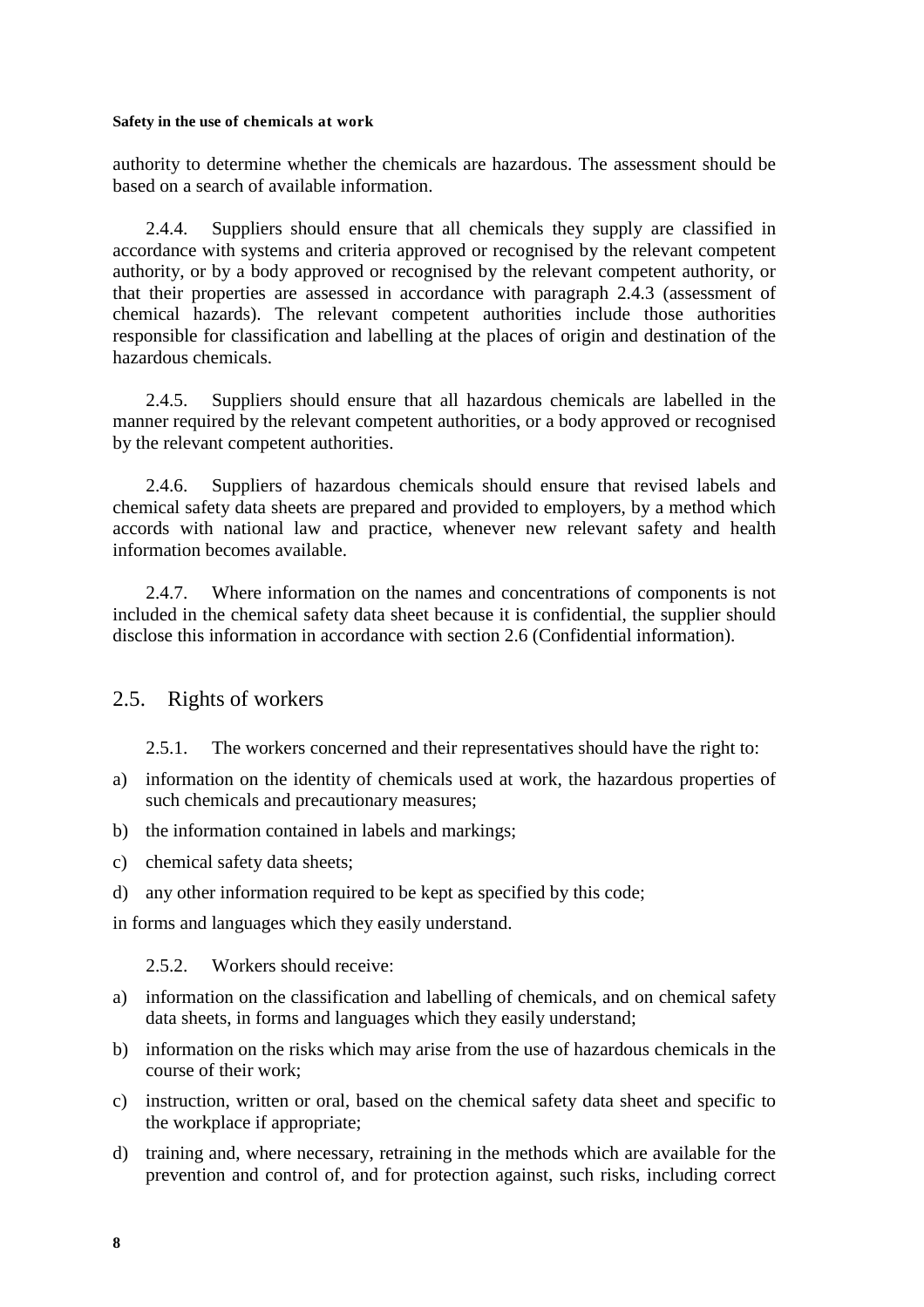authority to determine whether the chemicals are hazardous. The assessment should be based on a search of available information.

2.4.4. Suppliers should ensure that all chemicals they supply are classified in accordance with systems and criteria approved or recognised by the relevant competent authority, or by a body approved or recognised by the relevant competent authority, or that their properties are assessed in accordance with paragraph 2.4.3 (assessment of chemical hazards). The relevant competent authorities include those authorities responsible for classification and labelling at the places of origin and destination of the hazardous chemicals.

2.4.5. Suppliers should ensure that all hazardous chemicals are labelled in the manner required by the relevant competent authorities, or a body approved or recognised by the relevant competent authorities.

2.4.6. Suppliers of hazardous chemicals should ensure that revised labels and chemical safety data sheets are prepared and provided to employers, by a method which accords with national law and practice, whenever new relevant safety and health information becomes available.

2.4.7. Where information on the names and concentrations of components is not included in the chemical safety data sheet because it is confidential, the supplier should disclose this information in accordance with section 2.6 (Confidential information).

## 2.5. Rights of workers

2.5.1. The workers concerned and their representatives should have the right to:

a) information on the identity of chemicals used at work, the hazardous properties of such chemicals and precautionary measures;

b) the information contained in labels and markings;

c) chemical safety data sheets;

d) any other information required to be kept as specified by this code;

in forms and languages which they easily understand.

2.5.2. Workers should receive:

a) information on the classification and labelling of chemicals, and on chemical safety data sheets, in forms and languages which they easily understand;

b) information on the risks which may arise from the use of hazardous chemicals in the course of their work;

c) instruction, written or oral, based on the chemical safety data sheet and specific to the workplace if appropriate;

d) training and, where necessary, retraining in the methods which are available for the prevention and control of, and for protection against, such risks, including correct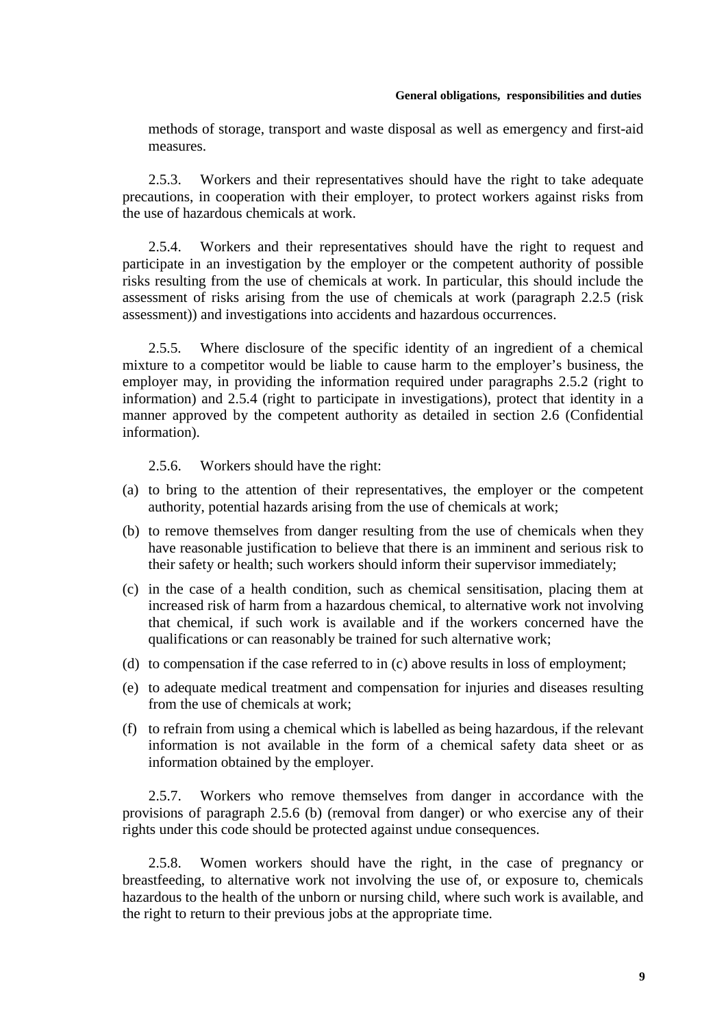methods of storage, transport and waste disposal as well as emergency and first-aid measures.

2.5.3. Workers and their representatives should have the right to take adequate precautions, in cooperation with their employer, to protect workers against risks from the use of hazardous chemicals at work.

2.5.4. Workers and their representatives should have the right to request and participate in an investigation by the employer or the competent authority of possible risks resulting from the use of chemicals at work. In particular, this should include the assessment of risks arising from the use of chemicals at work (paragraph 2.2.5 (risk assessment)) and investigations into accidents and hazardous occurrences.

2.5.5. Where disclosure of the specific identity of an ingredient of a chemical mixture to a competitor would be liable to cause harm to the employer's business, the employer may, in providing the information required under paragraphs 2.5.2 (right to information) and 2.5.4 (right to participate in investigations), protect that identity in a manner approved by the competent authority as detailed in section 2.6 (Confidential information).

2.5.6. Workers should have the right:

(a) to bring to the attention of their representatives, the employer or the competent authority, potential hazards arising from the use of chemicals at work;

(b) to remove themselves from danger resulting from the use of chemicals when they have reasonable justification to believe that there is an imminent and serious risk to their safety or health; such workers should inform their supervisor immediately;

(c) in the case of a health condition, such as chemical sensitisation, placing them at increased risk of harm from a hazardous chemical, to alternative work not involving that chemical, if such work is available and if the workers concerned have the qualifications or can reasonably be trained for such alternative work;

(d) to compensation if the case referred to in (c) above results in loss of employment;

(e) to adequate medical treatment and compensation for injuries and diseases resulting from the use of chemicals at work;

(f) to refrain from using a chemical which is labelled as being hazardous, if the relevant information is not available in the form of a chemical safety data sheet or as information obtained by the employer.

2.5.7. Workers who remove themselves from danger in accordance with the provisions of paragraph 2.5.6 (b) (removal from danger) or who exercise any of their rights under this code should be protected against undue consequences.

2.5.8. Women workers should have the right, in the case of pregnancy or breastfeeding, to alternative work not involving the use of, or exposure to, chemicals hazardous to the health of the unborn or nursing child, where such work is available, and the right to return to their previous jobs at the appropriate time.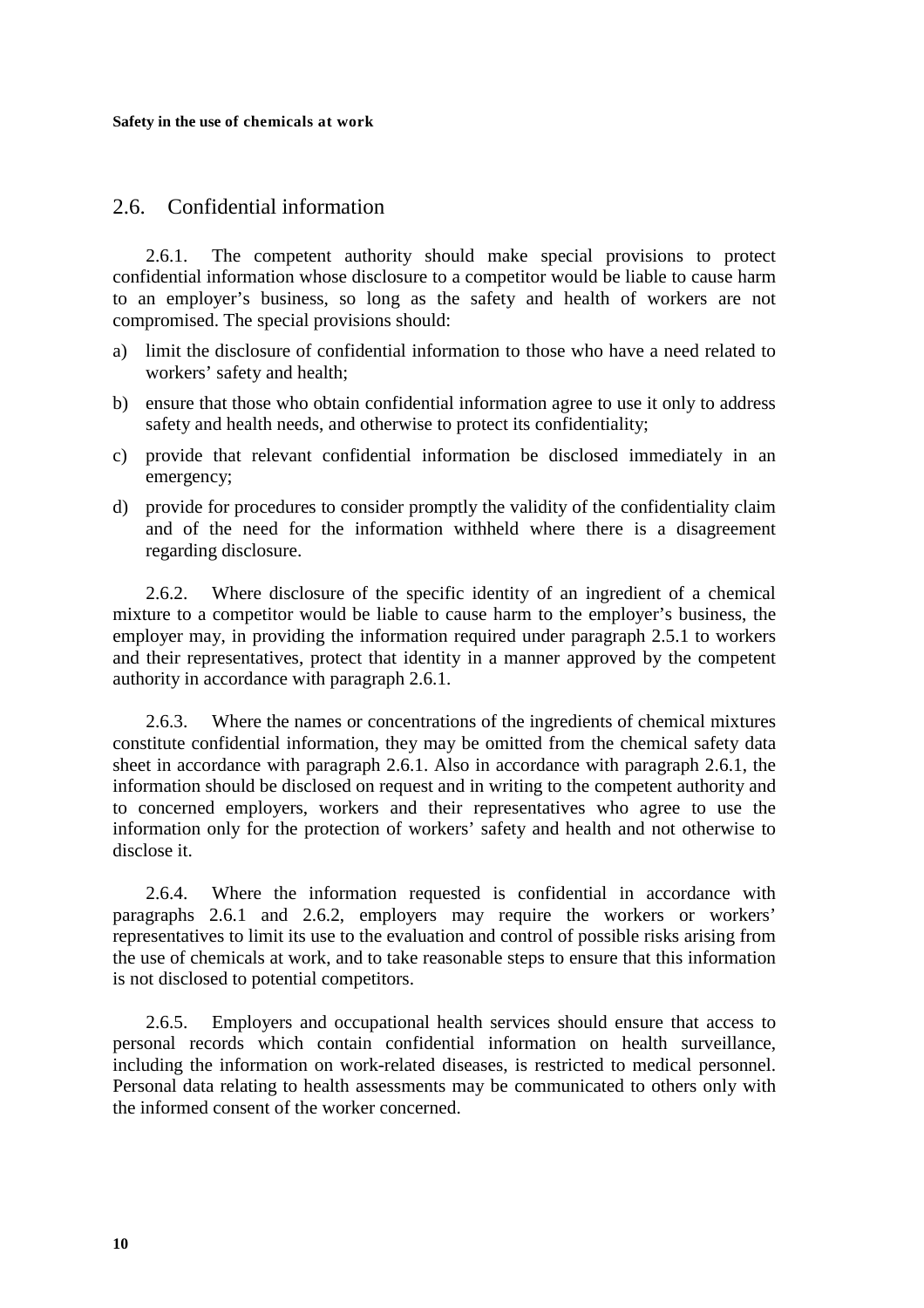## 2.6. Confidential information

2.6.1. The competent authority should make special provisions to protect confidential information whose disclosure to a competitor would be liable to cause harm to an employer's business, so long as the safety and health of workers are not compromised. The special provisions should:

a) limit the disclosure of confidential information to those who have a need related to workers' safety and health;

b) ensure that those who obtain confidential information agree to use it only to address safety and health needs, and otherwise to protect its confidentiality;

c) provide that relevant confidential information be disclosed immediately in an emergency;

d) provide for procedures to consider promptly the validity of the confidentiality claim and of the need for the information withheld where there is a disagreement regarding disclosure.

2.6.2. Where disclosure of the specific identity of an ingredient of a chemical mixture to a competitor would be liable to cause harm to the employer's business, the employer may, in providing the information required under paragraph 2.5.1 to workers and their representatives, protect that identity in a manner approved by the competent authority in accordance with paragraph 2.6.1.

2.6.3. Where the names or concentrations of the ingredients of chemical mixtures constitute confidential information, they may be omitted from the chemical safety data sheet in accordance with paragraph 2.6.1. Also in accordance with paragraph 2.6.1, the information should be disclosed on request and in writing to the competent authority and to concerned employers, workers and their representatives who agree to use the information only for the protection of workers' safety and health and not otherwise to disclose it.

2.6.4. Where the information requested is confidential in accordance with paragraphs 2.6.1 and 2.6.2, employers may require the workers or workers' representatives to limit its use to the evaluation and control of possible risks arising from the use of chemicals at work, and to take reasonable steps to ensure that this information is not disclosed to potential competitors.

2.6.5. Employers and occupational health services should ensure that access to personal records which contain confidential information on health surveillance, including the information on work-related diseases, is restricted to medical personnel. Personal data relating to health assessments may be communicated to others only with the informed consent of the worker concerned.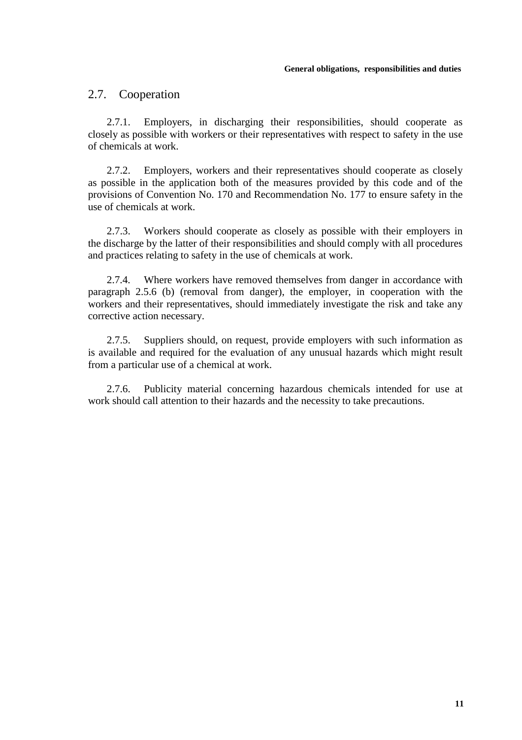## 2.7. Cooperation

2.7.1. Employers, in discharging their responsibilities, should cooperate as closely as possible with workers or their representatives with respect to safety in the use of chemicals at work.

2.7.2. Employers, workers and their representatives should cooperate as closely as possible in the application both of the measures provided by this code and of the provisions of Convention No. 170 and Recommendation No. 177 to ensure safety in the use of chemicals at work.

2.7.3. Workers should cooperate as closely as possible with their employers in the discharge by the latter of their responsibilities and should comply with all procedures and practices relating to safety in the use of chemicals at work.

2.7.4. Where workers have removed themselves from danger in accordance with paragraph 2.5.6 (b) (removal from danger), the employer, in cooperation with the workers and their representatives, should immediately investigate the risk and take any corrective action necessary.

2.7.5. Suppliers should, on request, provide employers with such information as is available and required for the evaluation of any unusual hazards which might result from a particular use of a chemical at work.

2.7.6. Publicity material concerning hazardous chemicals intended for use at work should call attention to their hazards and the necessity to take precautions.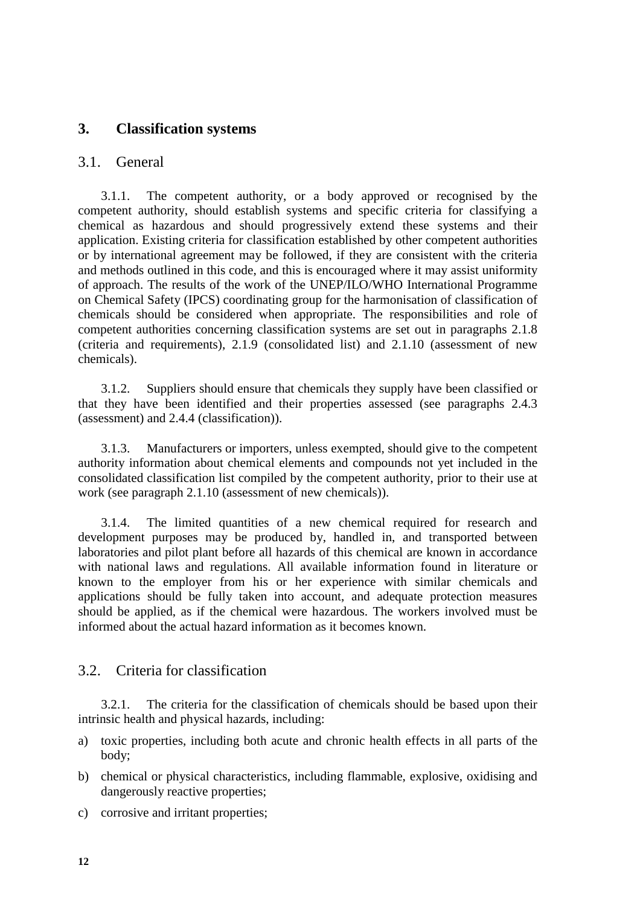# 3. Classification systems

## 3.1. General

3.1.1. The competent authority, or a body approved or recognised by the competent authority, should establish systems and specific criteria for classifying a chemical as hazardous and should progressively extend these systems and their application. Existing criteria for classification established by other competent authorities or by international agreement may be followed, if they are consistent with the criteria and methods outlined in this code, and this is encouraged where it may assist uniformity of approach. The results of the work of the UNEP/ILO/WHO International Programme on Chemical Safety (IPCS) coordinating group for the harmonisation of classification of chemicals should be considered when appropriate. The responsibilities and role of competent authorities concerning classification systems are set out in paragraphs 2.1.8 (criteria and requirements), 2.1.9 (consolidated list) and 2.1.10 (assessment of new chemicals).

3.1.2. Suppliers should ensure that chemicals they supply have been classified or that they have been identified and their properties assessed (see paragraphs 2.4.3 (assessment) and 2.4.4 (classification)).

3.1.3. Manufacturers or importers, unless exempted, should give to the competent authority information about chemical elements and compounds not yet included in the consolidated classification list compiled by the competent authority, prior to their use at work (see paragraph 2.1.10 (assessment of new chemicals)).

3.1.4. The limited quantities of a new chemical required for research and development purposes may be produced by, handled in, and transported between laboratories and pilot plant before all hazards of this chemical are known in accordance with national laws and regulations. All available information found in literature or known to the employer from his or her experience with similar chemicals and applications should be fully taken into account, and adequate protection measures should be applied, as if the chemical were hazardous. The workers involved must be informed about the actual hazard information as it becomes known.

## 3.2. Criteria for classification

3.2.1. The criteria for the classification of chemicals should be based upon their intrinsic health and physical hazards, including:

a) toxic properties, including both acute and chronic health effects in all parts of the body;
b) chemical or physical characteristics, including flammable, explosive, oxidising and dangerously reactive properties;
c) corrosive and irritant properties;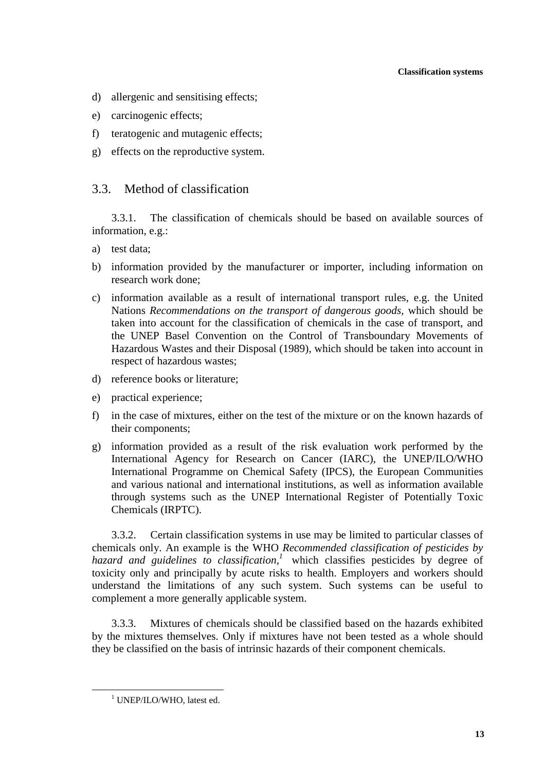d) allergenic and sensitising effects;

e) carcinogenic effects;

f) teratogenic and mutagenic effects;

g) effects on the reproductive system.

## 3.3. Method of classification

3.3.1. The classification of chemicals should be based on available sources of information, e.g.:

a) test data;

b) information provided by the manufacturer or importer, including information on research work done;

c) information available as a result of international transport rules, e.g. the United Nations *Recommendations on the transport of dangerous goods*, which should be taken into account for the classification of chemicals in the case of transport, and the UNEP Basel Convention on the Control of Transboundary Movements of Hazardous Wastes and their Disposal (1989), which should be taken into account in respect of hazardous wastes;

d) reference books or literature;

e) practical experience;

f) in the case of mixtures, either on the test of the mixture or on the known hazards of their components;

g) information provided as a result of the risk evaluation work performed by the International Agency for Research on Cancer (IARC), the UNEP/ILO/WHO International Programme on Chemical Safety (IPCS), the European Communities and various national and international institutions, as well as information available through systems such as the UNEP International Register of Potentially Toxic Chemicals (IRPTC).

3.3.2. Certain classification systems in use may be limited to particular classes of chemicals only. An example is the WHO *Recommended classification of pesticides by hazard and guidelines to classification,*[1] which classifies pesticides by degree of toxicity only and principally by acute risks to health. Employers and workers should understand the limitations of any such system. Such systems can be useful to complement a more generally applicable system.

3.3.3. Mixtures of chemicals should be classified based on the hazards exhibited by the mixtures themselves. Only if mixtures have not been tested as a whole should they be classified on the basis of intrinsic hazards of their component chemicals.

[1] UNEP/ILO/WHO, latest ed.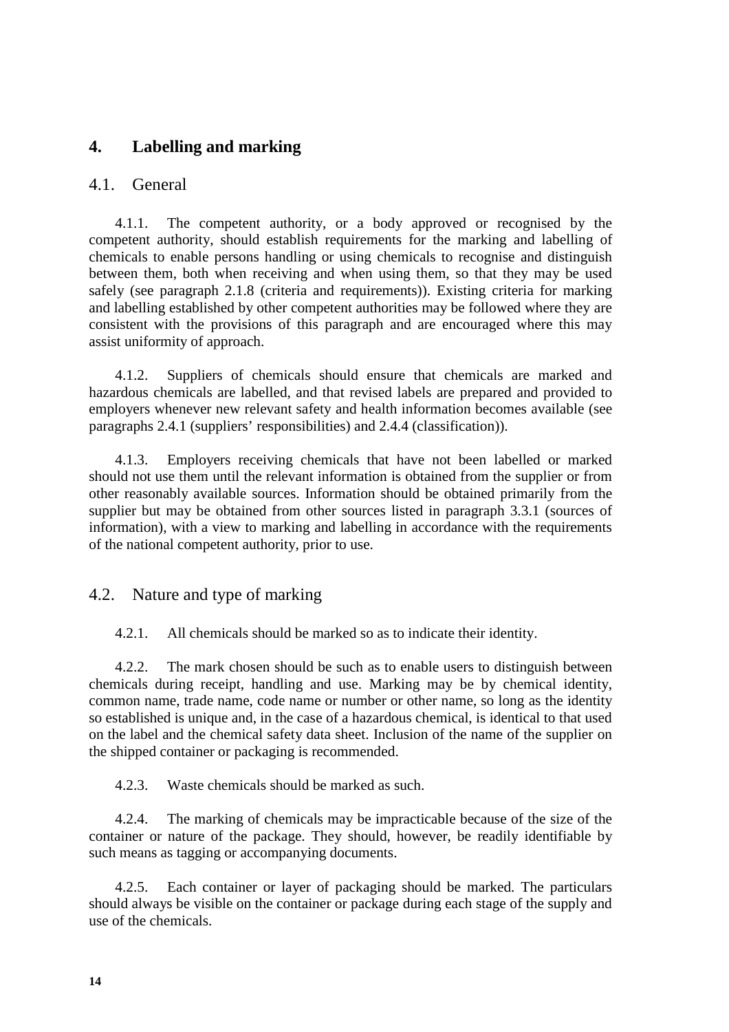# 4. Labelling and marking

## 4.1. General

4.1.1. The competent authority, or a body approved or recognised by the competent authority, should establish requirements for the marking and labelling of chemicals to enable persons handling or using chemicals to recognise and distinguish between them, both when receiving and when using them, so that they may be used safely (see paragraph 2.1.8 (criteria and requirements)). Existing criteria for marking and labelling established by other competent authorities may be followed where they are consistent with the provisions of this paragraph and are encouraged where this may assist uniformity of approach.

4.1.2. Suppliers of chemicals should ensure that chemicals are marked and hazardous chemicals are labelled, and that revised labels are prepared and provided to employers whenever new relevant safety and health information becomes available (see paragraphs 2.4.1 (suppliers' responsibilities) and 2.4.4 (classification)).

4.1.3. Employers receiving chemicals that have not been labelled or marked should not use them until the relevant information is obtained from the supplier or from other reasonably available sources. Information should be obtained primarily from the supplier but may be obtained from other sources listed in paragraph 3.3.1 (sources of information), with a view to marking and labelling in accordance with the requirements of the national competent authority, prior to use.

## 4.2. Nature and type of marking

4.2.1. All chemicals should be marked so as to indicate their identity.

4.2.2. The mark chosen should be such as to enable users to distinguish between chemicals during receipt, handling and use. Marking may be by chemical identity, common name, trade name, code name or number or other name, so long as the identity so established is unique and, in the case of a hazardous chemical, is identical to that used on the label and the chemical safety data sheet. Inclusion of the name of the supplier on the shipped container or packaging is recommended.

4.2.3. Waste chemicals should be marked as such.

4.2.4. The marking of chemicals may be impracticable because of the size of the container or nature of the package. They should, however, be readily identifiable by such means as tagging or accompanying documents.

4.2.5. Each container or layer of packaging should be marked. The particulars should always be visible on the container or package during each stage of the supply and use of the chemicals.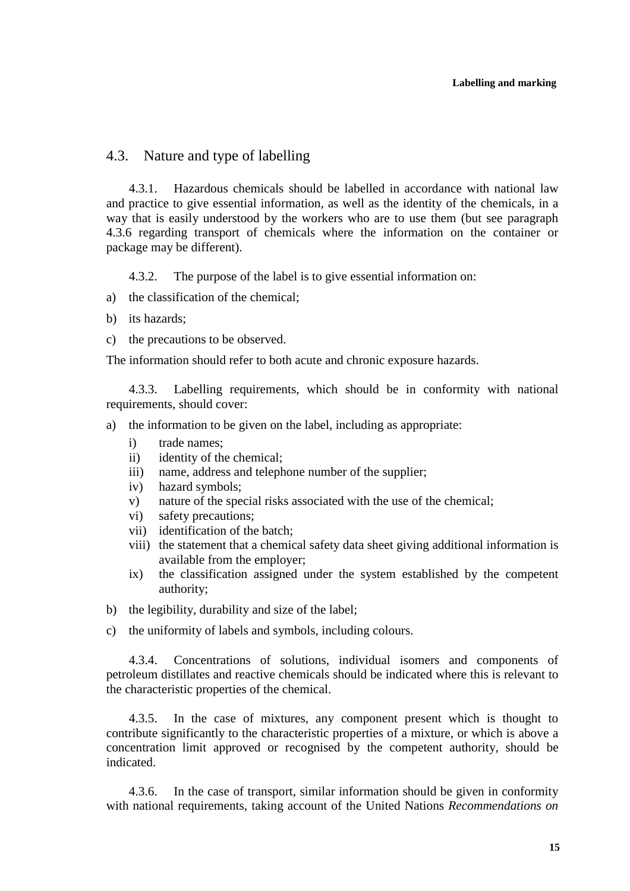## 4.3. Nature and type of labelling

4.3.1. Hazardous chemicals should be labelled in accordance with national law and practice to give essential information, as well as the identity of the chemicals, in a way that is easily understood by the workers who are to use them (but see paragraph 4.3.6 regarding transport of chemicals where the information on the container or package may be different).

4.3.2. The purpose of the label is to give essential information on:

a) the classification of the chemical;

b) its hazards;

c) the precautions to be observed.

The information should refer to both acute and chronic exposure hazards.

4.3.3. Labelling requirements, which should be in conformity with national requirements, should cover:

a) the information to be given on the label, including as appropriate:
   - i) trade names;
   - ii) identity of the chemical;
   - iii) name, address and telephone number of the supplier;
   - iv) hazard symbols;
   - v) nature of the special risks associated with the use of the chemical;
   - vi) safety precautions;
   - vii) identification of the batch;
   - viii) the statement that a chemical safety data sheet giving additional information is available from the employer;
   - ix) the classification assigned under the system established by the competent authority;

b) the legibility, durability and size of the label;

c) the uniformity of labels and symbols, including colours.

4.3.4. Concentrations of solutions, individual isomers and components of petroleum distillates and reactive chemicals should be indicated where this is relevant to the characteristic properties of the chemical.

4.3.5. In the case of mixtures, any component present which is thought to contribute significantly to the characteristic properties of a mixture, or which is above a concentration limit approved or recognised by the competent authority, should be indicated.

4.3.6. In the case of transport, similar information should be given in conformity with national requirements, taking account of the United Nations *Recommendations on*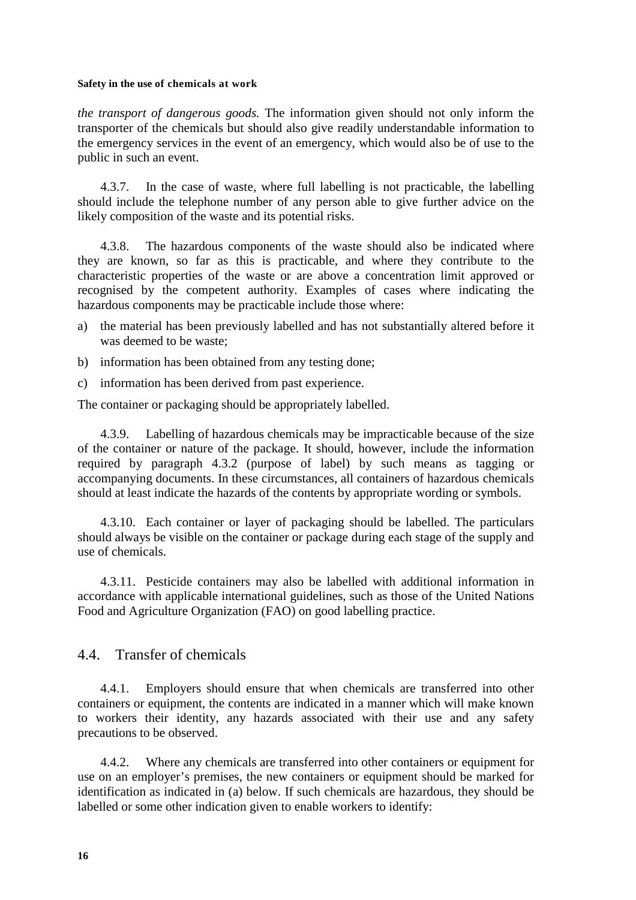*the transport of dangerous goods.* The information given should not only inform the transporter of the chemicals but should also give readily understandable information to the emergency services in the event of an emergency, which would also be of use to the public in such an event.

4.3.7. In the case of waste, where full labelling is not practicable, the labelling should include the telephone number of any person able to give further advice on the likely composition of the waste and its potential risks.

4.3.8. The hazardous components of the waste should also be indicated where they are known, so far as this is practicable, and where they contribute to the characteristic properties of the waste or are above a concentration limit approved or recognised by the competent authority. Examples of cases where indicating the hazardous components may be practicable include those where:

a) the material has been previously labelled and has not substantially altered before it was deemed to be waste;
b) information has been obtained from any testing done;
c) information has been derived from past experience.

The container or packaging should be appropriately labelled.

4.3.9. Labelling of hazardous chemicals may be impracticable because of the size of the container or nature of the package. It should, however, include the information required by paragraph 4.3.2 (purpose of label) by such means as tagging or accompanying documents. In these circumstances, all containers of hazardous chemicals should at least indicate the hazards of the contents by appropriate wording or symbols.

4.3.10. Each container or layer of packaging should be labelled. The particulars should always be visible on the container or package during each stage of the supply and use of chemicals.

4.3.11. Pesticide containers may also be labelled with additional information in accordance with applicable international guidelines, such as those of the United Nations Food and Agriculture Organization (FAO) on good labelling practice.

## 4.4. Transfer of chemicals

4.4.1. Employers should ensure that when chemicals are transferred into other containers or equipment, the contents are indicated in a manner which will make known to workers their identity, any hazards associated with their use and any safety precautions to be observed.

4.4.2. Where any chemicals are transferred into other containers or equipment for use on an employer's premises, the new containers or equipment should be marked for identification as indicated in (a) below. If such chemicals are hazardous, they should be labelled or some other indication given to enable workers to identify: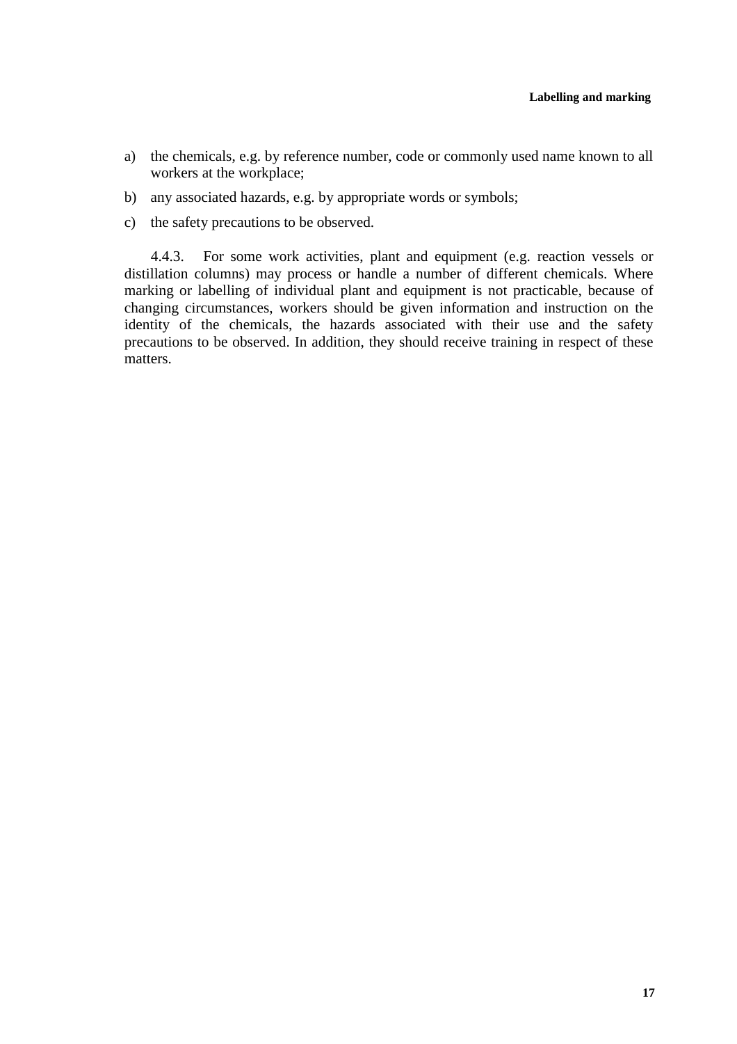a) the chemicals, e.g. by reference number, code or commonly used name known to all workers at the workplace;

b) any associated hazards, e.g. by appropriate words or symbols;

c) the safety precautions to be observed.

4.4.3. For some work activities, plant and equipment (e.g. reaction vessels or distillation columns) may process or handle a number of different chemicals. Where marking or labelling of individual plant and equipment is not practicable, because of changing circumstances, workers should be given information and instruction on the identity of the chemicals, the hazards associated with their use and the safety precautions to be observed. In addition, they should receive training in respect of these matters.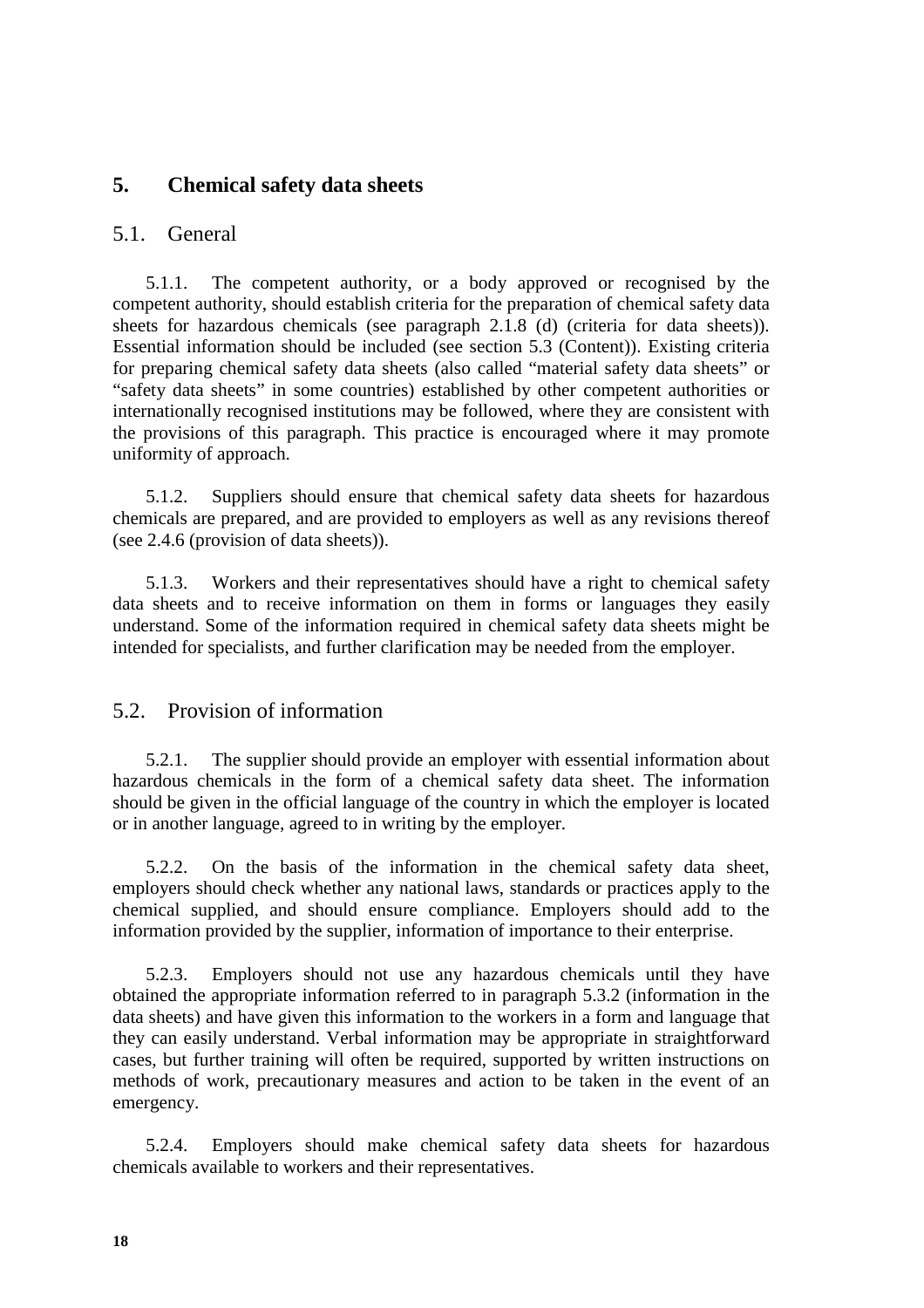## 5. Chemical safety data sheets

### 5.1. General

5.1.1. The competent authority, or a body approved or recognised by the competent authority, should establish criteria for the preparation of chemical safety data sheets for hazardous chemicals (see paragraph 2.1.8 (d) (criteria for data sheets)). Essential information should be included (see section 5.3 (Content)). Existing criteria for preparing chemical safety data sheets (also called "material safety data sheets" or "safety data sheets" in some countries) established by other competent authorities or internationally recognised institutions may be followed, where they are consistent with the provisions of this paragraph. This practice is encouraged where it may promote uniformity of approach.

5.1.2. Suppliers should ensure that chemical safety data sheets for hazardous chemicals are prepared, and are provided to employers as well as any revisions thereof (see 2.4.6 (provision of data sheets)).

5.1.3. Workers and their representatives should have a right to chemical safety data sheets and to receive information on them in forms or languages they easily understand. Some of the information required in chemical safety data sheets might be intended for specialists, and further clarification may be needed from the employer.

### 5.2. Provision of information

5.2.1. The supplier should provide an employer with essential information about hazardous chemicals in the form of a chemical safety data sheet. The information should be given in the official language of the country in which the employer is located or in another language, agreed to in writing by the employer.

5.2.2. On the basis of the information in the chemical safety data sheet, employers should check whether any national laws, standards or practices apply to the chemical supplied, and should ensure compliance. Employers should add to the information provided by the supplier, information of importance to their enterprise.

5.2.3. Employers should not use any hazardous chemicals until they have obtained the appropriate information referred to in paragraph 5.3.2 (information in the data sheets) and have given this information to the workers in a form and language that they can easily understand. Verbal information may be appropriate in straightforward cases, but further training will often be required, supported by written instructions on methods of work, precautionary measures and action to be taken in the event of an emergency.

5.2.4. Employers should make chemical safety data sheets for hazardous chemicals available to workers and their representatives.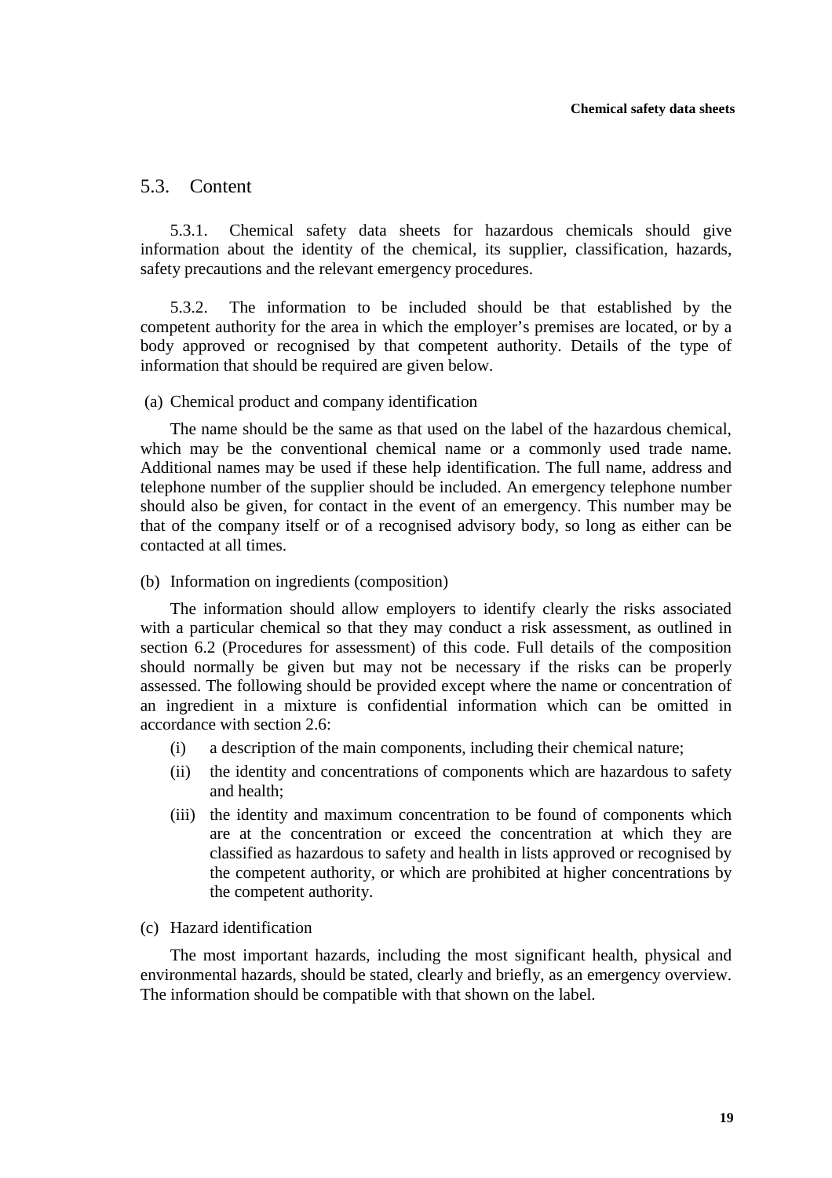## 5.3. Content

5.3.1. Chemical safety data sheets for hazardous chemicals should give information about the identity of the chemical, its supplier, classification, hazards, safety precautions and the relevant emergency procedures.

5.3.2. The information to be included should be that established by the competent authority for the area in which the employer's premises are located, or by a body approved or recognised by that competent authority. Details of the type of information that should be required are given below.

(a) Chemical product and company identification

The name should be the same as that used on the label of the hazardous chemical, which may be the conventional chemical name or a commonly used trade name. Additional names may be used if these help identification. The full name, address and telephone number of the supplier should be included. An emergency telephone number should also be given, for contact in the event of an emergency. This number may be that of the company itself or of a recognised advisory body, so long as either can be contacted at all times.

(b) Information on ingredients (composition)

The information should allow employers to identify clearly the risks associated with a particular chemical so that they may conduct a risk assessment, as outlined in section 6.2 (Procedures for assessment) of this code. Full details of the composition should normally be given but may not be necessary if the risks can be properly assessed. The following should be provided except where the name or concentration of an ingredient in a mixture is confidential information which can be omitted in accordance with section 2.6:

(i) a description of the main components, including their chemical nature;

(ii) the identity and concentrations of components which are hazardous to safety and health;

(iii) the identity and maximum concentration to be found of components which are at the concentration or exceed the concentration at which they are classified as hazardous to safety and health in lists approved or recognised by the competent authority, or which are prohibited at higher concentrations by the competent authority.

(c) Hazard identification

The most important hazards, including the most significant health, physical and environmental hazards, should be stated, clearly and briefly, as an emergency overview. The information should be compatible with that shown on the label.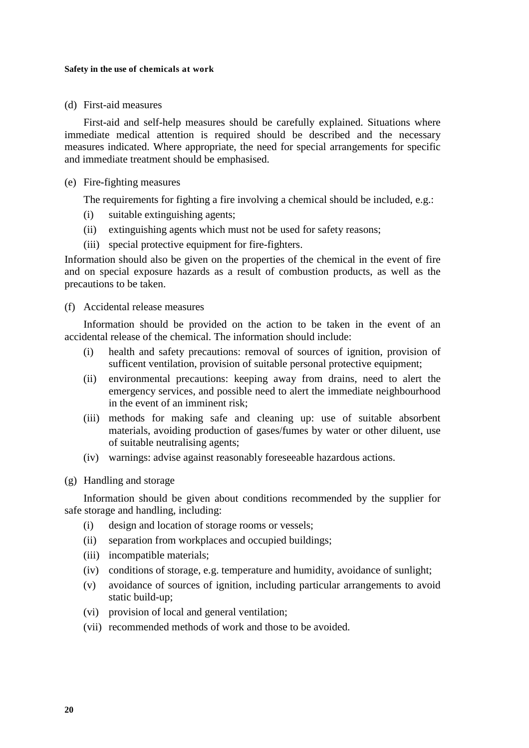(d) First-aid measures

First-aid and self-help measures should be carefully explained. Situations where immediate medical attention is required should be described and the necessary measures indicated. Where appropriate, the need for special arrangements for specific and immediate treatment should be emphasised.

(e) Fire-fighting measures

The requirements for fighting a fire involving a chemical should be included, e.g.:

(i) suitable extinguishing agents;

(ii) extinguishing agents which must not be used for safety reasons;

(iii) special protective equipment for fire-fighters.

Information should also be given on the properties of the chemical in the event of fire and on special exposure hazards as a result of combustion products, as well as the precautions to be taken.

(f) Accidental release measures

Information should be provided on the action to be taken in the event of an accidental release of the chemical. The information should include:

(i) health and safety precautions: removal of sources of ignition, provision of sufficent ventilation, provision of suitable personal protective equipment;

(ii) environmental precautions: keeping away from drains, need to alert the emergency services, and possible need to alert the immediate neighbourhood in the event of an imminent risk;

(iii) methods for making safe and cleaning up: use of suitable absorbent materials, avoiding production of gases/fumes by water or other diluent, use of suitable neutralising agents;

(iv) warnings: advise against reasonably foreseeable hazardous actions.

(g) Handling and storage

Information should be given about conditions recommended by the supplier for safe storage and handling, including:

(i) design and location of storage rooms or vessels;

(ii) separation from workplaces and occupied buildings;

(iii) incompatible materials;

(iv) conditions of storage, e.g. temperature and humidity, avoidance of sunlight;

(v) avoidance of sources of ignition, including particular arrangements to avoid static build-up;

(vi) provision of local and general ventilation;

(vii) recommended methods of work and those to be avoided.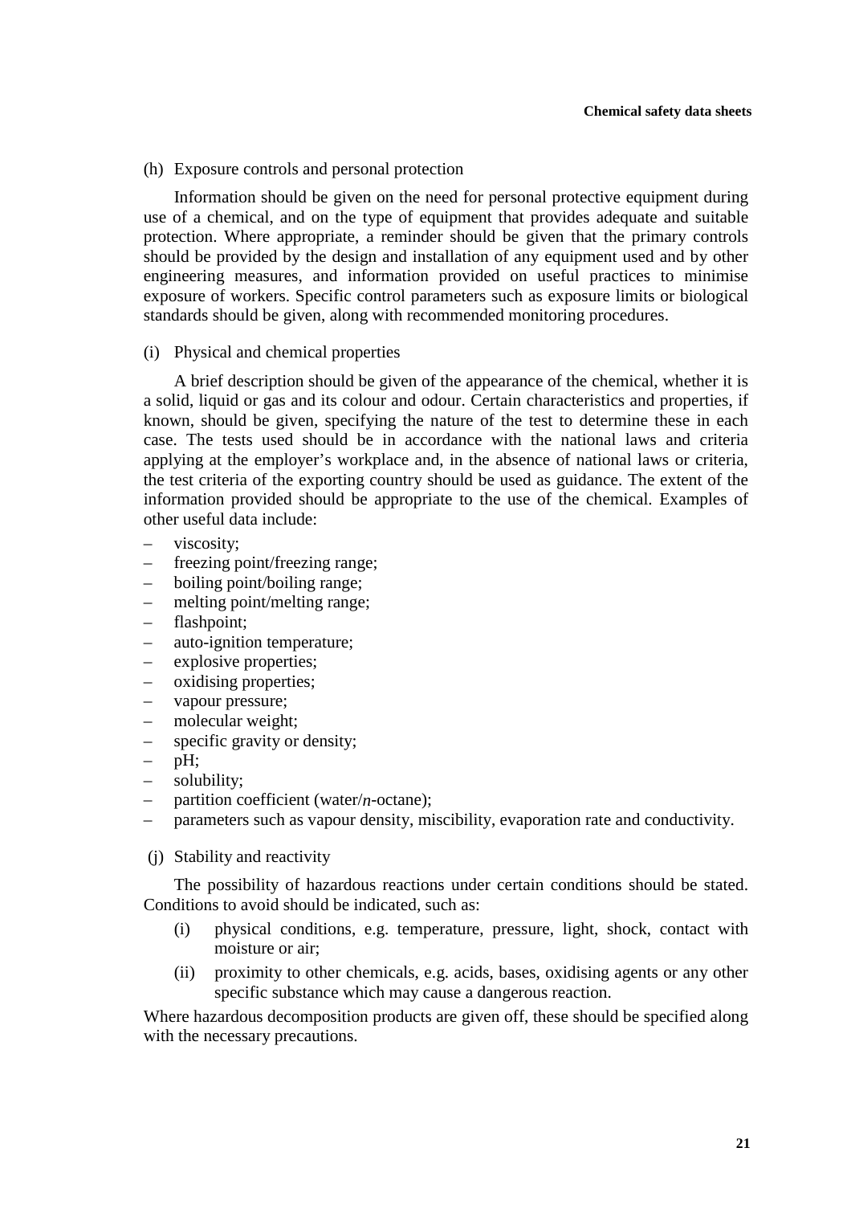(h) Exposure controls and personal protection

Information should be given on the need for personal protective equipment during use of a chemical, and on the type of equipment that provides adequate and suitable protection. Where appropriate, a reminder should be given that the primary controls should be provided by the design and installation of any equipment used and by other engineering measures, and information provided on useful practices to minimise exposure of workers. Specific control parameters such as exposure limits or biological standards should be given, along with recommended monitoring procedures.

(i) Physical and chemical properties

A brief description should be given of the appearance of the chemical, whether it is a solid, liquid or gas and its colour and odour. Certain characteristics and properties, if known, should be given, specifying the nature of the test to determine these in each case. The tests used should be in accordance with the national laws and criteria applying at the employer's workplace and, in the absence of national laws or criteria, the test criteria of the exporting country should be used as guidance. The extent of the information provided should be appropriate to the use of the chemical. Examples of other useful data include:

– viscosity;
– freezing point/freezing range;
– boiling point/boiling range;
– melting point/melting range;
– flashpoint;
– auto-ignition temperature;
– explosive properties;
– oxidising properties;
– vapour pressure;
– molecular weight;
– specific gravity or density;
– pH;
– solubility;
– partition coefficient (water/*n*-octane);
– parameters such as vapour density, miscibility, evaporation rate and conductivity.

(j) Stability and reactivity

The possibility of hazardous reactions under certain conditions should be stated. Conditions to avoid should be indicated, such as:

(i) physical conditions, e.g. temperature, pressure, light, shock, contact with moisture or air;

(ii) proximity to other chemicals, e.g. acids, bases, oxidising agents or any other specific substance which may cause a dangerous reaction.

Where hazardous decomposition products are given off, these should be specified along with the necessary precautions.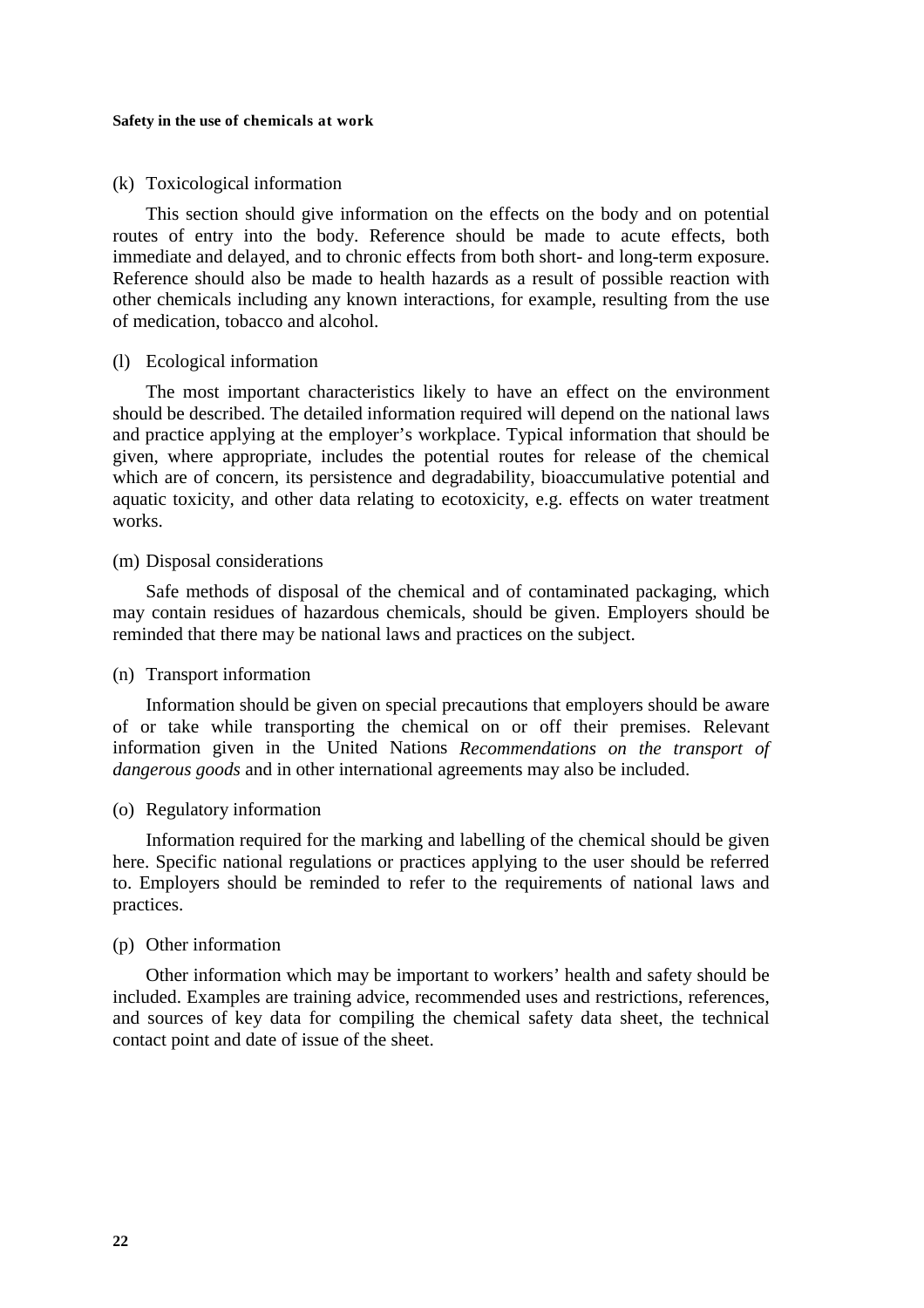(k) Toxicological information

This section should give information on the effects on the body and on potential routes of entry into the body. Reference should be made to acute effects, both immediate and delayed, and to chronic effects from both short- and long-term exposure. Reference should also be made to health hazards as a result of possible reaction with other chemicals including any known interactions, for example, resulting from the use of medication, tobacco and alcohol.

(l) Ecological information

The most important characteristics likely to have an effect on the environment should be described. The detailed information required will depend on the national laws and practice applying at the employer's workplace. Typical information that should be given, where appropriate, includes the potential routes for release of the chemical which are of concern, its persistence and degradability, bioaccumulative potential and aquatic toxicity, and other data relating to ecotoxicity, e.g. effects on water treatment works.

(m) Disposal considerations

Safe methods of disposal of the chemical and of contaminated packaging, which may contain residues of hazardous chemicals, should be given. Employers should be reminded that there may be national laws and practices on the subject.

(n) Transport information

Information should be given on special precautions that employers should be aware of or take while transporting the chemical on or off their premises. Relevant information given in the United Nations *Recommendations on the transport of dangerous goods* and in other international agreements may also be included.

(o) Regulatory information

Information required for the marking and labelling of the chemical should be given here. Specific national regulations or practices applying to the user should be referred to. Employers should be reminded to refer to the requirements of national laws and practices.

(p) Other information

Other information which may be important to workers' health and safety should be included. Examples are training advice, recommended uses and restrictions, references, and sources of key data for compiling the chemical safety data sheet, the technical contact point and date of issue of the sheet.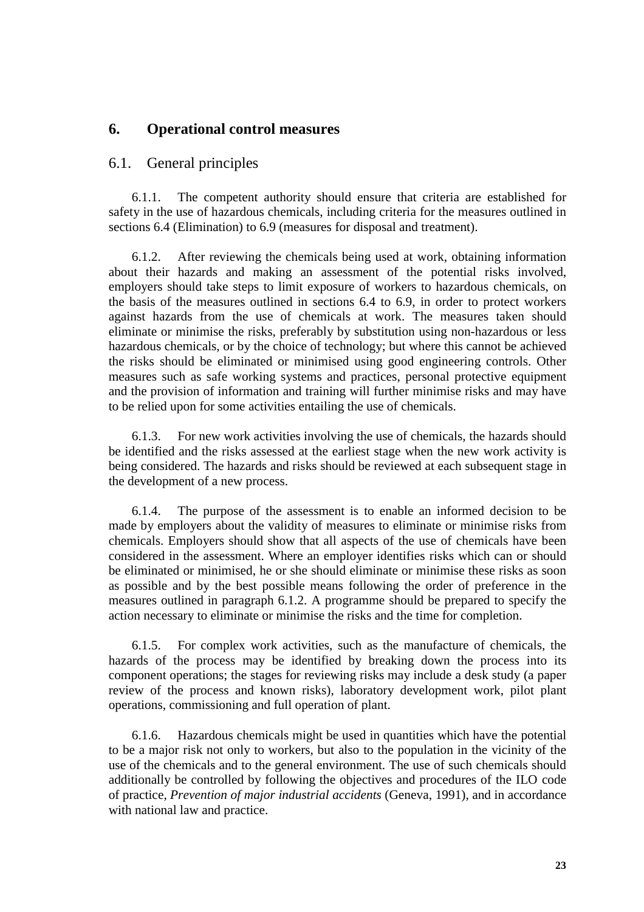# 6. Operational control measures

## 6.1. General principles

6.1.1. The competent authority should ensure that criteria are established for safety in the use of hazardous chemicals, including criteria for the measures outlined in sections 6.4 (Elimination) to 6.9 (measures for disposal and treatment).

6.1.2. After reviewing the chemicals being used at work, obtaining information about their hazards and making an assessment of the potential risks involved, employers should take steps to limit exposure of workers to hazardous chemicals, on the basis of the measures outlined in sections 6.4 to 6.9, in order to protect workers against hazards from the use of chemicals at work. The measures taken should eliminate or minimise the risks, preferably by substitution using non-hazardous or less hazardous chemicals, or by the choice of technology; but where this cannot be achieved the risks should be eliminated or minimised using good engineering controls. Other measures such as safe working systems and practices, personal protective equipment and the provision of information and training will further minimise risks and may have to be relied upon for some activities entailing the use of chemicals.

6.1.3. For new work activities involving the use of chemicals, the hazards should be identified and the risks assessed at the earliest stage when the new work activity is being considered. The hazards and risks should be reviewed at each subsequent stage in the development of a new process.

6.1.4. The purpose of the assessment is to enable an informed decision to be made by employers about the validity of measures to eliminate or minimise risks from chemicals. Employers should show that all aspects of the use of chemicals have been considered in the assessment. Where an employer identifies risks which can or should be eliminated or minimised, he or she should eliminate or minimise these risks as soon as possible and by the best possible means following the order of preference in the measures outlined in paragraph 6.1.2. A programme should be prepared to specify the action necessary to eliminate or minimise the risks and the time for completion.

6.1.5. For complex work activities, such as the manufacture of chemicals, the hazards of the process may be identified by breaking down the process into its component operations; the stages for reviewing risks may include a desk study (a paper review of the process and known risks), laboratory development work, pilot plant operations, commissioning and full operation of plant.

6.1.6. Hazardous chemicals might be used in quantities which have the potential to be a major risk not only to workers, but also to the population in the vicinity of the use of the chemicals and to the general environment. The use of such chemicals should additionally be controlled by following the objectives and procedures of the ILO code of practice, *Prevention of major industrial accidents* (Geneva, 1991), and in accordance with national law and practice.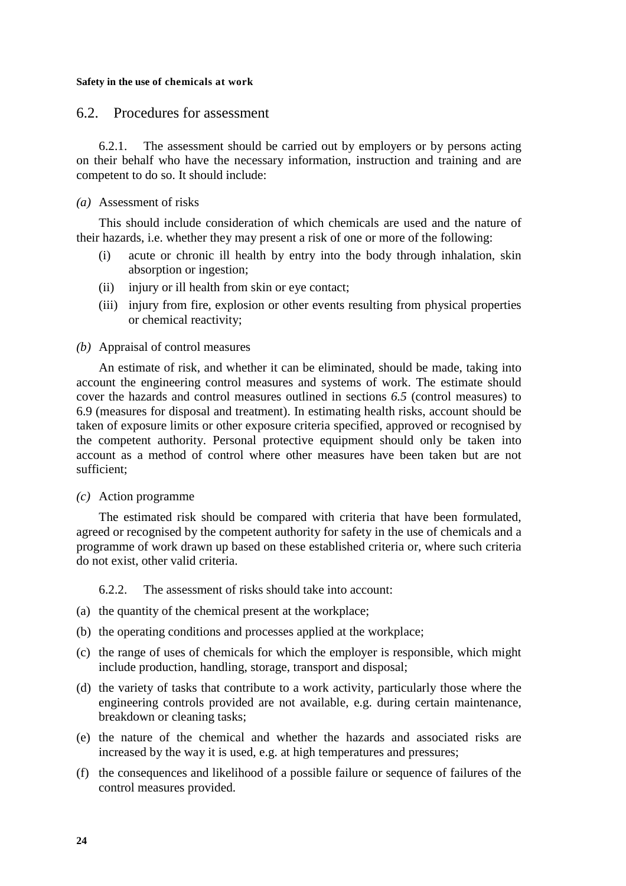## 6.2. Procedures for assessment

6.2.1. The assessment should be carried out by employers or by persons acting on their behalf who have the necessary information, instruction and training and are competent to do so. It should include:

*(a)* Assessment of risks

This should include consideration of which chemicals are used and the nature of their hazards, i.e. whether they may present a risk of one or more of the following:

- (i) acute or chronic ill health by entry into the body through inhalation, skin absorption or ingestion;
- (ii) injury or ill health from skin or eye contact;
- (iii) injury from fire, explosion or other events resulting from physical properties or chemical reactivity;

*(b)* Appraisal of control measures

An estimate of risk, and whether it can be eliminated, should be made, taking into account the engineering control measures and systems of work. The estimate should cover the hazards and control measures outlined in sections *6.5* (control measures) to 6.9 (measures for disposal and treatment). In estimating health risks, account should be taken of exposure limits or other exposure criteria specified, approved or recognised by the competent authority. Personal protective equipment should only be taken into account as a method of control where other measures have been taken but are not sufficient;

*(c)* Action programme

The estimated risk should be compared with criteria that have been formulated, agreed or recognised by the competent authority for safety in the use of chemicals and a programme of work drawn up based on these established criteria or, where such criteria do not exist, other valid criteria.

6.2.2. The assessment of risks should take into account:

- (a) the quantity of the chemical present at the workplace;
- (b) the operating conditions and processes applied at the workplace;
- (c) the range of uses of chemicals for which the employer is responsible, which might include production, handling, storage, transport and disposal;
- (d) the variety of tasks that contribute to a work activity, particularly those where the engineering controls provided are not available, e.g. during certain maintenance, breakdown or cleaning tasks;
- (e) the nature of the chemical and whether the hazards and associated risks are increased by the way it is used, e.g. at high temperatures and pressures;
- (f) the consequences and likelihood of a possible failure or sequence of failures of the control measures provided.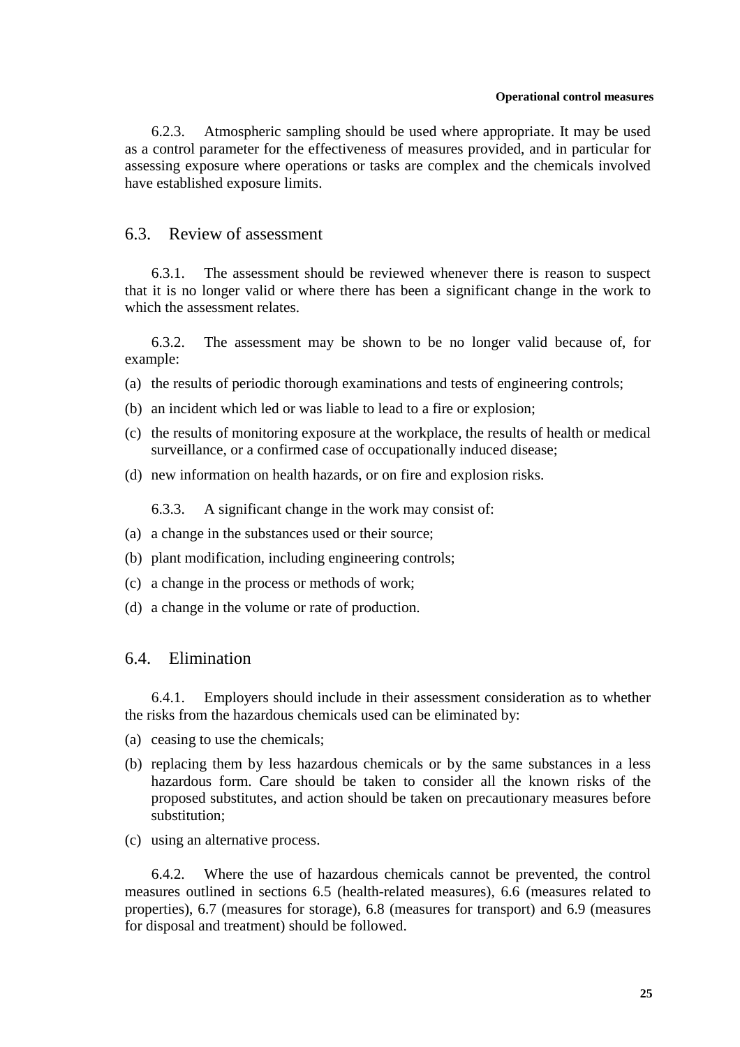6.2.3. Atmospheric sampling should be used where appropriate. It may be used as a control parameter for the effectiveness of measures provided, and in particular for assessing exposure where operations or tasks are complex and the chemicals involved have established exposure limits.

## 6.3. Review of assessment

6.3.1. The assessment should be reviewed whenever there is reason to suspect that it is no longer valid or where there has been a significant change in the work to which the assessment relates.

6.3.2. The assessment may be shown to be no longer valid because of, for example:

(a) the results of periodic thorough examinations and tests of engineering controls;

(b) an incident which led or was liable to lead to a fire or explosion;

(c) the results of monitoring exposure at the workplace, the results of health or medical surveillance, or a confirmed case of occupationally induced disease;

(d) new information on health hazards, or on fire and explosion risks.

6.3.3. A significant change in the work may consist of:

(a) a change in the substances used or their source;

(b) plant modification, including engineering controls;

(c) a change in the process or methods of work;

(d) a change in the volume or rate of production.

## 6.4. Elimination

6.4.1. Employers should include in their assessment consideration as to whether the risks from the hazardous chemicals used can be eliminated by:

(a) ceasing to use the chemicals;

(b) replacing them by less hazardous chemicals or by the same substances in a less hazardous form. Care should be taken to consider all the known risks of the proposed substitutes, and action should be taken on precautionary measures before substitution;

(c) using an alternative process.

6.4.2. Where the use of hazardous chemicals cannot be prevented, the control measures outlined in sections 6.5 (health-related measures), 6.6 (measures related to properties), 6.7 (measures for storage), 6.8 (measures for transport) and 6.9 (measures for disposal and treatment) should be followed.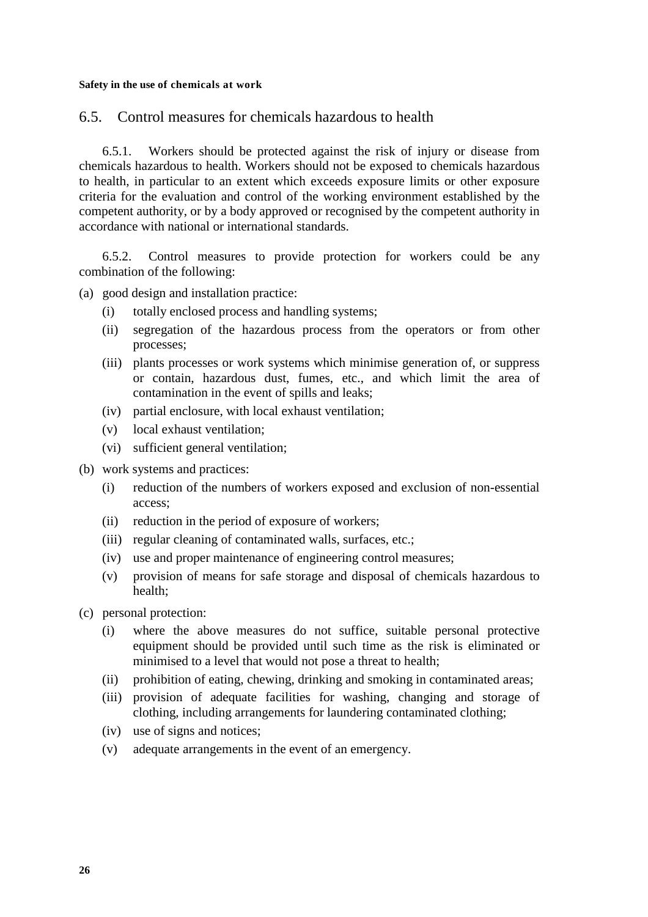## 6.5. Control measures for chemicals hazardous to health

6.5.1. Workers should be protected against the risk of injury or disease from chemicals hazardous to health. Workers should not be exposed to chemicals hazardous to health, in particular to an extent which exceeds exposure limits or other exposure criteria for the evaluation and control of the working environment established by the competent authority, or by a body approved or recognised by the competent authority in accordance with national or international standards.

6.5.2. Control measures to provide protection for workers could be any combination of the following:

(a) good design and installation practice:
  - (i) totally enclosed process and handling systems;
  - (ii) segregation of the hazardous process from the operators or from other processes;
  - (iii) plants processes or work systems which minimise generation of, or suppress or contain, hazardous dust, fumes, etc., and which limit the area of contamination in the event of spills and leaks;
  - (iv) partial enclosure, with local exhaust ventilation;
  - (v) local exhaust ventilation;
  - (vi) sufficient general ventilation;

(b) work systems and practices:
  - (i) reduction of the numbers of workers exposed and exclusion of non-essential access;
  - (ii) reduction in the period of exposure of workers;
  - (iii) regular cleaning of contaminated walls, surfaces, etc.;
  - (iv) use and proper maintenance of engineering control measures;
  - (v) provision of means for safe storage and disposal of chemicals hazardous to health;

(c) personal protection:
  - (i) where the above measures do not suffice, suitable personal protective equipment should be provided until such time as the risk is eliminated or minimised to a level that would not pose a threat to health;
  - (ii) prohibition of eating, chewing, drinking and smoking in contaminated areas;
  - (iii) provision of adequate facilities for washing, changing and storage of clothing, including arrangements for laundering contaminated clothing;
  - (iv) use of signs and notices;
  - (v) adequate arrangements in the event of an emergency.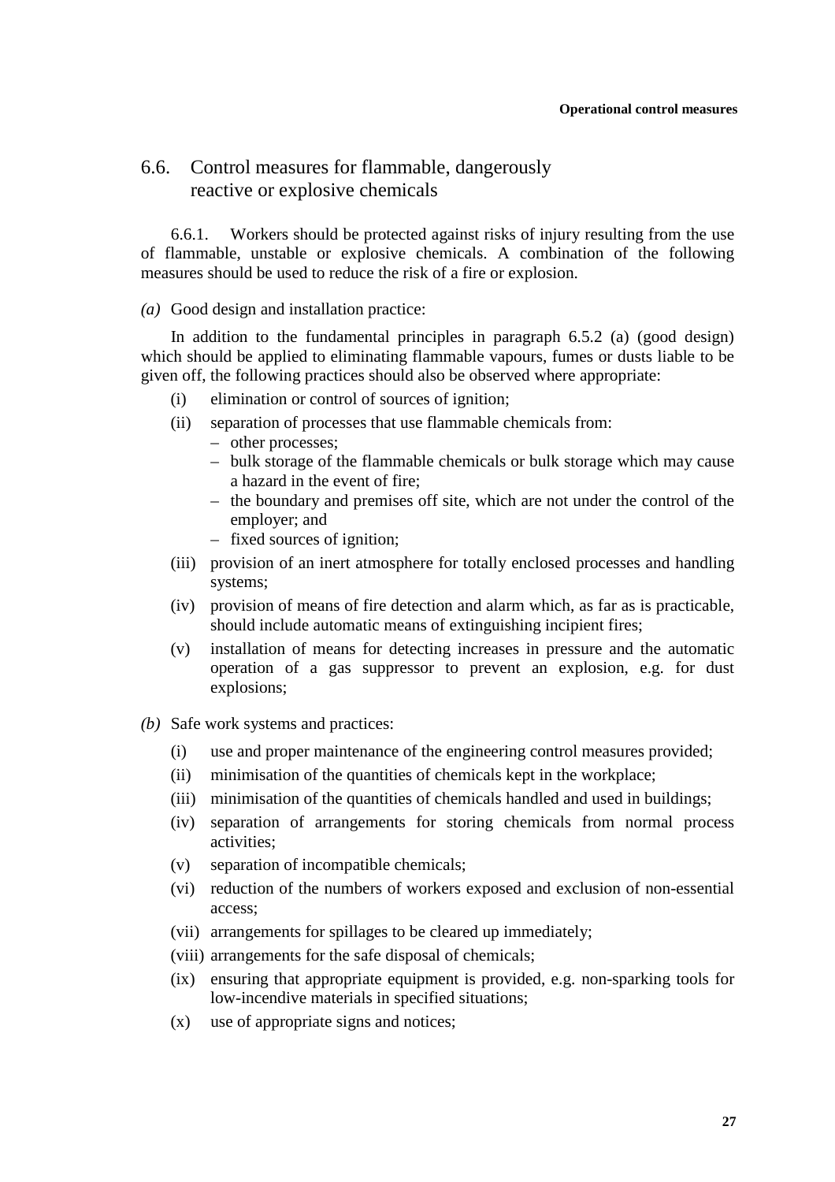## 6.6. Control measures for flammable, dangerously reactive or explosive chemicals

6.6.1. Workers should be protected against risks of injury resulting from the use of flammable, unstable or explosive chemicals. A combination of the following measures should be used to reduce the risk of a fire or explosion.

*(a)* Good design and installation practice:

In addition to the fundamental principles in paragraph 6.5.2 (a) (good design) which should be applied to eliminating flammable vapours, fumes or dusts liable to be given off, the following practices should also be observed where appropriate:

- (i) elimination or control of sources of ignition;
- (ii) separation of processes that use flammable chemicals from:
  - – other processes;
  - – bulk storage of the flammable chemicals or bulk storage which may cause a hazard in the event of fire;
  - – the boundary and premises off site, which are not under the control of the employer; and
  - – fixed sources of ignition;
- (iii) provision of an inert atmosphere for totally enclosed processes and handling systems;
- (iv) provision of means of fire detection and alarm which, as far as is practicable, should include automatic means of extinguishing incipient fires;
- (v) installation of means for detecting increases in pressure and the automatic operation of a gas suppressor to prevent an explosion, e.g. for dust explosions;

*(b)* Safe work systems and practices:

- (i) use and proper maintenance of the engineering control measures provided;
- (ii) minimisation of the quantities of chemicals kept in the workplace;
- (iii) minimisation of the quantities of chemicals handled and used in buildings;
- (iv) separation of arrangements for storing chemicals from normal process activities;
- (v) separation of incompatible chemicals;
- (vi) reduction of the numbers of workers exposed and exclusion of non-essential access;
- (vii) arrangements for spillages to be cleared up immediately;
- (viii) arrangements for the safe disposal of chemicals;
- (ix) ensuring that appropriate equipment is provided, e.g. non-sparking tools for low-incendive materials in specified situations;
- (x) use of appropriate signs and notices;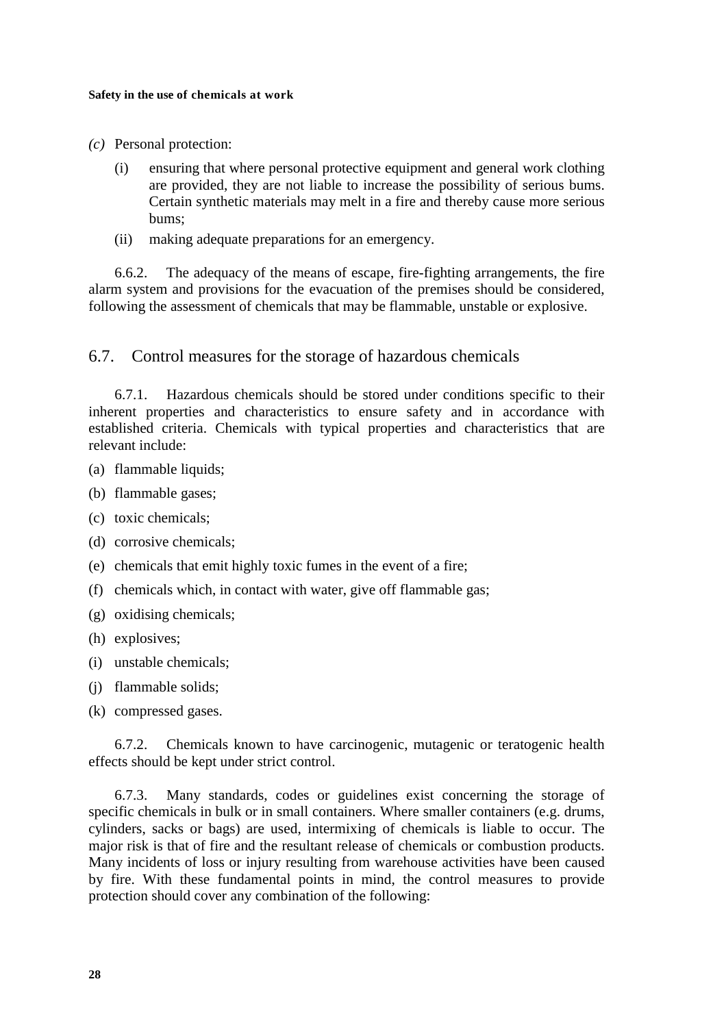*(c)* Personal protection:

(i) ensuring that where personal protective equipment and general work clothing are provided, they are not liable to increase the possibility of serious bums. Certain synthetic materials may melt in a fire and thereby cause more serious bums;

(ii) making adequate preparations for an emergency.

6.6.2. The adequacy of the means of escape, fire-fighting arrangements, the fire alarm system and provisions for the evacuation of the premises should be considered, following the assessment of chemicals that may be flammable, unstable or explosive.

## 6.7. Control measures for the storage of hazardous chemicals

6.7.1. Hazardous chemicals should be stored under conditions specific to their inherent properties and characteristics to ensure safety and in accordance with established criteria. Chemicals with typical properties and characteristics that are relevant include:

(a) flammable liquids;

(b) flammable gases;

(c) toxic chemicals;

(d) corrosive chemicals;

(e) chemicals that emit highly toxic fumes in the event of a fire;

(f) chemicals which, in contact with water, give off flammable gas;

(g) oxidising chemicals;

(h) explosives;

(i) unstable chemicals;

(j) flammable solids;

(k) compressed gases.

6.7.2. Chemicals known to have carcinogenic, mutagenic or teratogenic health effects should be kept under strict control.

6.7.3. Many standards, codes or guidelines exist concerning the storage of specific chemicals in bulk or in small containers. Where smaller containers (e.g. drums, cylinders, sacks or bags) are used, intermixing of chemicals is liable to occur. The major risk is that of fire and the resultant release of chemicals or combustion products. Many incidents of loss or injury resulting from warehouse activities have been caused by fire. With these fundamental points in mind, the control measures to provide protection should cover any combination of the following: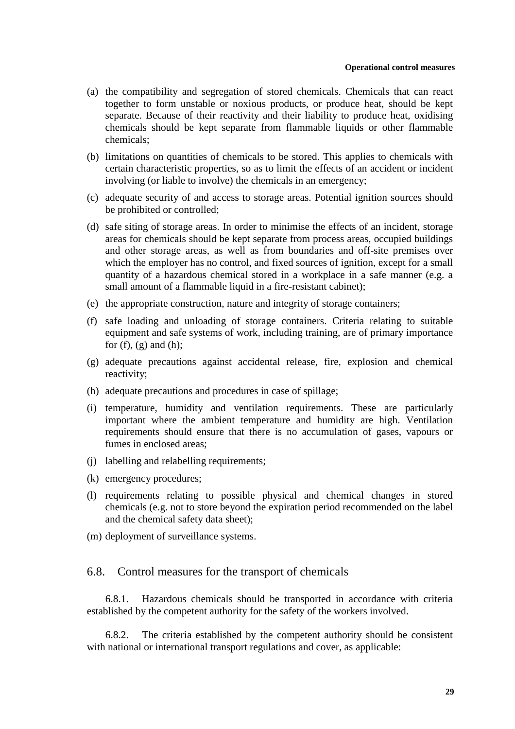(a) the compatibility and segregation of stored chemicals. Chemicals that can react together to form unstable or noxious products, or produce heat, should be kept separate. Because of their reactivity and their liability to produce heat, oxidising chemicals should be kept separate from flammable liquids or other flammable chemicals;

(b) limitations on quantities of chemicals to be stored. This applies to chemicals with certain characteristic properties, so as to limit the effects of an accident or incident involving (or liable to involve) the chemicals in an emergency;

(c) adequate security of and access to storage areas. Potential ignition sources should be prohibited or controlled;

(d) safe siting of storage areas. In order to minimise the effects of an incident, storage areas for chemicals should be kept separate from process areas, occupied buildings and other storage areas, as well as from boundaries and off-site premises over which the employer has no control, and fixed sources of ignition, except for a small quantity of a hazardous chemical stored in a workplace in a safe manner (e.g. a small amount of a flammable liquid in a fire-resistant cabinet);

(e) the appropriate construction, nature and integrity of storage containers;

(f) safe loading and unloading of storage containers. Criteria relating to suitable equipment and safe systems of work, including training, are of primary importance for (f), (g) and (h);

(g) adequate precautions against accidental release, fire, explosion and chemical reactivity;

(h) adequate precautions and procedures in case of spillage;

(i) temperature, humidity and ventilation requirements. These are particularly important where the ambient temperature and humidity are high. Ventilation requirements should ensure that there is no accumulation of gases, vapours or fumes in enclosed areas;

(j) labelling and relabelling requirements;

(k) emergency procedures;

(l) requirements relating to possible physical and chemical changes in stored chemicals (e.g. not to store beyond the expiration period recommended on the label and the chemical safety data sheet);

(m) deployment of surveillance systems.

## 6.8. Control measures for the transport of chemicals

6.8.1. Hazardous chemicals should be transported in accordance with criteria established by the competent authority for the safety of the workers involved.

6.8.2. The criteria established by the competent authority should be consistent with national or international transport regulations and cover, as applicable: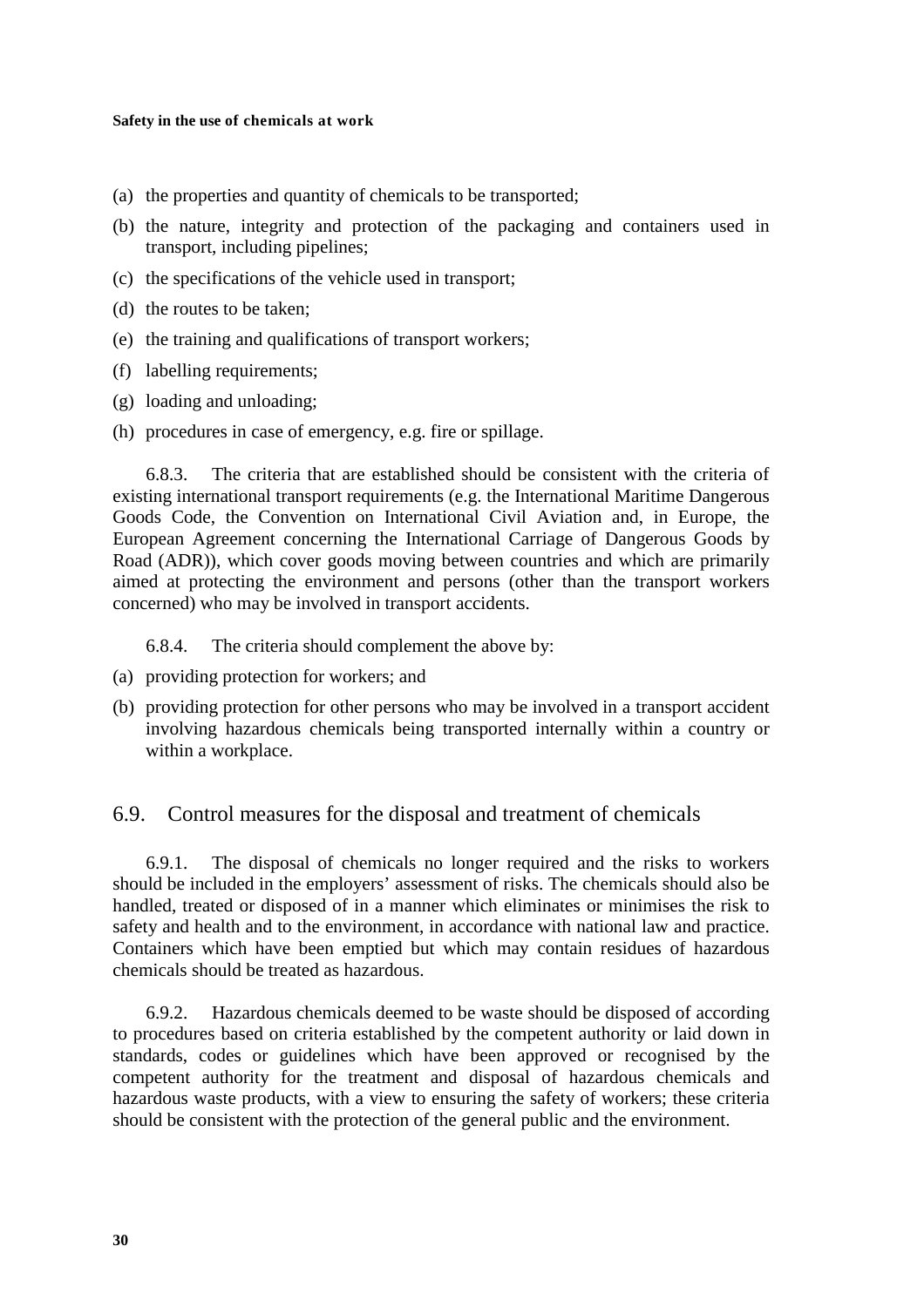(a) the properties and quantity of chemicals to be transported;

(b) the nature, integrity and protection of the packaging and containers used in transport, including pipelines;

(c) the specifications of the vehicle used in transport;

(d) the routes to be taken;

(e) the training and qualifications of transport workers;

(f) labelling requirements;

(g) loading and unloading;

(h) procedures in case of emergency, e.g. fire or spillage.

6.8.3. The criteria that are established should be consistent with the criteria of existing international transport requirements (e.g. the International Maritime Dangerous Goods Code, the Convention on International Civil Aviation and, in Europe, the European Agreement concerning the International Carriage of Dangerous Goods by Road (ADR)), which cover goods moving between countries and which are primarily aimed at protecting the environment and persons (other than the transport workers concerned) who may be involved in transport accidents.

6.8.4. The criteria should complement the above by:

(a) providing protection for workers; and

(b) providing protection for other persons who may be involved in a transport accident involving hazardous chemicals being transported internally within a country or within a workplace.

## 6.9. Control measures for the disposal and treatment of chemicals

6.9.1. The disposal of chemicals no longer required and the risks to workers should be included in the employers' assessment of risks. The chemicals should also be handled, treated or disposed of in a manner which eliminates or minimises the risk to safety and health and to the environment, in accordance with national law and practice. Containers which have been emptied but which may contain residues of hazardous chemicals should be treated as hazardous.

6.9.2. Hazardous chemicals deemed to be waste should be disposed of according to procedures based on criteria established by the competent authority or laid down in standards, codes or guidelines which have been approved or recognised by the competent authority for the treatment and disposal of hazardous chemicals and hazardous waste products, with a view to ensuring the safety of workers; these criteria should be consistent with the protection of the general public and the environment.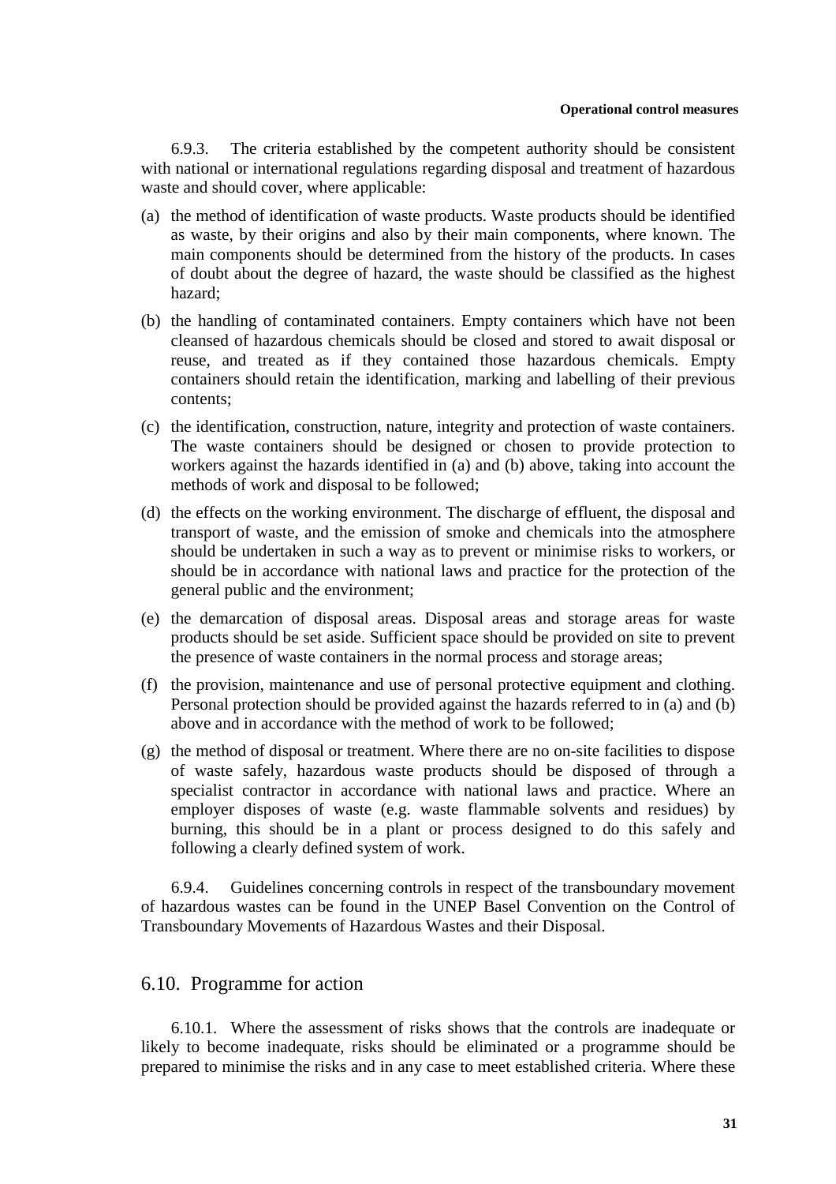6.9.3. The criteria established by the competent authority should be consistent with national or international regulations regarding disposal and treatment of hazardous waste and should cover, where applicable:

(a) the method of identification of waste products. Waste products should be identified as waste, by their origins and also by their main components, where known. The main components should be determined from the history of the products. In cases of doubt about the degree of hazard, the waste should be classified as the highest hazard;

(b) the handling of contaminated containers. Empty containers which have not been cleansed of hazardous chemicals should be closed and stored to await disposal or reuse, and treated as if they contained those hazardous chemicals. Empty containers should retain the identification, marking and labelling of their previous contents;

(c) the identification, construction, nature, integrity and protection of waste containers. The waste containers should be designed or chosen to provide protection to workers against the hazards identified in (a) and (b) above, taking into account the methods of work and disposal to be followed;

(d) the effects on the working environment. The discharge of effluent, the disposal and transport of waste, and the emission of smoke and chemicals into the atmosphere should be undertaken in such a way as to prevent or minimise risks to workers, or should be in accordance with national laws and practice for the protection of the general public and the environment;

(e) the demarcation of disposal areas. Disposal areas and storage areas for waste products should be set aside. Sufficient space should be provided on site to prevent the presence of waste containers in the normal process and storage areas;

(f) the provision, maintenance and use of personal protective equipment and clothing. Personal protection should be provided against the hazards referred to in (a) and (b) above and in accordance with the method of work to be followed;

(g) the method of disposal or treatment. Where there are no on-site facilities to dispose of waste safely, hazardous waste products should be disposed of through a specialist contractor in accordance with national laws and practice. Where an employer disposes of waste (e.g. waste flammable solvents and residues) by burning, this should be in a plant or process designed to do this safely and following a clearly defined system of work.

6.9.4. Guidelines concerning controls in respect of the transboundary movement of hazardous wastes can be found in the UNEP Basel Convention on the Control of Transboundary Movements of Hazardous Wastes and their Disposal.

## 6.10. Programme for action

6.10.1. Where the assessment of risks shows that the controls are inadequate or likely to become inadequate, risks should be eliminated or a programme should be prepared to minimise the risks and in any case to meet established criteria. Where these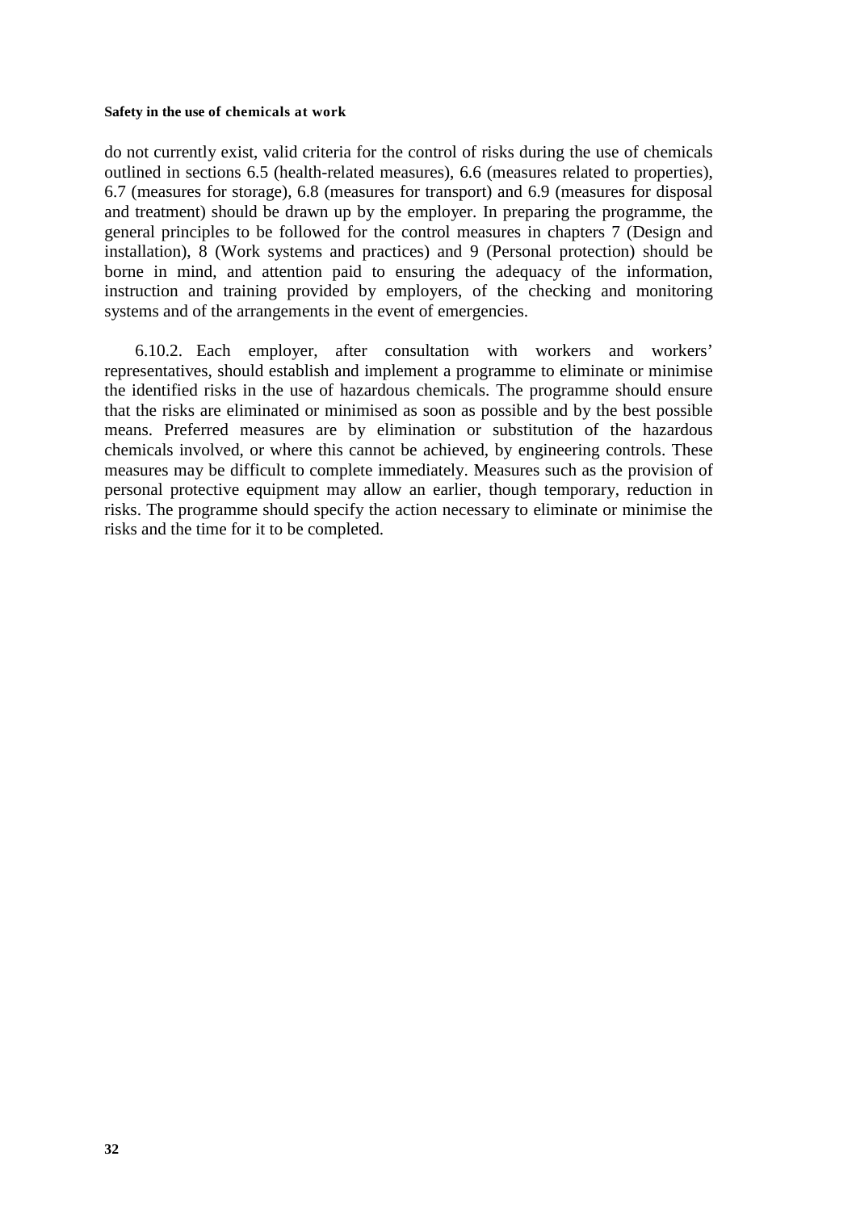do not currently exist, valid criteria for the control of risks during the use of chemicals outlined in sections 6.5 (health-related measures), 6.6 (measures related to properties), 6.7 (measures for storage), 6.8 (measures for transport) and 6.9 (measures for disposal and treatment) should be drawn up by the employer. In preparing the programme, the general principles to be followed for the control measures in chapters 7 (Design and installation), 8 (Work systems and practices) and 9 (Personal protection) should be borne in mind, and attention paid to ensuring the adequacy of the information, instruction and training provided by employers, of the checking and monitoring systems and of the arrangements in the event of emergencies.

6.10.2. Each employer, after consultation with workers and workers' representatives, should establish and implement a programme to eliminate or minimise the identified risks in the use of hazardous chemicals. The programme should ensure that the risks are eliminated or minimised as soon as possible and by the best possible means. Preferred measures are by elimination or substitution of the hazardous chemicals involved, or where this cannot be achieved, by engineering controls. These measures may be difficult to complete immediately. Measures such as the provision of personal protective equipment may allow an earlier, though temporary, reduction in risks. The programme should specify the action necessary to eliminate or minimise the risks and the time for it to be completed.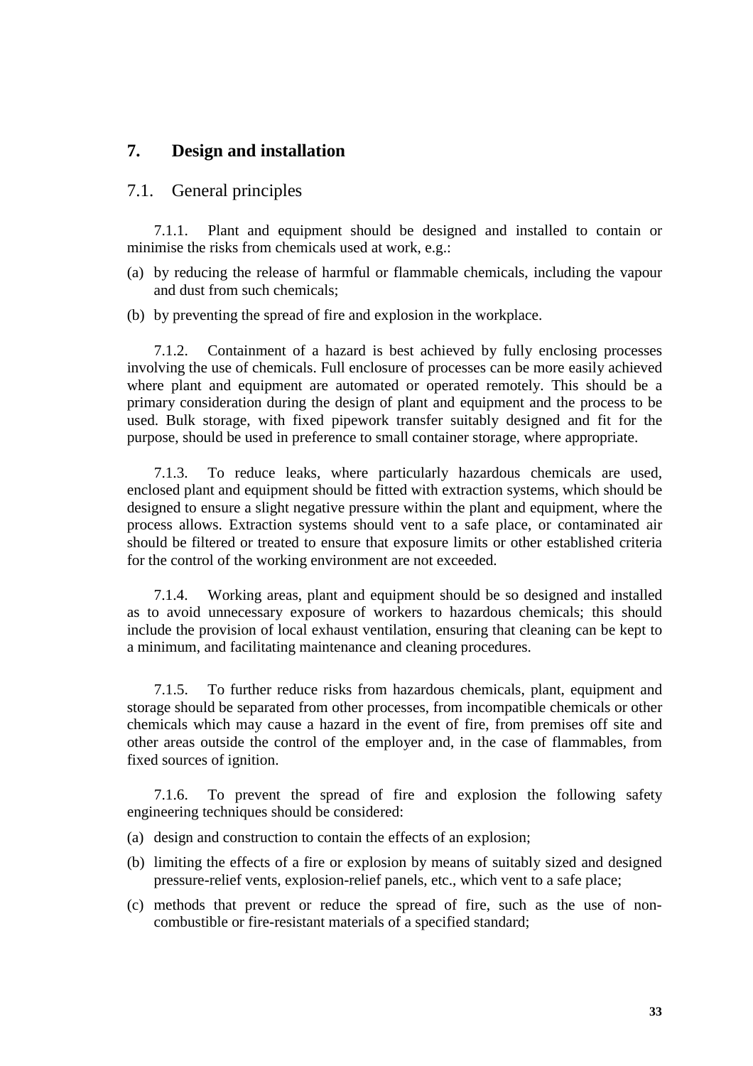## 7. Design and installation

### 7.1. General principles

7.1.1. Plant and equipment should be designed and installed to contain or minimise the risks from chemicals used at work, e.g.:

(a) by reducing the release of harmful or flammable chemicals, including the vapour and dust from such chemicals;

(b) by preventing the spread of fire and explosion in the workplace.

7.1.2. Containment of a hazard is best achieved by fully enclosing processes involving the use of chemicals. Full enclosure of processes can be more easily achieved where plant and equipment are automated or operated remotely. This should be a primary consideration during the design of plant and equipment and the process to be used. Bulk storage, with fixed pipework transfer suitably designed and fit for the purpose, should be used in preference to small container storage, where appropriate.

7.1.3. To reduce leaks, where particularly hazardous chemicals are used, enclosed plant and equipment should be fitted with extraction systems, which should be designed to ensure a slight negative pressure within the plant and equipment, where the process allows. Extraction systems should vent to a safe place, or contaminated air should be filtered or treated to ensure that exposure limits or other established criteria for the control of the working environment are not exceeded.

7.1.4. Working areas, plant and equipment should be so designed and installed as to avoid unnecessary exposure of workers to hazardous chemicals; this should include the provision of local exhaust ventilation, ensuring that cleaning can be kept to a minimum, and facilitating maintenance and cleaning procedures.

7.1.5. To further reduce risks from hazardous chemicals, plant, equipment and storage should be separated from other processes, from incompatible chemicals or other chemicals which may cause a hazard in the event of fire, from premises off site and other areas outside the control of the employer and, in the case of flammables, from fixed sources of ignition.

7.1.6. To prevent the spread of fire and explosion the following safety engineering techniques should be considered:

(a) design and construction to contain the effects of an explosion;

(b) limiting the effects of a fire or explosion by means of suitably sized and designed pressure-relief vents, explosion-relief panels, etc., which vent to a safe place;

(c) methods that prevent or reduce the spread of fire, such as the use of non-combustible or fire-resistant materials of a specified standard;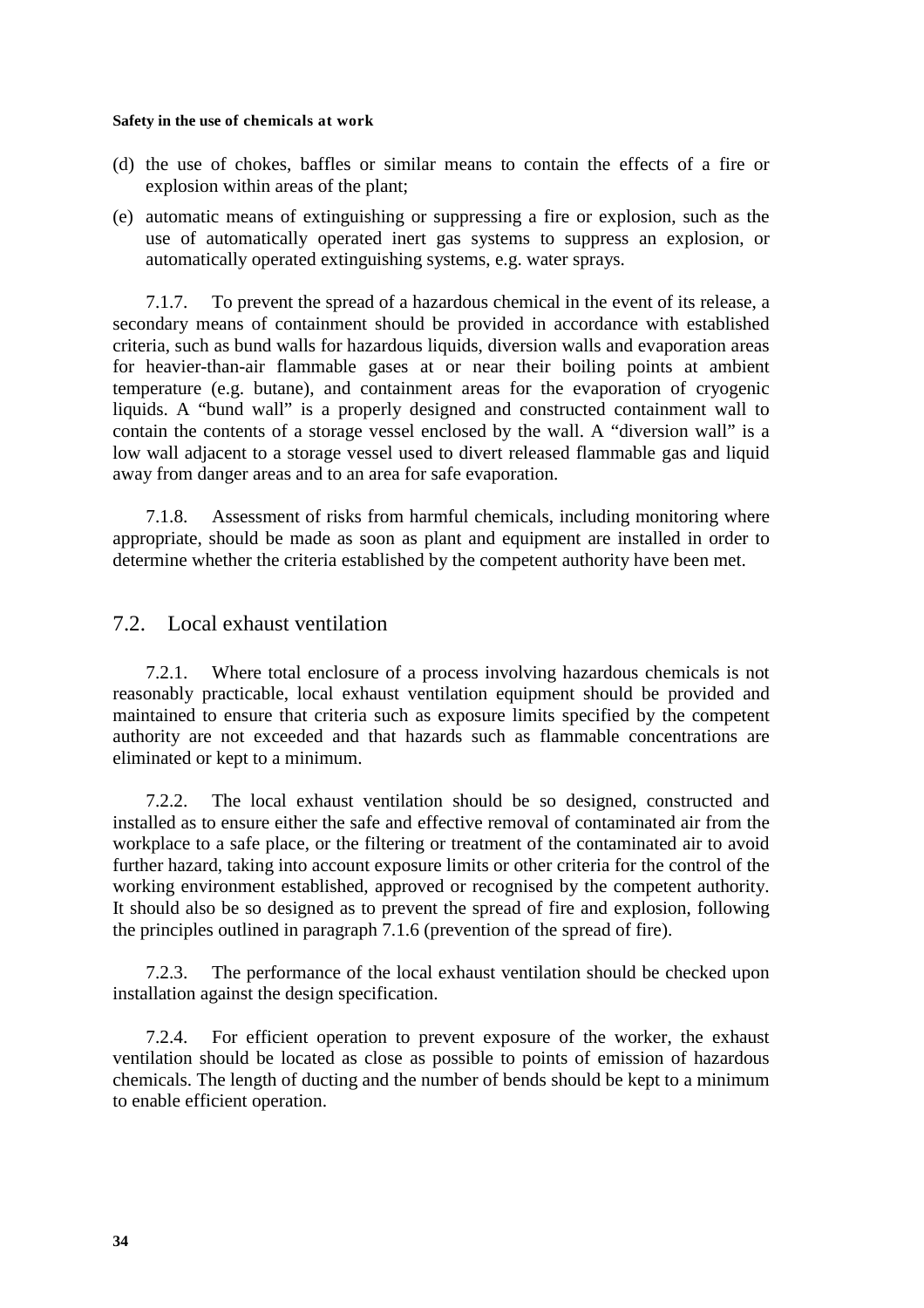(d) the use of chokes, baffles or similar means to contain the effects of a fire or explosion within areas of the plant;

(e) automatic means of extinguishing or suppressing a fire or explosion, such as the use of automatically operated inert gas systems to suppress an explosion, or automatically operated extinguishing systems, e.g. water sprays.

7.1.7. To prevent the spread of a hazardous chemical in the event of its release, a secondary means of containment should be provided in accordance with established criteria, such as bund walls for hazardous liquids, diversion walls and evaporation areas for heavier-than-air flammable gases at or near their boiling points at ambient temperature (e.g. butane), and containment areas for the evaporation of cryogenic liquids. A "bund wall" is a properly designed and constructed containment wall to contain the contents of a storage vessel enclosed by the wall. A "diversion wall" is a low wall adjacent to a storage vessel used to divert released flammable gas and liquid away from danger areas and to an area for safe evaporation.

7.1.8. Assessment of risks from harmful chemicals, including monitoring where appropriate, should be made as soon as plant and equipment are installed in order to determine whether the criteria established by the competent authority have been met.

## 7.2. Local exhaust ventilation

7.2.1. Where total enclosure of a process involving hazardous chemicals is not reasonably practicable, local exhaust ventilation equipment should be provided and maintained to ensure that criteria such as exposure limits specified by the competent authority are not exceeded and that hazards such as flammable concentrations are eliminated or kept to a minimum.

7.2.2. The local exhaust ventilation should be so designed, constructed and installed as to ensure either the safe and effective removal of contaminated air from the workplace to a safe place, or the filtering or treatment of the contaminated air to avoid further hazard, taking into account exposure limits or other criteria for the control of the working environment established, approved or recognised by the competent authority. It should also be so designed as to prevent the spread of fire and explosion, following the principles outlined in paragraph 7.1.6 (prevention of the spread of fire).

7.2.3. The performance of the local exhaust ventilation should be checked upon installation against the design specification.

7.2.4. For efficient operation to prevent exposure of the worker, the exhaust ventilation should be located as close as possible to points of emission of hazardous chemicals. The length of ducting and the number of bends should be kept to a minimum to enable efficient operation.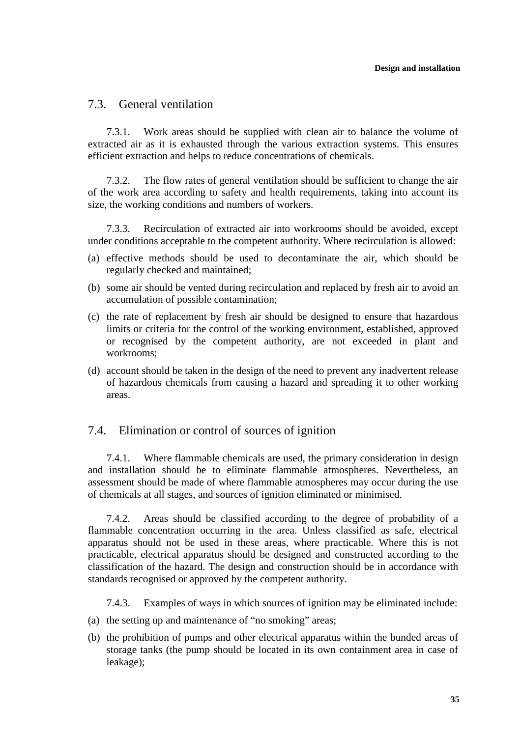## 7.3. General ventilation

7.3.1. Work areas should be supplied with clean air to balance the volume of extracted air as it is exhausted through the various extraction systems. This ensures efficient extraction and helps to reduce concentrations of chemicals.

7.3.2. The flow rates of general ventilation should be sufficient to change the air of the work area according to safety and health requirements, taking into account its size, the working conditions and numbers of workers.

7.3.3. Recirculation of extracted air into workrooms should be avoided, except under conditions acceptable to the competent authority. Where recirculation is allowed:

(a) effective methods should be used to decontaminate the air, which should be regularly checked and maintained;

(b) some air should be vented during recirculation and replaced by fresh air to avoid an accumulation of possible contamination;

(c) the rate of replacement by fresh air should be designed to ensure that hazardous limits or criteria for the control of the working environment, established, approved or recognised by the competent authority, are not exceeded in plant and workrooms;

(d) account should be taken in the design of the need to prevent any inadvertent release of hazardous chemicals from causing a hazard and spreading it to other working areas.

## 7.4. Elimination or control of sources of ignition

7.4.1. Where flammable chemicals are used, the primary consideration in design and installation should be to eliminate flammable atmospheres. Nevertheless, an assessment should be made of where flammable atmospheres may occur during the use of chemicals at all stages, and sources of ignition eliminated or minimised.

7.4.2. Areas should be classified according to the degree of probability of a flammable concentration occurring in the area. Unless classified as safe, electrical apparatus should not be used in these areas, where practicable. Where this is not practicable, electrical apparatus should be designed and constructed according to the classification of the hazard. The design and construction should be in accordance with standards recognised or approved by the competent authority.

7.4.3. Examples of ways in which sources of ignition may be eliminated include:

(a) the setting up and maintenance of "no smoking" areas;

(b) the prohibition of pumps and other electrical apparatus within the bunded areas of storage tanks (the pump should be located in its own containment area in case of leakage);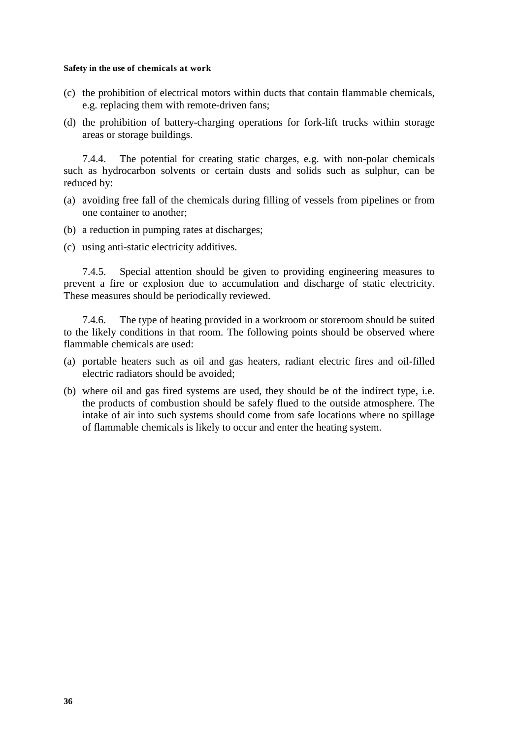(c) the prohibition of electrical motors within ducts that contain flammable chemicals, e.g. replacing them with remote-driven fans;

(d) the prohibition of battery-charging operations for fork-lift trucks within storage areas or storage buildings.

7.4.4. The potential for creating static charges, e.g. with non-polar chemicals such as hydrocarbon solvents or certain dusts and solids such as sulphur, can be reduced by:

(a) avoiding free fall of the chemicals during filling of vessels from pipelines or from one container to another;

(b) a reduction in pumping rates at discharges;

(c) using anti-static electricity additives.

7.4.5. Special attention should be given to providing engineering measures to prevent a fire or explosion due to accumulation and discharge of static electricity. These measures should be periodically reviewed.

7.4.6. The type of heating provided in a workroom or storeroom should be suited to the likely conditions in that room. The following points should be observed where flammable chemicals are used:

(a) portable heaters such as oil and gas heaters, radiant electric fires and oil-filled electric radiators should be avoided;

(b) where oil and gas fired systems are used, they should be of the indirect type, i.e. the products of combustion should be safely flued to the outside atmosphere. The intake of air into such systems should come from safe locations where no spillage of flammable chemicals is likely to occur and enter the heating system.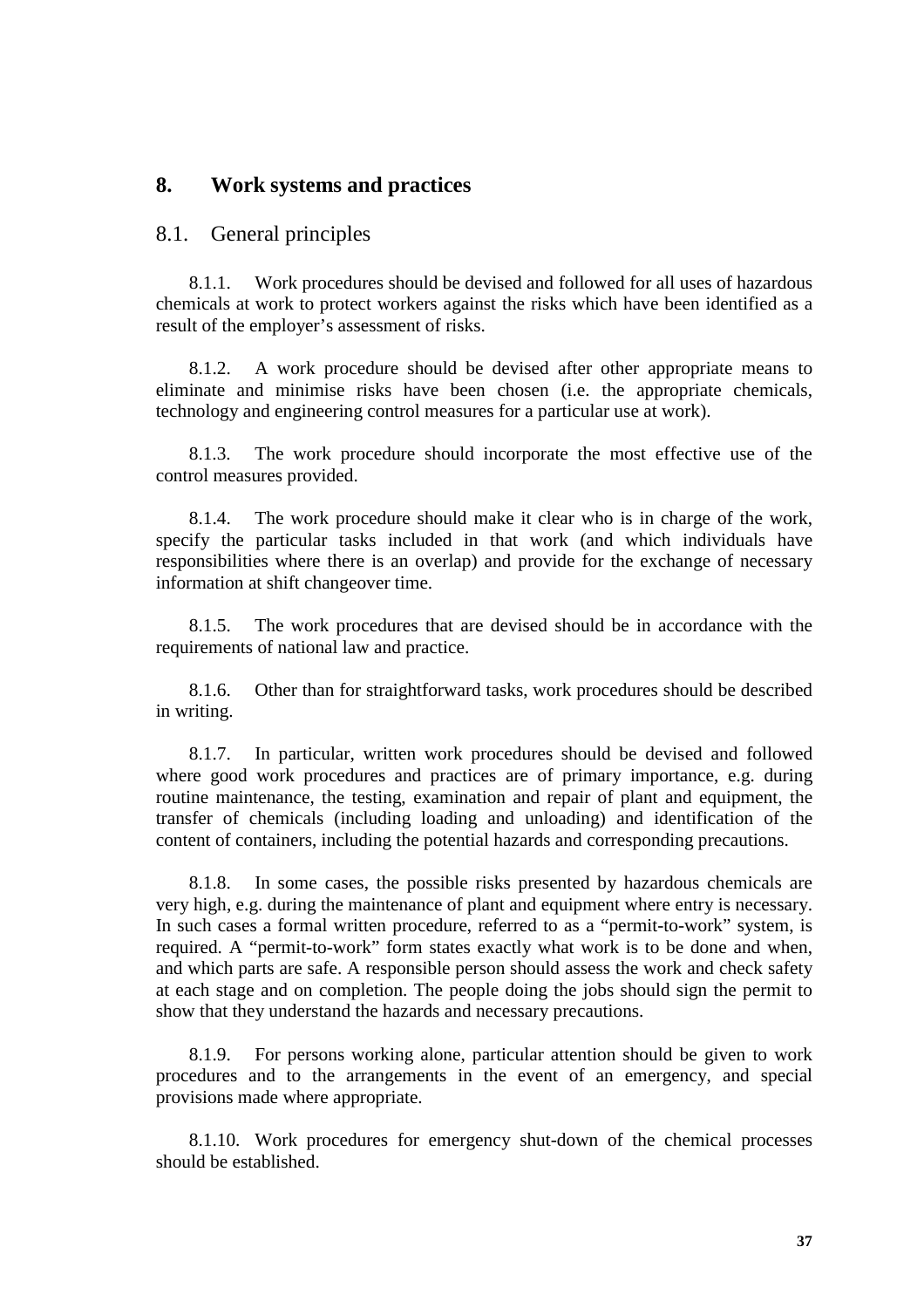# 8. Work systems and practices

## 8.1. General principles

8.1.1. Work procedures should be devised and followed for all uses of hazardous chemicals at work to protect workers against the risks which have been identified as a result of the employer's assessment of risks.

8.1.2. A work procedure should be devised after other appropriate means to eliminate and minimise risks have been chosen (i.e. the appropriate chemicals, technology and engineering control measures for a particular use at work).

8.1.3. The work procedure should incorporate the most effective use of the control measures provided.

8.1.4. The work procedure should make it clear who is in charge of the work, specify the particular tasks included in that work (and which individuals have responsibilities where there is an overlap) and provide for the exchange of necessary information at shift changeover time.

8.1.5. The work procedures that are devised should be in accordance with the requirements of national law and practice.

8.1.6. Other than for straightforward tasks, work procedures should be described in writing.

8.1.7. In particular, written work procedures should be devised and followed where good work procedures and practices are of primary importance, e.g. during routine maintenance, the testing, examination and repair of plant and equipment, the transfer of chemicals (including loading and unloading) and identification of the content of containers, including the potential hazards and corresponding precautions.

8.1.8. In some cases, the possible risks presented by hazardous chemicals are very high, e.g. during the maintenance of plant and equipment where entry is necessary. In such cases a formal written procedure, referred to as a "permit-to-work" system, is required. A "permit-to-work" form states exactly what work is to be done and when, and which parts are safe. A responsible person should assess the work and check safety at each stage and on completion. The people doing the jobs should sign the permit to show that they understand the hazards and necessary precautions.

8.1.9. For persons working alone, particular attention should be given to work procedures and to the arrangements in the event of an emergency, and special provisions made where appropriate.

8.1.10. Work procedures for emergency shut-down of the chemical processes should be established.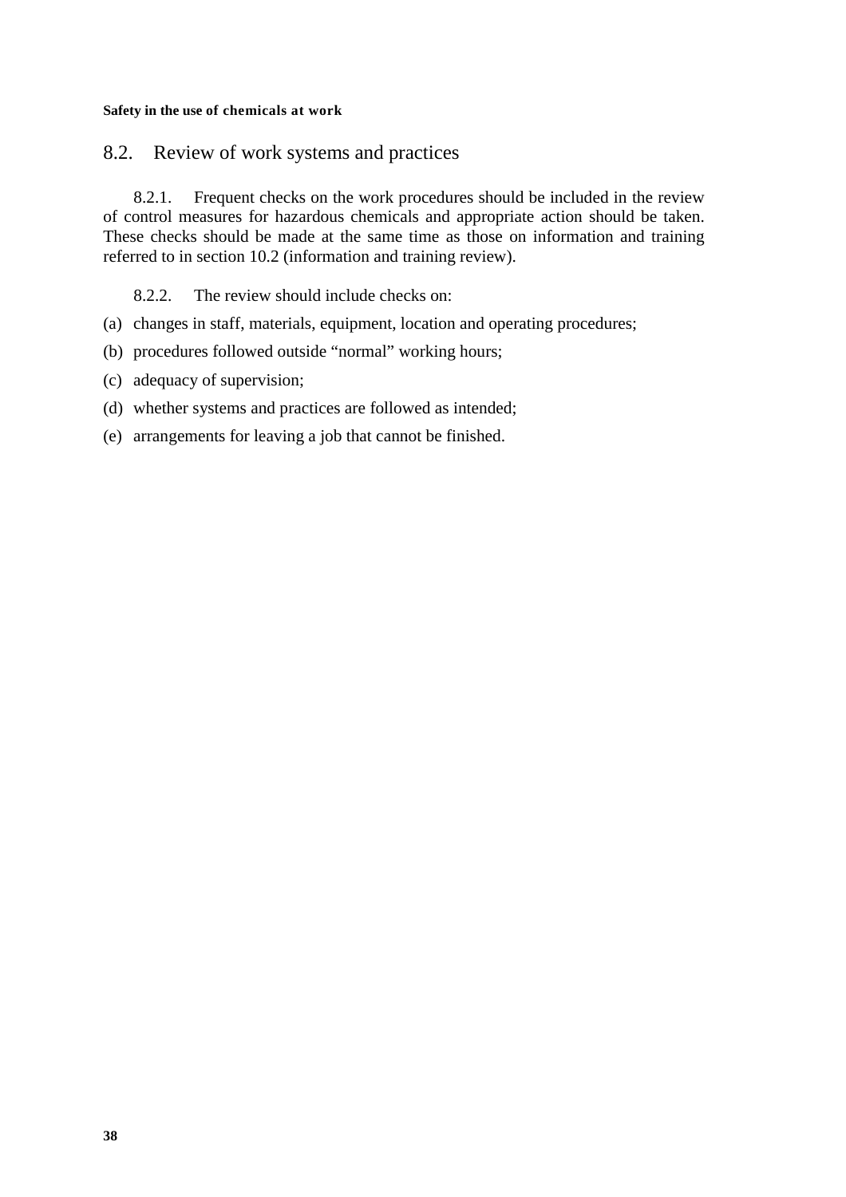## 8.2. Review of work systems and practices

8.2.1. Frequent checks on the work procedures should be included in the review of control measures for hazardous chemicals and appropriate action should be taken. These checks should be made at the same time as those on information and training referred to in section 10.2 (information and training review).

8.2.2. The review should include checks on:

(a) changes in staff, materials, equipment, location and operating procedures;

(b) procedures followed outside “normal” working hours;

(c) adequacy of supervision;

(d) whether systems and practices are followed as intended;

(e) arrangements for leaving a job that cannot be finished.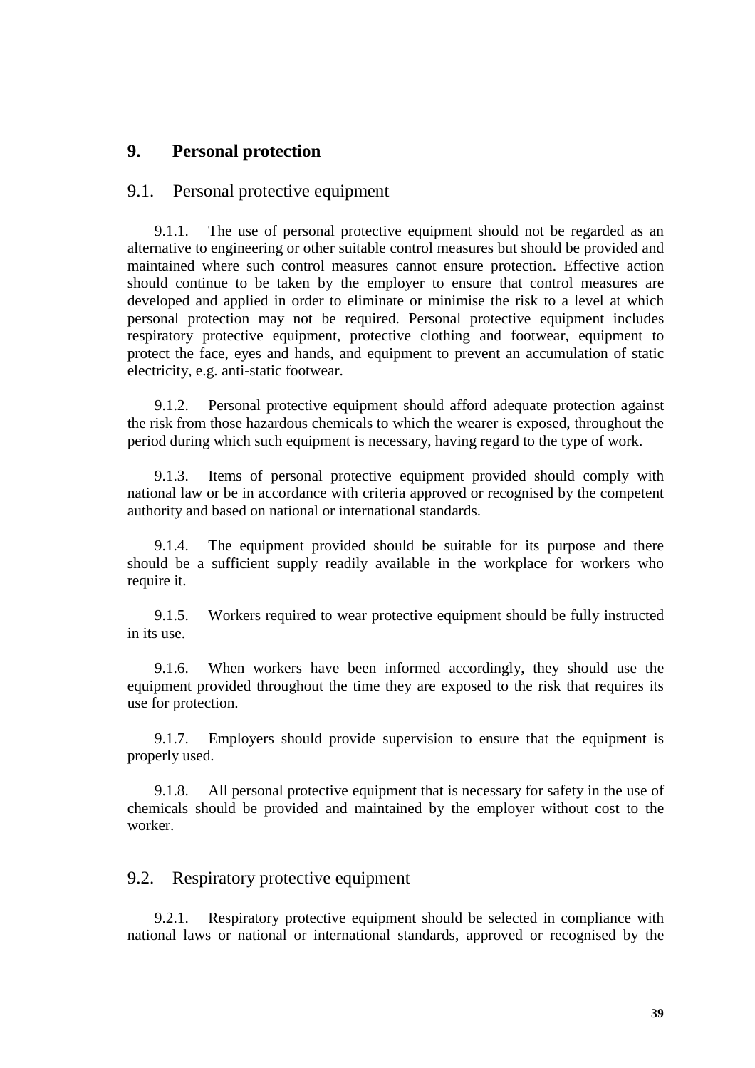# 9. Personal protection

## 9.1. Personal protective equipment

9.1.1. The use of personal protective equipment should not be regarded as an alternative to engineering or other suitable control measures but should be provided and maintained where such control measures cannot ensure protection. Effective action should continue to be taken by the employer to ensure that control measures are developed and applied in order to eliminate or minimise the risk to a level at which personal protection may not be required. Personal protective equipment includes respiratory protective equipment, protective clothing and footwear, equipment to protect the face, eyes and hands, and equipment to prevent an accumulation of static electricity, e.g. anti-static footwear.

9.1.2. Personal protective equipment should afford adequate protection against the risk from those hazardous chemicals to which the wearer is exposed, throughout the period during which such equipment is necessary, having regard to the type of work.

9.1.3. Items of personal protective equipment provided should comply with national law or be in accordance with criteria approved or recognised by the competent authority and based on national or international standards.

9.1.4. The equipment provided should be suitable for its purpose and there should be a sufficient supply readily available in the workplace for workers who require it.

9.1.5. Workers required to wear protective equipment should be fully instructed in its use.

9.1.6. When workers have been informed accordingly, they should use the equipment provided throughout the time they are exposed to the risk that requires its use for protection.

9.1.7. Employers should provide supervision to ensure that the equipment is properly used.

9.1.8. All personal protective equipment that is necessary for safety in the use of chemicals should be provided and maintained by the employer without cost to the worker.

## 9.2. Respiratory protective equipment

9.2.1. Respiratory protective equipment should be selected in compliance with national laws or national or international standards, approved or recognised by the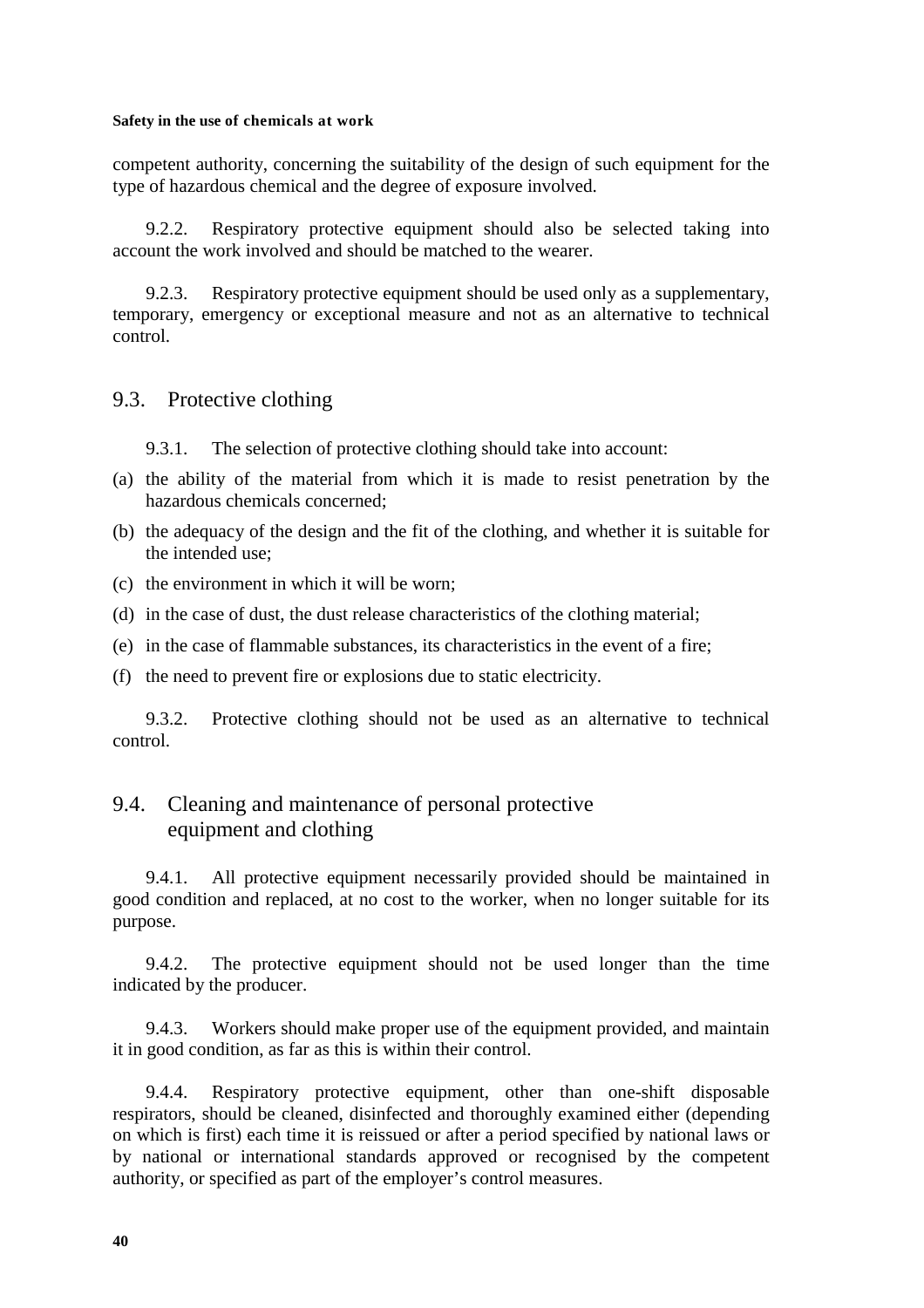competent authority, concerning the suitability of the design of such equipment for the type of hazardous chemical and the degree of exposure involved.

9.2.2. Respiratory protective equipment should also be selected taking into account the work involved and should be matched to the wearer.

9.2.3. Respiratory protective equipment should be used only as a supplementary, temporary, emergency or exceptional measure and not as an alternative to technical control.

## 9.3. Protective clothing

9.3.1. The selection of protective clothing should take into account:

(a) the ability of the material from which it is made to resist penetration by the hazardous chemicals concerned;

(b) the adequacy of the design and the fit of the clothing, and whether it is suitable for the intended use;

(c) the environment in which it will be worn;

(d) in the case of dust, the dust release characteristics of the clothing material;

(e) in the case of flammable substances, its characteristics in the event of a fire;

(f) the need to prevent fire or explosions due to static electricity.

9.3.2. Protective clothing should not be used as an alternative to technical control.

## 9.4. Cleaning and maintenance of personal protective equipment and clothing

9.4.1. All protective equipment necessarily provided should be maintained in good condition and replaced, at no cost to the worker, when no longer suitable for its purpose.

9.4.2. The protective equipment should not be used longer than the time indicated by the producer.

9.4.3. Workers should make proper use of the equipment provided, and maintain it in good condition, as far as this is within their control.

9.4.4. Respiratory protective equipment, other than one-shift disposable respirators, should be cleaned, disinfected and thoroughly examined either (depending on which is first) each time it is reissued or after a period specified by national laws or by national or international standards approved or recognised by the competent authority, or specified as part of the employer's control measures.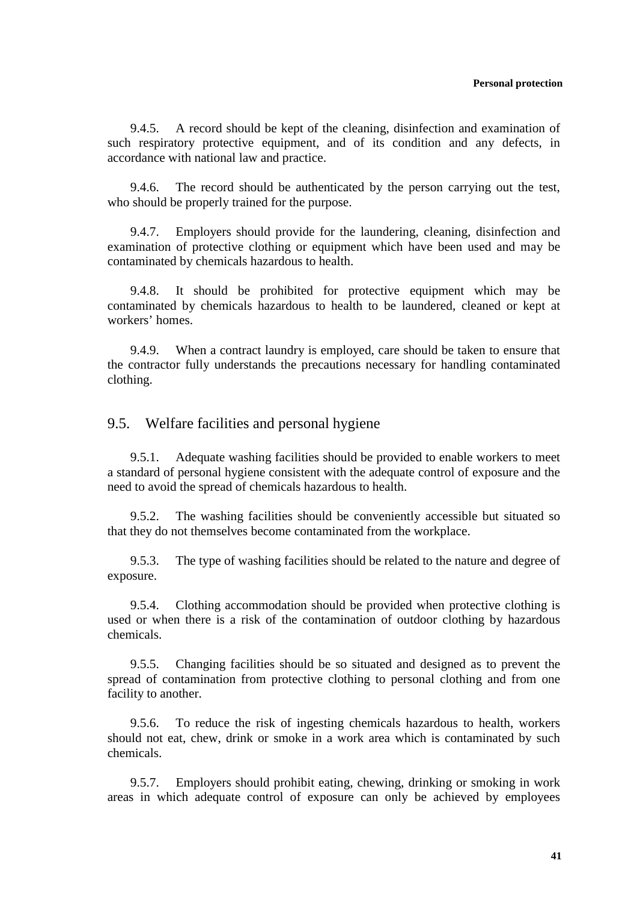9.4.5. A record should be kept of the cleaning, disinfection and examination of such respiratory protective equipment, and of its condition and any defects, in accordance with national law and practice.

9.4.6. The record should be authenticated by the person carrying out the test, who should be properly trained for the purpose.

9.4.7. Employers should provide for the laundering, cleaning, disinfection and examination of protective clothing or equipment which have been used and may be contaminated by chemicals hazardous to health.

9.4.8. It should be prohibited for protective equipment which may be contaminated by chemicals hazardous to health to be laundered, cleaned or kept at workers' homes.

9.4.9. When a contract laundry is employed, care should be taken to ensure that the contractor fully understands the precautions necessary for handling contaminated clothing.

## 9.5. Welfare facilities and personal hygiene

9.5.1. Adequate washing facilities should be provided to enable workers to meet a standard of personal hygiene consistent with the adequate control of exposure and the need to avoid the spread of chemicals hazardous to health.

9.5.2. The washing facilities should be conveniently accessible but situated so that they do not themselves become contaminated from the workplace.

9.5.3. The type of washing facilities should be related to the nature and degree of exposure.

9.5.4. Clothing accommodation should be provided when protective clothing is used or when there is a risk of the contamination of outdoor clothing by hazardous chemicals.

9.5.5. Changing facilities should be so situated and designed as to prevent the spread of contamination from protective clothing to personal clothing and from one facility to another.

9.5.6. To reduce the risk of ingesting chemicals hazardous to health, workers should not eat, chew, drink or smoke in a work area which is contaminated by such chemicals.

9.5.7. Employers should prohibit eating, chewing, drinking or smoking in work areas in which adequate control of exposure can only be achieved by employees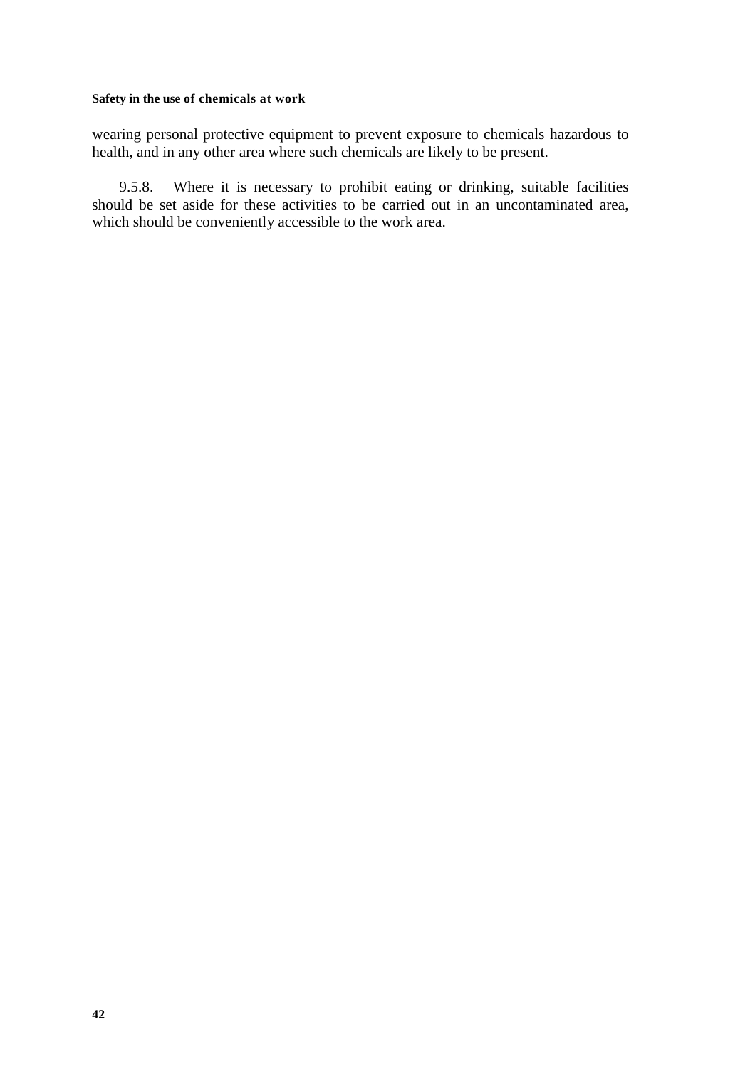wearing personal protective equipment to prevent exposure to chemicals hazardous to health, and in any other area where such chemicals are likely to be present.

9.5.8. Where it is necessary to prohibit eating or drinking, suitable facilities should be set aside for these activities to be carried out in an uncontaminated area, which should be conveniently accessible to the work area.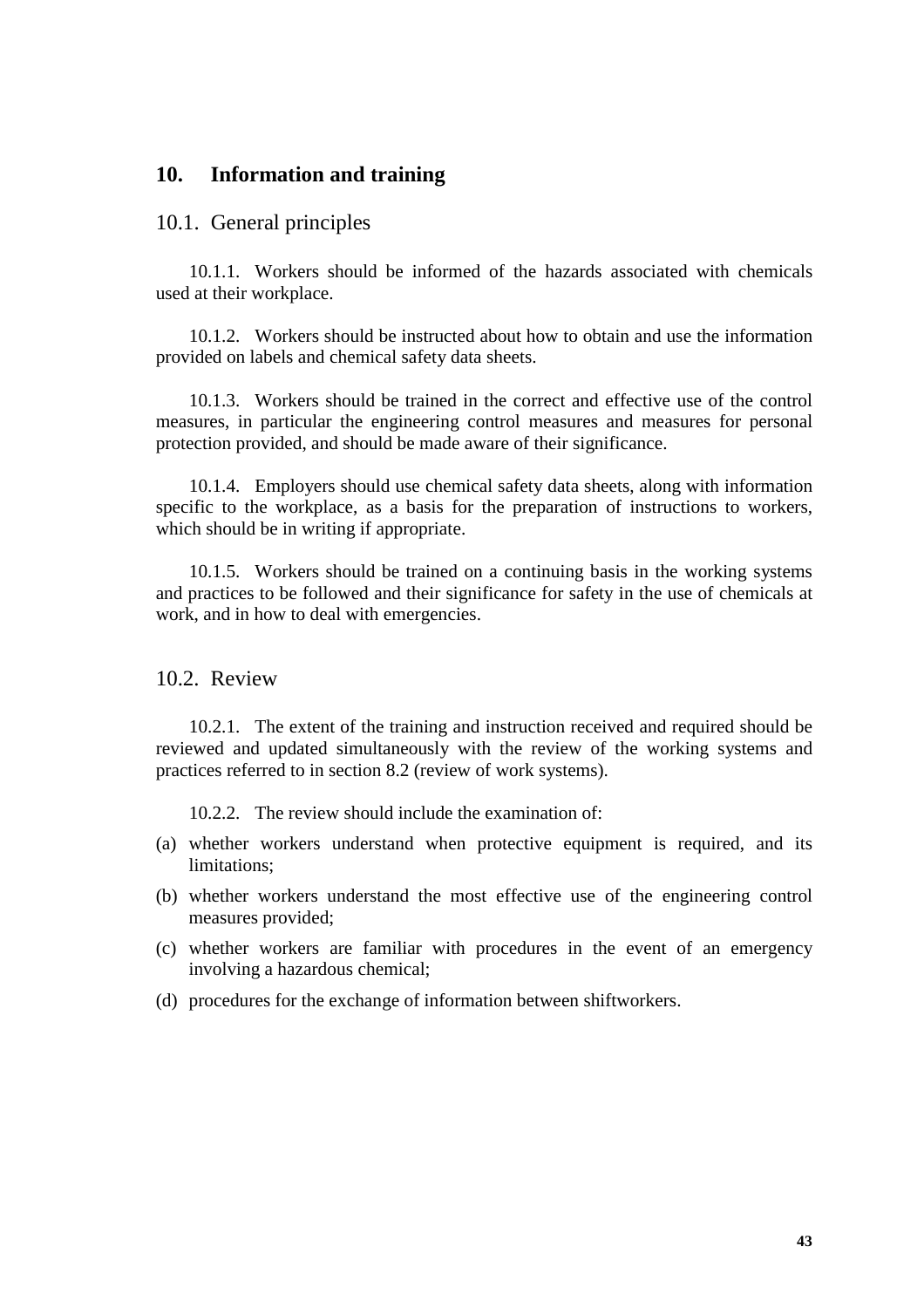## 10. Information and training

### 10.1. General principles

10.1.1. Workers should be informed of the hazards associated with chemicals used at their workplace.

10.1.2. Workers should be instructed about how to obtain and use the information provided on labels and chemical safety data sheets.

10.1.3. Workers should be trained in the correct and effective use of the control measures, in particular the engineering control measures and measures for personal protection provided, and should be made aware of their significance.

10.1.4. Employers should use chemical safety data sheets, along with information specific to the workplace, as a basis for the preparation of instructions to workers, which should be in writing if appropriate.

10.1.5. Workers should be trained on a continuing basis in the working systems and practices to be followed and their significance for safety in the use of chemicals at work, and in how to deal with emergencies.

### 10.2. Review

10.2.1. The extent of the training and instruction received and required should be reviewed and updated simultaneously with the review of the working systems and practices referred to in section 8.2 (review of work systems).

10.2.2. The review should include the examination of:

(a) whether workers understand when protective equipment is required, and its limitations;

(b) whether workers understand the most effective use of the engineering control measures provided;

(c) whether workers are familiar with procedures in the event of an emergency involving a hazardous chemical;

(d) procedures for the exchange of information between shiftworkers.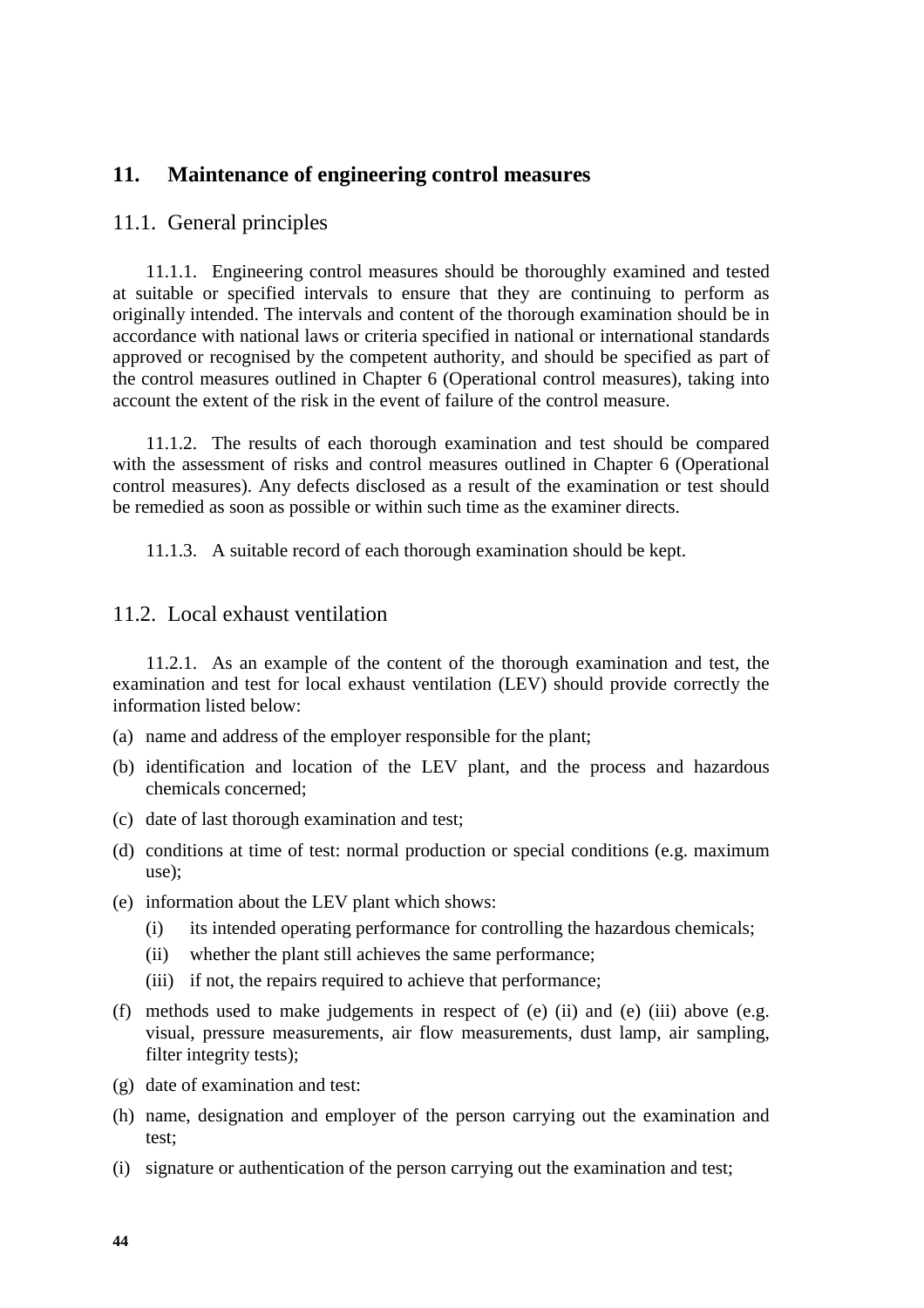## 11. Maintenance of engineering control measures

### 11.1. General principles

11.1.1. Engineering control measures should be thoroughly examined and tested at suitable or specified intervals to ensure that they are continuing to perform as originally intended. The intervals and content of the thorough examination should be in accordance with national laws or criteria specified in national or international standards approved or recognised by the competent authority, and should be specified as part of the control measures outlined in Chapter 6 (Operational control measures), taking into account the extent of the risk in the event of failure of the control measure.

11.1.2. The results of each thorough examination and test should be compared with the assessment of risks and control measures outlined in Chapter 6 (Operational control measures). Any defects disclosed as a result of the examination or test should be remedied as soon as possible or within such time as the examiner directs.

11.1.3. A suitable record of each thorough examination should be kept.

### 11.2. Local exhaust ventilation

11.2.1. As an example of the content of the thorough examination and test, the examination and test for local exhaust ventilation (LEV) should provide correctly the information listed below:

(a) name and address of the employer responsible for the plant;

(b) identification and location of the LEV plant, and the process and hazardous chemicals concerned;

(c) date of last thorough examination and test;

(d) conditions at time of test: normal production or special conditions (e.g. maximum use);

(e) information about the LEV plant which shows:

- (i) its intended operating performance for controlling the hazardous chemicals;
- (ii) whether the plant still achieves the same performance;
- (iii) if not, the repairs required to achieve that performance;

(f) methods used to make judgements in respect of (e) (ii) and (e) (iii) above (e.g. visual, pressure measurements, air flow measurements, dust lamp, air sampling, filter integrity tests);

(g) date of examination and test:

(h) name, designation and employer of the person carrying out the examination and test;

(i) signature or authentication of the person carrying out the examination and test;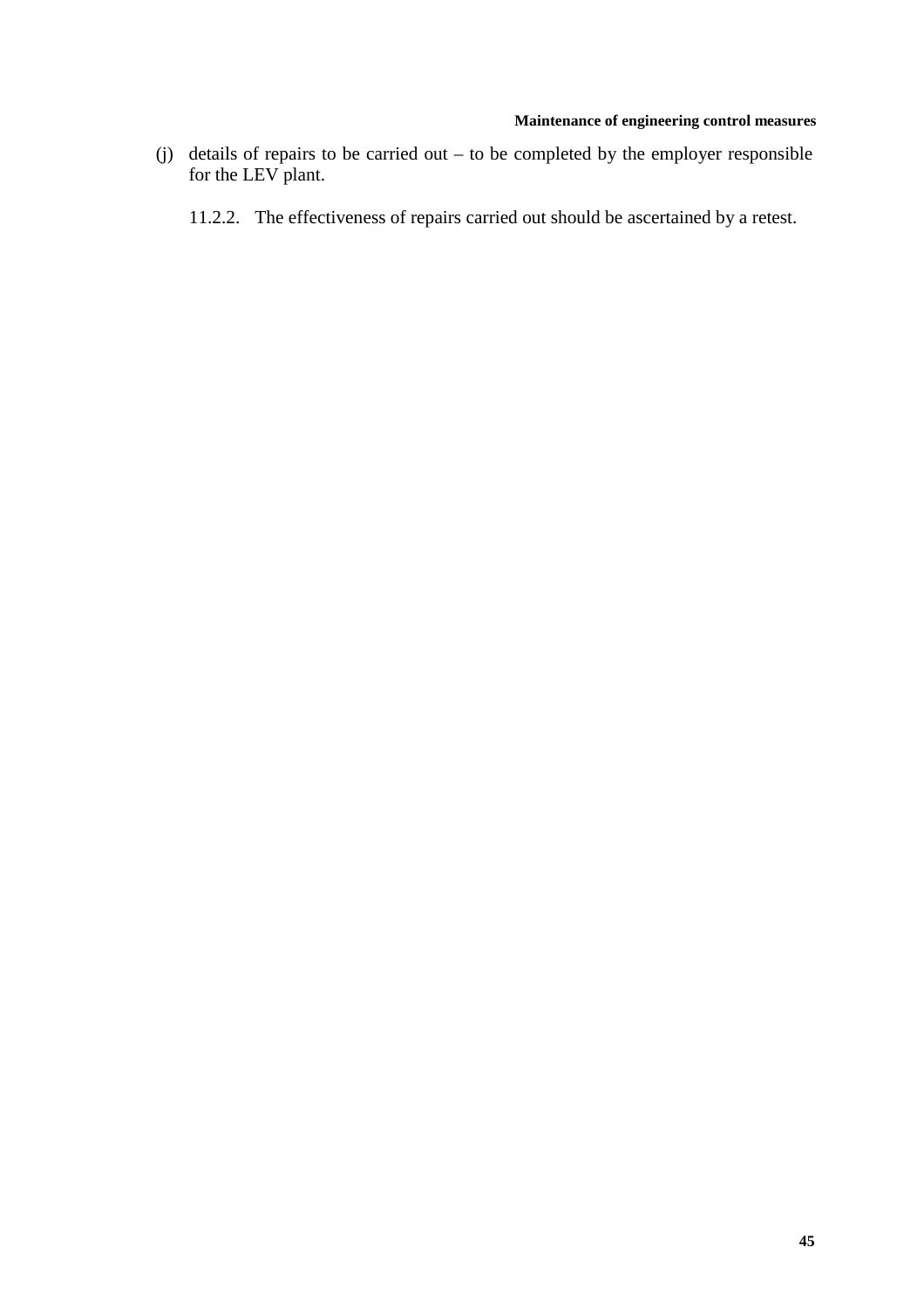(j) details of repairs to be carried out – to be completed by the employer responsible for the LEV plant.

11.2.2. The effectiveness of repairs carried out should be ascertained by a retest.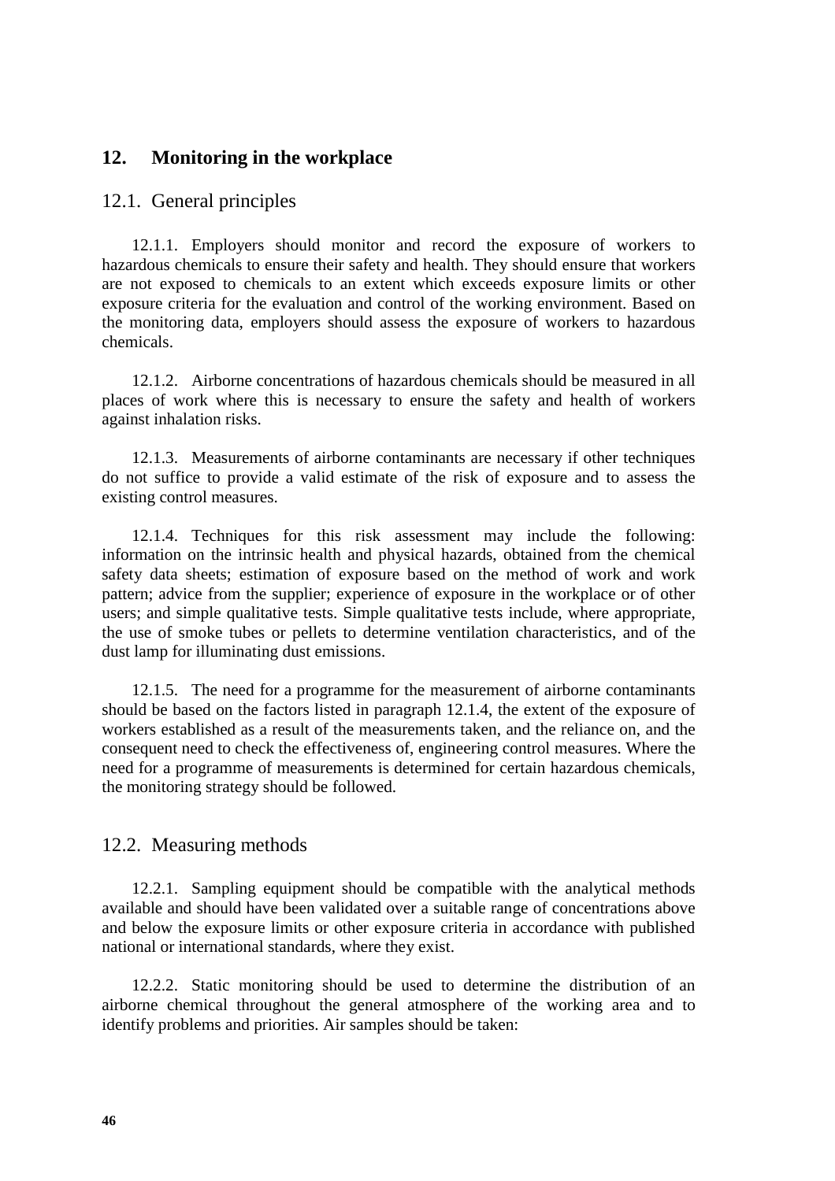## 12. Monitoring in the workplace

### 12.1. General principles

12.1.1. Employers should monitor and record the exposure of workers to hazardous chemicals to ensure their safety and health. They should ensure that workers are not exposed to chemicals to an extent which exceeds exposure limits or other exposure criteria for the evaluation and control of the working environment. Based on the monitoring data, employers should assess the exposure of workers to hazardous chemicals.

12.1.2. Airborne concentrations of hazardous chemicals should be measured in all places of work where this is necessary to ensure the safety and health of workers against inhalation risks.

12.1.3. Measurements of airborne contaminants are necessary if other techniques do not suffice to provide a valid estimate of the risk of exposure and to assess the existing control measures.

12.1.4. Techniques for this risk assessment may include the following: information on the intrinsic health and physical hazards, obtained from the chemical safety data sheets; estimation of exposure based on the method of work and work pattern; advice from the supplier; experience of exposure in the workplace or of other users; and simple qualitative tests. Simple qualitative tests include, where appropriate, the use of smoke tubes or pellets to determine ventilation characteristics, and of the dust lamp for illuminating dust emissions.

12.1.5. The need for a programme for the measurement of airborne contaminants should be based on the factors listed in paragraph 12.1.4, the extent of the exposure of workers established as a result of the measurements taken, and the reliance on, and the consequent need to check the effectiveness of, engineering control measures. Where the need for a programme of measurements is determined for certain hazardous chemicals, the monitoring strategy should be followed.

### 12.2. Measuring methods

12.2.1. Sampling equipment should be compatible with the analytical methods available and should have been validated over a suitable range of concentrations above and below the exposure limits or other exposure criteria in accordance with published national or international standards, where they exist.

12.2.2. Static monitoring should be used to determine the distribution of an airborne chemical throughout the general atmosphere of the working area and to identify problems and priorities. Air samples should be taken: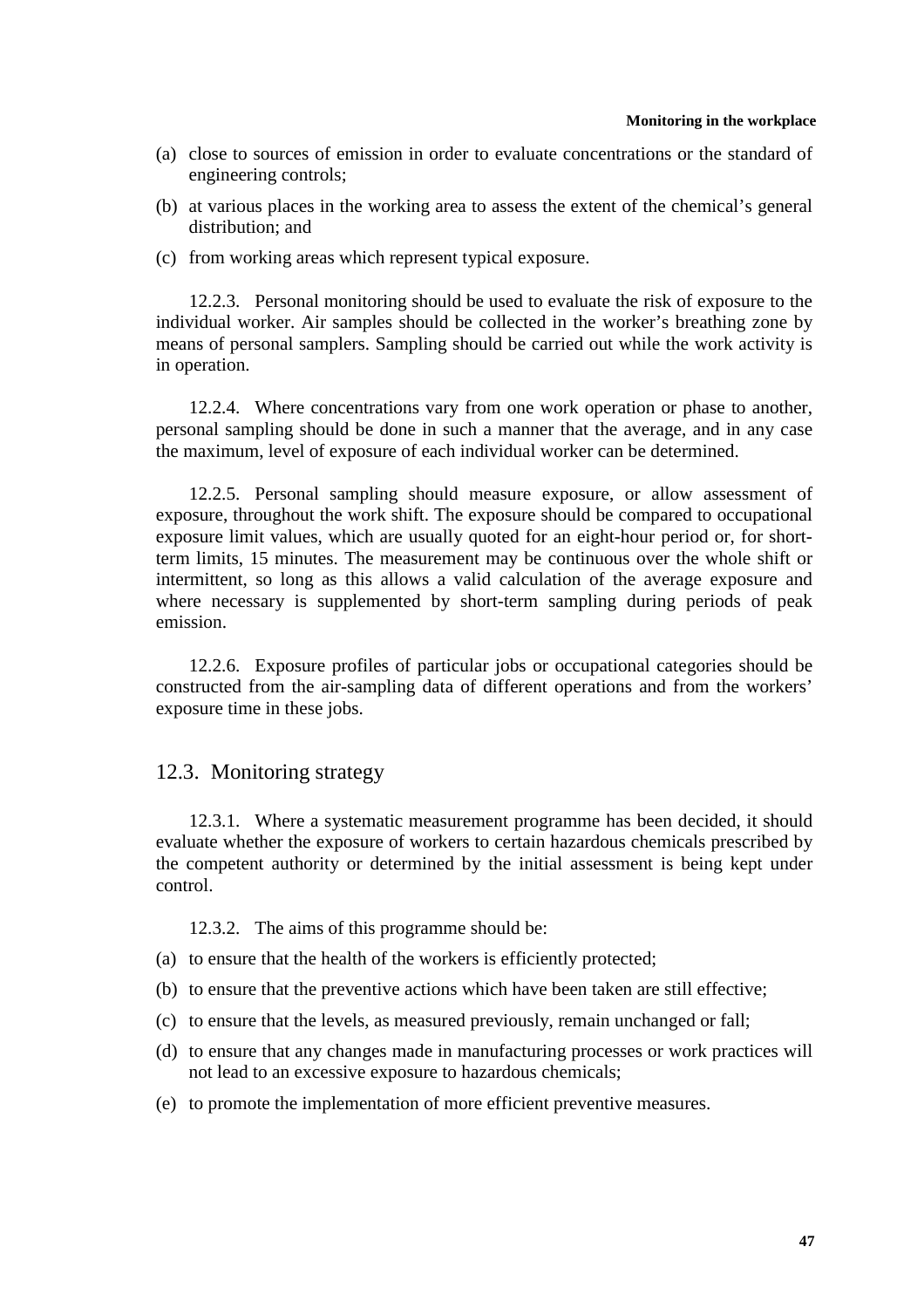(a) close to sources of emission in order to evaluate concentrations or the standard of engineering controls;

(b) at various places in the working area to assess the extent of the chemical's general distribution; and

(c) from working areas which represent typical exposure.

12.2.3. Personal monitoring should be used to evaluate the risk of exposure to the individual worker. Air samples should be collected in the worker's breathing zone by means of personal samplers. Sampling should be carried out while the work activity is in operation.

12.2.4. Where concentrations vary from one work operation or phase to another, personal sampling should be done in such a manner that the average, and in any case the maximum, level of exposure of each individual worker can be determined.

12.2.5. Personal sampling should measure exposure, or allow assessment of exposure, throughout the work shift. The exposure should be compared to occupational exposure limit values, which are usually quoted for an eight-hour period or, for short-term limits, 15 minutes. The measurement may be continuous over the whole shift or intermittent, so long as this allows a valid calculation of the average exposure and where necessary is supplemented by short-term sampling during periods of peak emission.

12.2.6. Exposure profiles of particular jobs or occupational categories should be constructed from the air-sampling data of different operations and from the workers' exposure time in these jobs.

## 12.3. Monitoring strategy

12.3.1. Where a systematic measurement programme has been decided, it should evaluate whether the exposure of workers to certain hazardous chemicals prescribed by the competent authority or determined by the initial assessment is being kept under control.

12.3.2. The aims of this programme should be:

(a) to ensure that the health of the workers is efficiently protected;

(b) to ensure that the preventive actions which have been taken are still effective;

(c) to ensure that the levels, as measured previously, remain unchanged or fall;

(d) to ensure that any changes made in manufacturing processes or work practices will not lead to an excessive exposure to hazardous chemicals;

(e) to promote the implementation of more efficient preventive measures.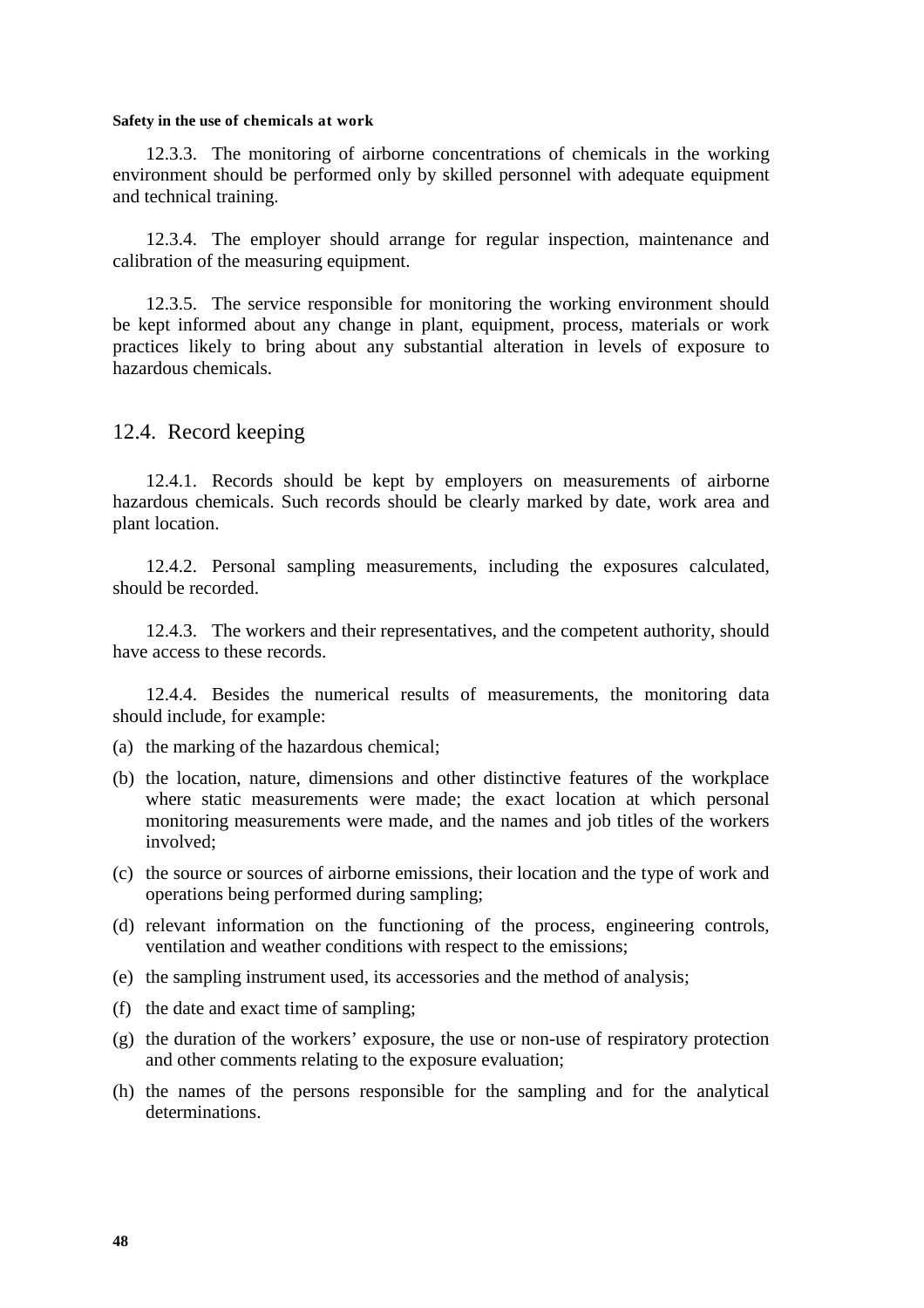12.3.3. The monitoring of airborne concentrations of chemicals in the working environment should be performed only by skilled personnel with adequate equipment and technical training.

12.3.4. The employer should arrange for regular inspection, maintenance and calibration of the measuring equipment.

12.3.5. The service responsible for monitoring the working environment should be kept informed about any change in plant, equipment, process, materials or work practices likely to bring about any substantial alteration in levels of exposure to hazardous chemicals.

## 12.4. Record keeping

12.4.1. Records should be kept by employers on measurements of airborne hazardous chemicals. Such records should be clearly marked by date, work area and plant location.

12.4.2. Personal sampling measurements, including the exposures calculated, should be recorded.

12.4.3. The workers and their representatives, and the competent authority, should have access to these records.

12.4.4. Besides the numerical results of measurements, the monitoring data should include, for example:

(a) the marking of the hazardous chemical;

(b) the location, nature, dimensions and other distinctive features of the workplace where static measurements were made; the exact location at which personal monitoring measurements were made, and the names and job titles of the workers involved;

(c) the source or sources of airborne emissions, their location and the type of work and operations being performed during sampling;

(d) relevant information on the functioning of the process, engineering controls, ventilation and weather conditions with respect to the emissions;

(e) the sampling instrument used, its accessories and the method of analysis;

(f) the date and exact time of sampling;

(g) the duration of the workers' exposure, the use or non-use of respiratory protection and other comments relating to the exposure evaluation;

(h) the names of the persons responsible for the sampling and for the analytical determinations.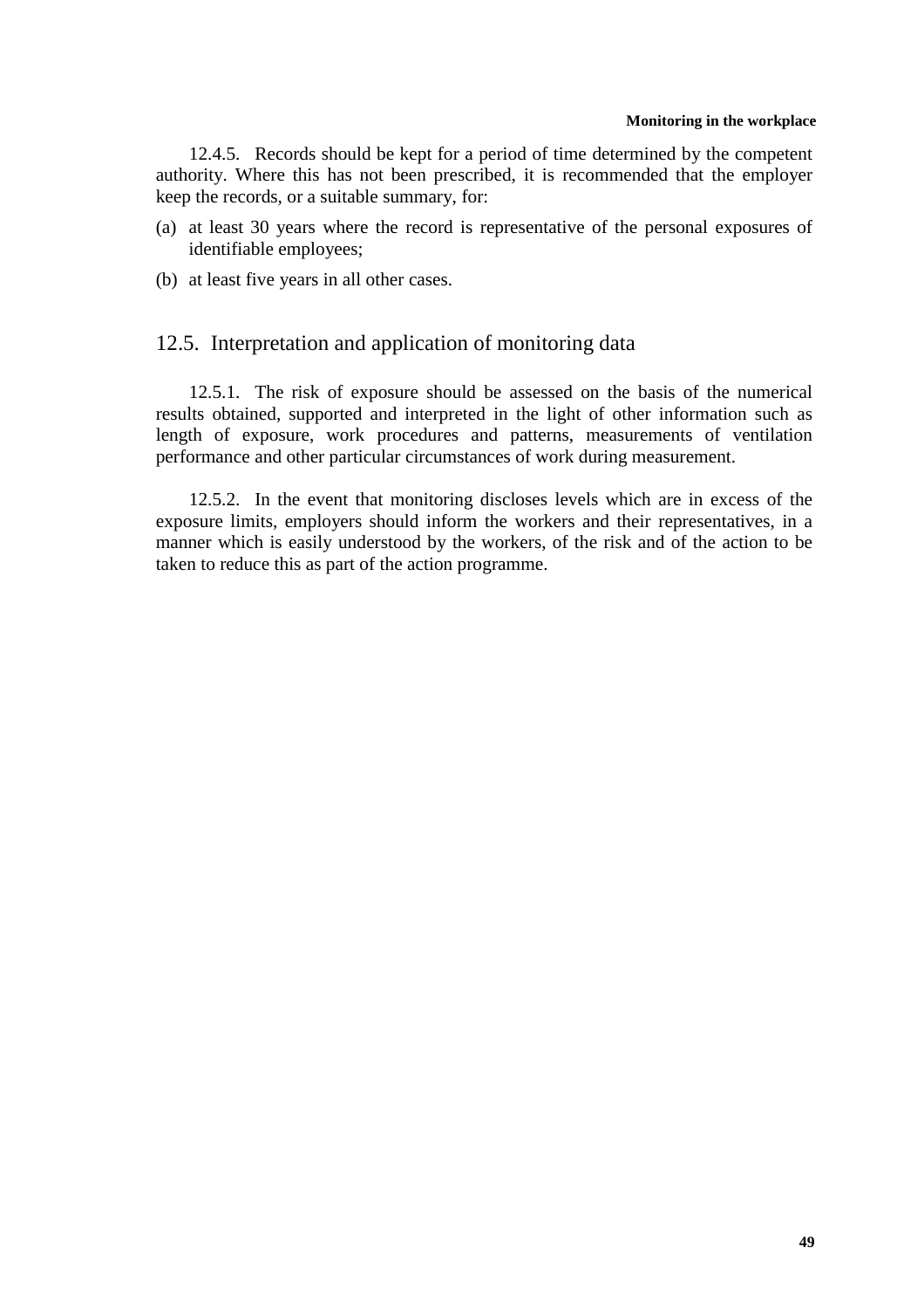12.4.5. Records should be kept for a period of time determined by the competent authority. Where this has not been prescribed, it is recommended that the employer keep the records, or a suitable summary, for:

(a) at least 30 years where the record is representative of the personal exposures of identifiable employees;

(b) at least five years in all other cases.

## 12.5. Interpretation and application of monitoring data

12.5.1. The risk of exposure should be assessed on the basis of the numerical results obtained, supported and interpreted in the light of other information such as length of exposure, work procedures and patterns, measurements of ventilation performance and other particular circumstances of work during measurement.

12.5.2. In the event that monitoring discloses levels which are in excess of the exposure limits, employers should inform the workers and their representatives, in a manner which is easily understood by the workers, of the risk and of the action to be taken to reduce this as part of the action programme.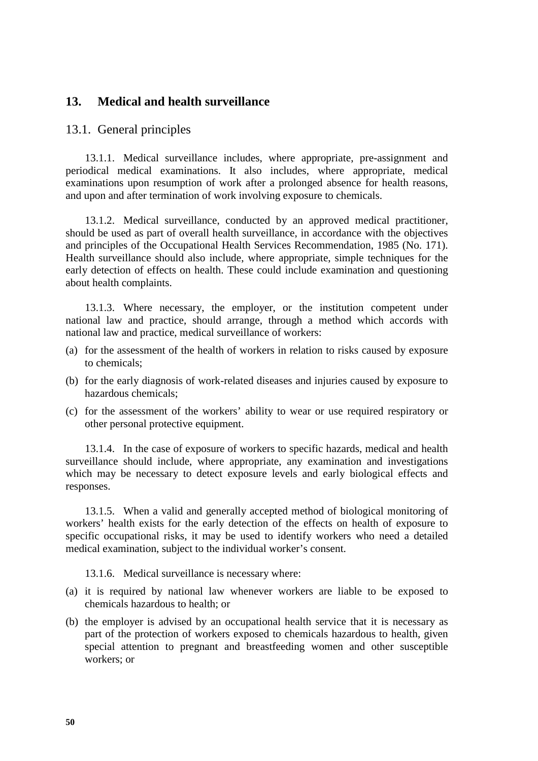## 13. Medical and health surveillance

### 13.1. General principles

13.1.1. Medical surveillance includes, where appropriate, pre-assignment and periodical medical examinations. It also includes, where appropriate, medical examinations upon resumption of work after a prolonged absence for health reasons, and upon and after termination of work involving exposure to chemicals.

13.1.2. Medical surveillance, conducted by an approved medical practitioner, should be used as part of overall health surveillance, in accordance with the objectives and principles of the Occupational Health Services Recommendation, 1985 (No. 171). Health surveillance should also include, where appropriate, simple techniques for the early detection of effects on health. These could include examination and questioning about health complaints.

13.1.3. Where necessary, the employer, or the institution competent under national law and practice, should arrange, through a method which accords with national law and practice, medical surveillance of workers:

(a) for the assessment of the health of workers in relation to risks caused by exposure to chemicals;

(b) for the early diagnosis of work-related diseases and injuries caused by exposure to hazardous chemicals;

(c) for the assessment of the workers' ability to wear or use required respiratory or other personal protective equipment.

13.1.4. In the case of exposure of workers to specific hazards, medical and health surveillance should include, where appropriate, any examination and investigations which may be necessary to detect exposure levels and early biological effects and responses.

13.1.5. When a valid and generally accepted method of biological monitoring of workers' health exists for the early detection of the effects on health of exposure to specific occupational risks, it may be used to identify workers who need a detailed medical examination, subject to the individual worker's consent.

13.1.6. Medical surveillance is necessary where:

(a) it is required by national law whenever workers are liable to be exposed to chemicals hazardous to health; or

(b) the employer is advised by an occupational health service that it is necessary as part of the protection of workers exposed to chemicals hazardous to health, given special attention to pregnant and breastfeeding women and other susceptible workers; or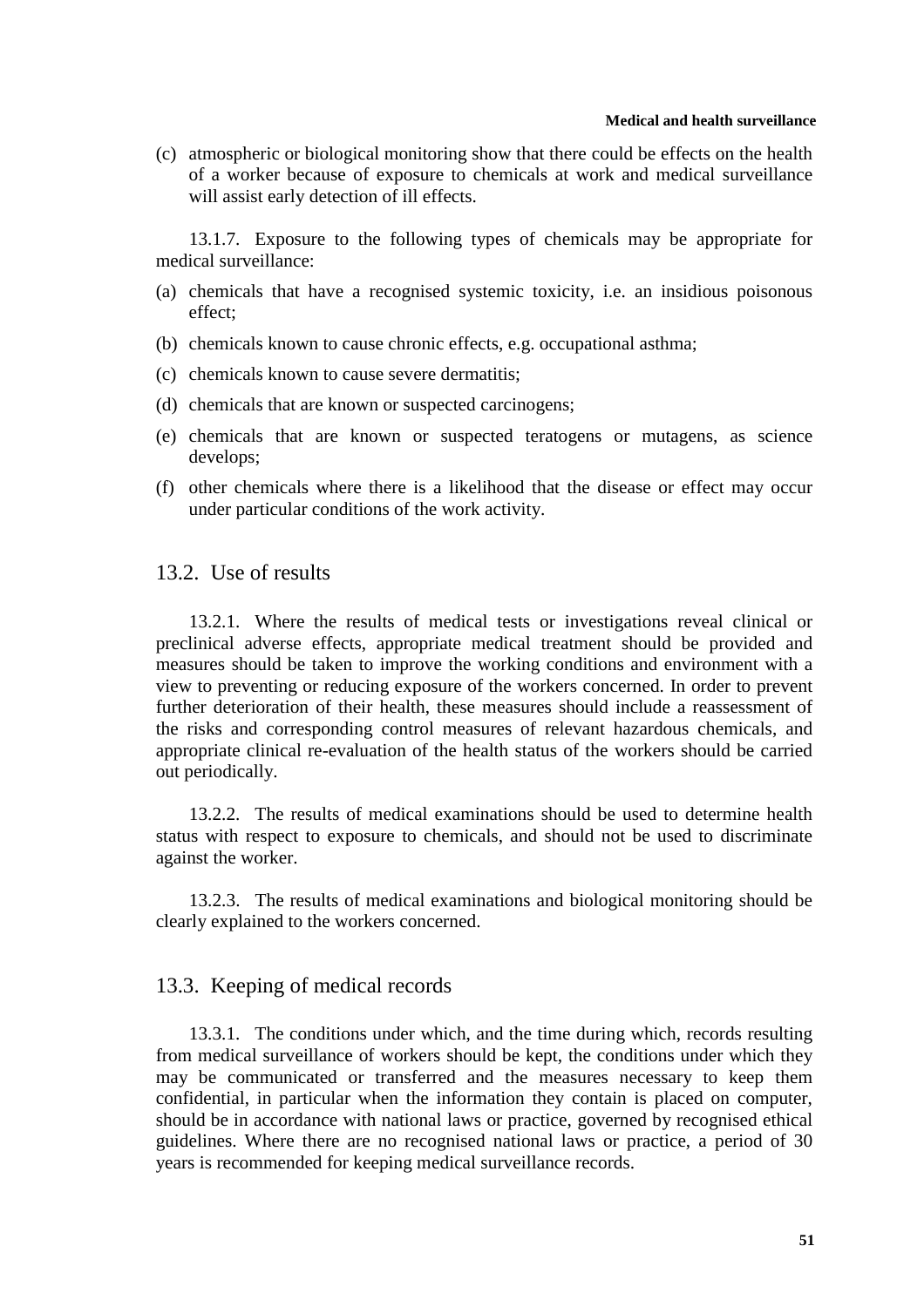(c) atmospheric or biological monitoring show that there could be effects on the health of a worker because of exposure to chemicals at work and medical surveillance will assist early detection of ill effects.

13.1.7. Exposure to the following types of chemicals may be appropriate for medical surveillance:

(a) chemicals that have a recognised systemic toxicity, i.e. an insidious poisonous effect;

(b) chemicals known to cause chronic effects, e.g. occupational asthma;

(c) chemicals known to cause severe dermatitis;

(d) chemicals that are known or suspected carcinogens;

(e) chemicals that are known or suspected teratogens or mutagens, as science develops;

(f) other chemicals where there is a likelihood that the disease or effect may occur under particular conditions of the work activity.

## 13.2. Use of results

13.2.1. Where the results of medical tests or investigations reveal clinical or preclinical adverse effects, appropriate medical treatment should be provided and measures should be taken to improve the working conditions and environment with a view to preventing or reducing exposure of the workers concerned. In order to prevent further deterioration of their health, these measures should include a reassessment of the risks and corresponding control measures of relevant hazardous chemicals, and appropriate clinical re-evaluation of the health status of the workers should be carried out periodically.

13.2.2. The results of medical examinations should be used to determine health status with respect to exposure to chemicals, and should not be used to discriminate against the worker.

13.2.3. The results of medical examinations and biological monitoring should be clearly explained to the workers concerned.

## 13.3. Keeping of medical records

13.3.1. The conditions under which, and the time during which, records resulting from medical surveillance of workers should be kept, the conditions under which they may be communicated or transferred and the measures necessary to keep them confidential, in particular when the information they contain is placed on computer, should be in accordance with national laws or practice, governed by recognised ethical guidelines. Where there are no recognised national laws or practice, a period of 30 years is recommended for keeping medical surveillance records.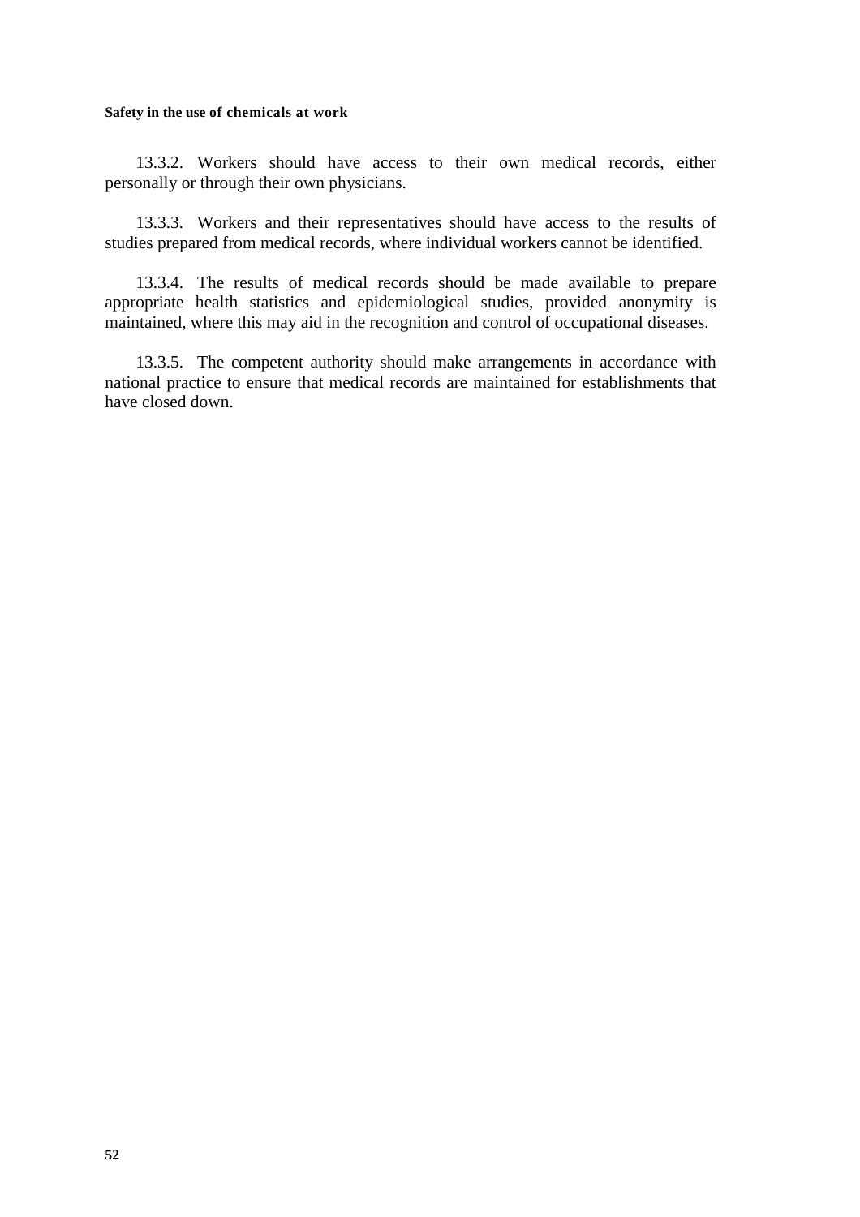13.3.2. Workers should have access to their own medical records, either personally or through their own physicians.

13.3.3. Workers and their representatives should have access to the results of studies prepared from medical records, where individual workers cannot be identified.

13.3.4. The results of medical records should be made available to prepare appropriate health statistics and epidemiological studies, provided anonymity is maintained, where this may aid in the recognition and control of occupational diseases.

13.3.5. The competent authority should make arrangements in accordance with national practice to ensure that medical records are maintained for establishments that have closed down.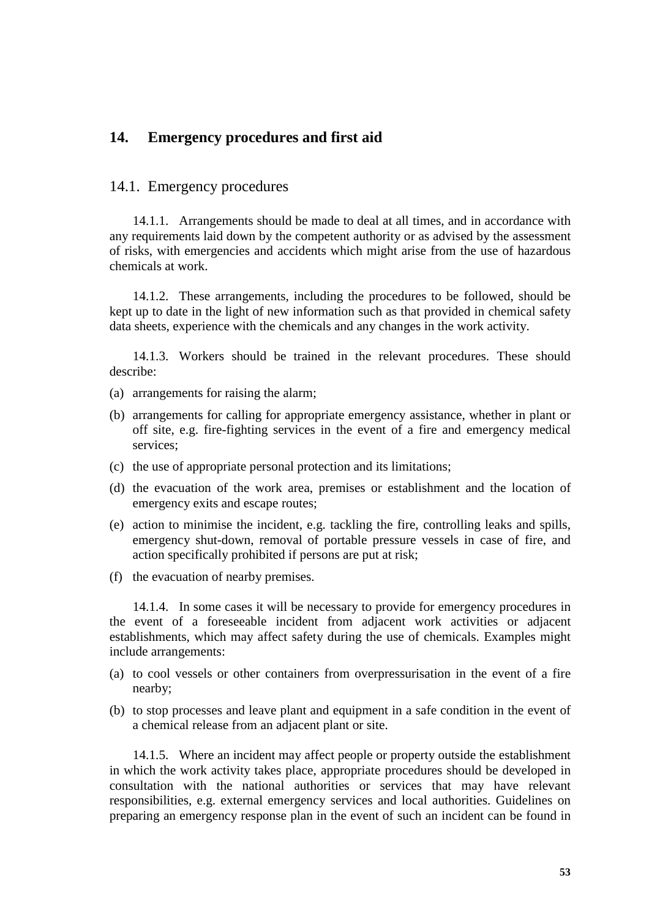## 14. Emergency procedures and first aid

### 14.1. Emergency procedures

14.1.1. Arrangements should be made to deal at all times, and in accordance with any requirements laid down by the competent authority or as advised by the assessment of risks, with emergencies and accidents which might arise from the use of hazardous chemicals at work.

14.1.2. These arrangements, including the procedures to be followed, should be kept up to date in the light of new information such as that provided in chemical safety data sheets, experience with the chemicals and any changes in the work activity.

14.1.3. Workers should be trained in the relevant procedures. These should describe:

(a) arrangements for raising the alarm;

(b) arrangements for calling for appropriate emergency assistance, whether in plant or off site, e.g. fire-fighting services in the event of a fire and emergency medical services;

(c) the use of appropriate personal protection and its limitations;

(d) the evacuation of the work area, premises or establishment and the location of emergency exits and escape routes;

(e) action to minimise the incident, e.g. tackling the fire, controlling leaks and spills, emergency shut-down, removal of portable pressure vessels in case of fire, and action specifically prohibited if persons are put at risk;

(f) the evacuation of nearby premises.

14.1.4. In some cases it will be necessary to provide for emergency procedures in the event of a foreseeable incident from adjacent work activities or adjacent establishments, which may affect safety during the use of chemicals. Examples might include arrangements:

(a) to cool vessels or other containers from overpressurisation in the event of a fire nearby;

(b) to stop processes and leave plant and equipment in a safe condition in the event of a chemical release from an adjacent plant or site.

14.1.5. Where an incident may affect people or property outside the establishment in which the work activity takes place, appropriate procedures should be developed in consultation with the national authorities or services that may have relevant responsibilities, e.g. external emergency services and local authorities. Guidelines on preparing an emergency response plan in the event of such an incident can be found in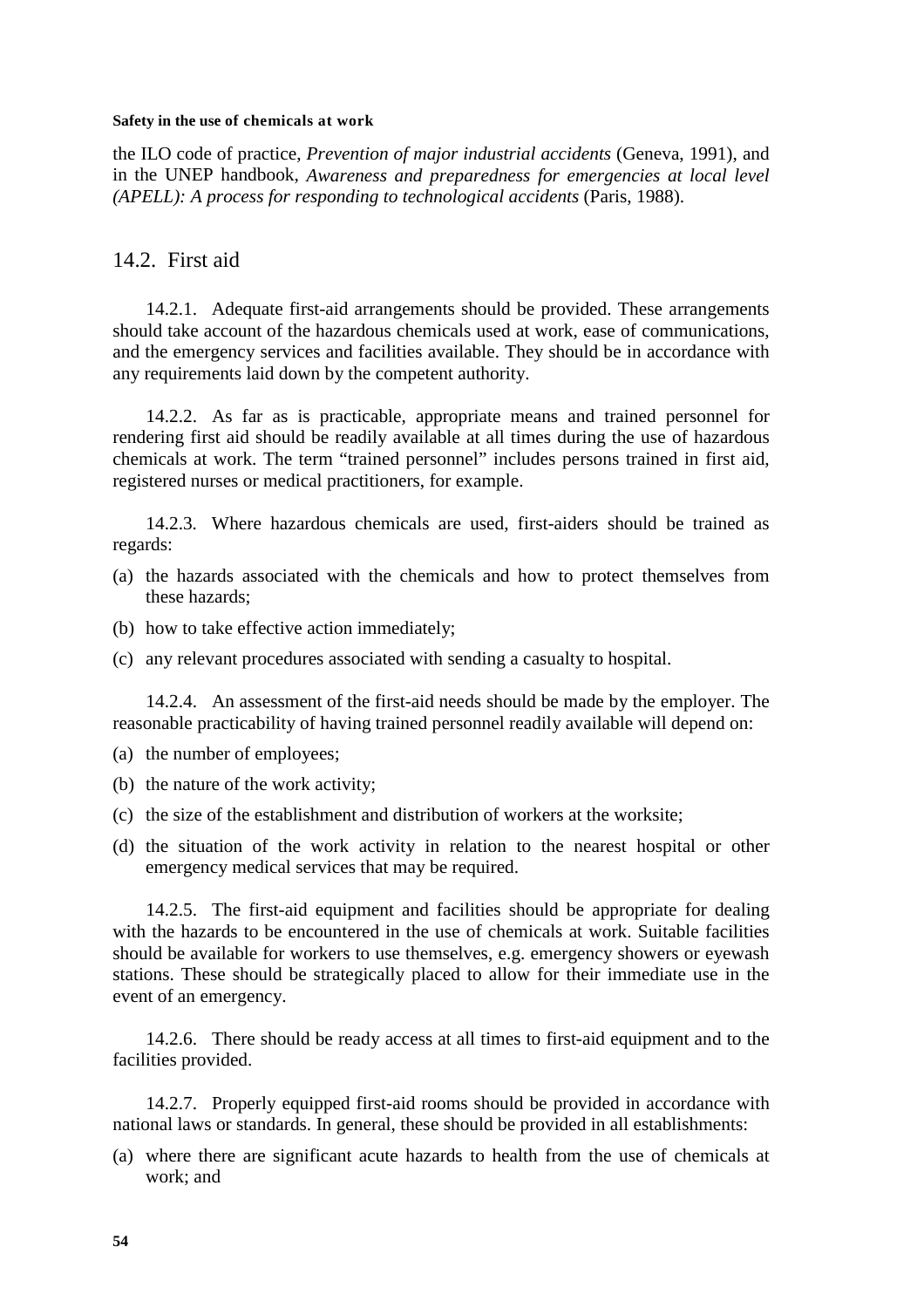the ILO code of practice, *Prevention of major industrial accidents* (Geneva, 1991), and in the UNEP handbook, *Awareness and preparedness for emergencies at local level (APELL): A process for responding to technological accidents* (Paris, 1988).

## 14.2. First aid

14.2.1. Adequate first-aid arrangements should be provided. These arrangements should take account of the hazardous chemicals used at work, ease of communications, and the emergency services and facilities available. They should be in accordance with any requirements laid down by the competent authority.

14.2.2. As far as is practicable, appropriate means and trained personnel for rendering first aid should be readily available at all times during the use of hazardous chemicals at work. The term "trained personnel" includes persons trained in first aid, registered nurses or medical practitioners, for example.

14.2.3. Where hazardous chemicals are used, first-aiders should be trained as regards:

(a) the hazards associated with the chemicals and how to protect themselves from these hazards;

(b) how to take effective action immediately;

(c) any relevant procedures associated with sending a casualty to hospital.

14.2.4. An assessment of the first-aid needs should be made by the employer. The reasonable practicability of having trained personnel readily available will depend on:

(a) the number of employees;

(b) the nature of the work activity;

(c) the size of the establishment and distribution of workers at the worksite;

(d) the situation of the work activity in relation to the nearest hospital or other emergency medical services that may be required.

14.2.5. The first-aid equipment and facilities should be appropriate for dealing with the hazards to be encountered in the use of chemicals at work. Suitable facilities should be available for workers to use themselves, e.g. emergency showers or eyewash stations. These should be strategically placed to allow for their immediate use in the event of an emergency.

14.2.6. There should be ready access at all times to first-aid equipment and to the facilities provided.

14.2.7. Properly equipped first-aid rooms should be provided in accordance with national laws or standards. In general, these should be provided in all establishments:

(a) where there are significant acute hazards to health from the use of chemicals at work; and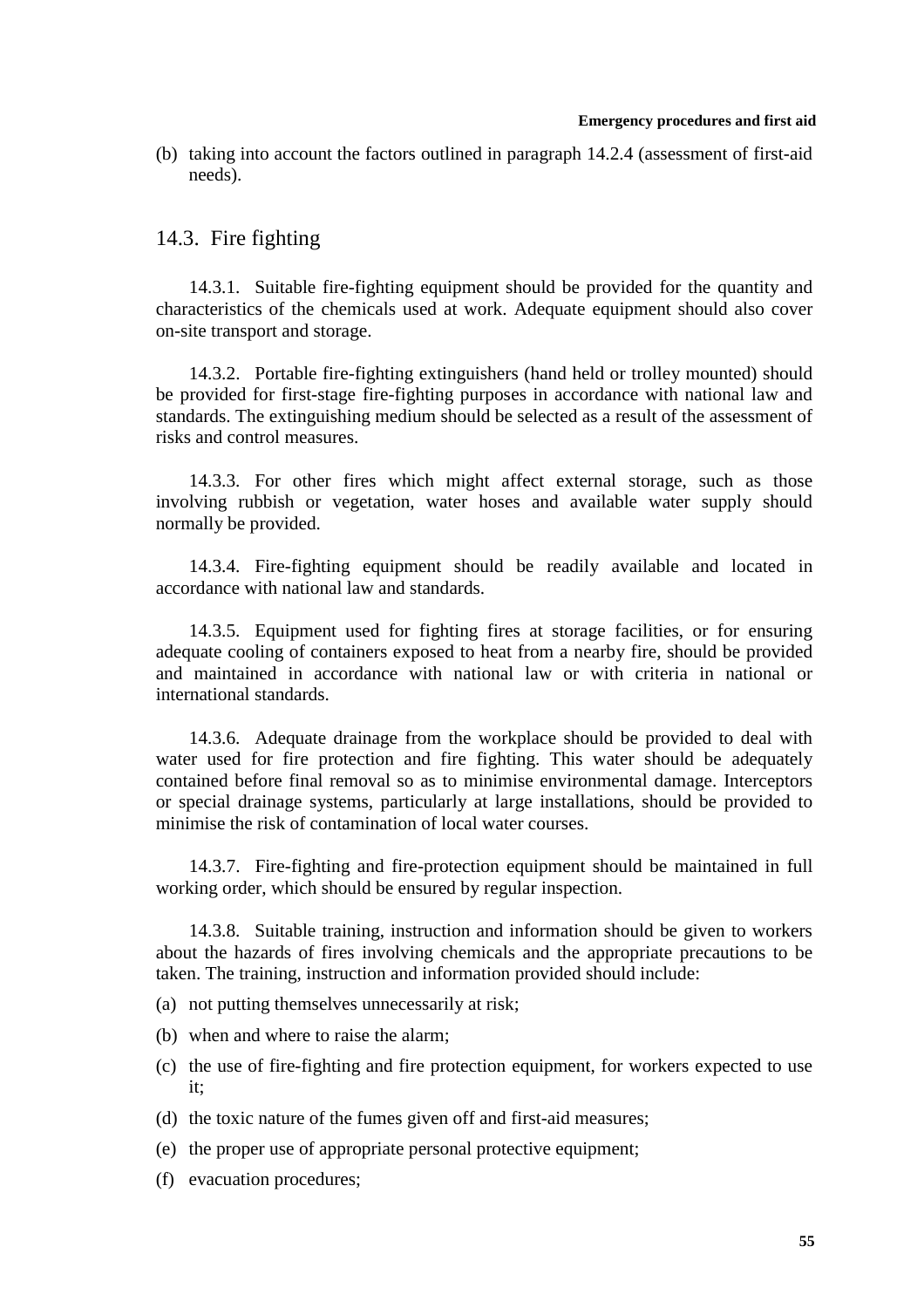(b) taking into account the factors outlined in paragraph 14.2.4 (assessment of first-aid needs).

## 14.3. Fire fighting

14.3.1. Suitable fire-fighting equipment should be provided for the quantity and characteristics of the chemicals used at work. Adequate equipment should also cover on-site transport and storage.

14.3.2. Portable fire-fighting extinguishers (hand held or trolley mounted) should be provided for first-stage fire-fighting purposes in accordance with national law and standards. The extinguishing medium should be selected as a result of the assessment of risks and control measures.

14.3.3. For other fires which might affect external storage, such as those involving rubbish or vegetation, water hoses and available water supply should normally be provided.

14.3.4. Fire-fighting equipment should be readily available and located in accordance with national law and standards.

14.3.5. Equipment used for fighting fires at storage facilities, or for ensuring adequate cooling of containers exposed to heat from a nearby fire, should be provided and maintained in accordance with national law or with criteria in national or international standards.

14.3.6. Adequate drainage from the workplace should be provided to deal with water used for fire protection and fire fighting. This water should be adequately contained before final removal so as to minimise environmental damage. Interceptors or special drainage systems, particularly at large installations, should be provided to minimise the risk of contamination of local water courses.

14.3.7. Fire-fighting and fire-protection equipment should be maintained in full working order, which should be ensured by regular inspection.

14.3.8. Suitable training, instruction and information should be given to workers about the hazards of fires involving chemicals and the appropriate precautions to be taken. The training, instruction and information provided should include:

(a) not putting themselves unnecessarily at risk;

(b) when and where to raise the alarm;

(c) the use of fire-fighting and fire protection equipment, for workers expected to use it;

(d) the toxic nature of the fumes given off and first-aid measures;

(e) the proper use of appropriate personal protective equipment;

(f) evacuation procedures;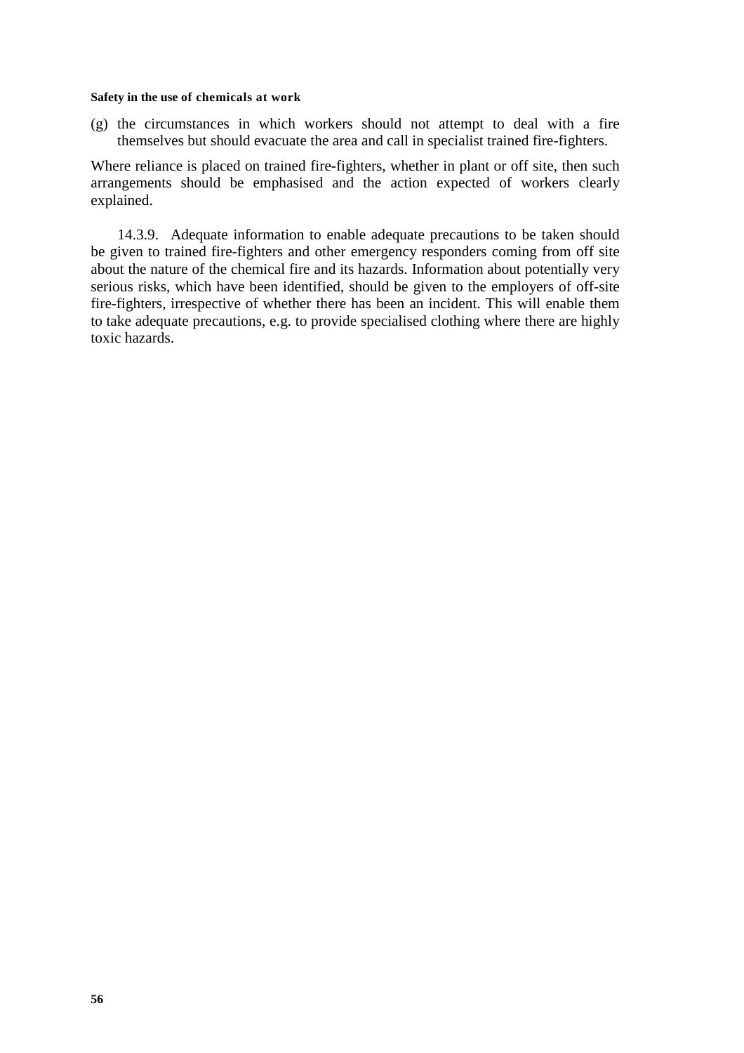(g) the circumstances in which workers should not attempt to deal with a fire themselves but should evacuate the area and call in specialist trained fire-fighters.

Where reliance is placed on trained fire-fighters, whether in plant or off site, then such arrangements should be emphasised and the action expected of workers clearly explained.

14.3.9. Adequate information to enable adequate precautions to be taken should be given to trained fire-fighters and other emergency responders coming from off site about the nature of the chemical fire and its hazards. Information about potentially very serious risks, which have been identified, should be given to the employers of off-site fire-fighters, irrespective of whether there has been an incident. This will enable them to take adequate precautions, e.g. to provide specialised clothing where there are highly toxic hazards.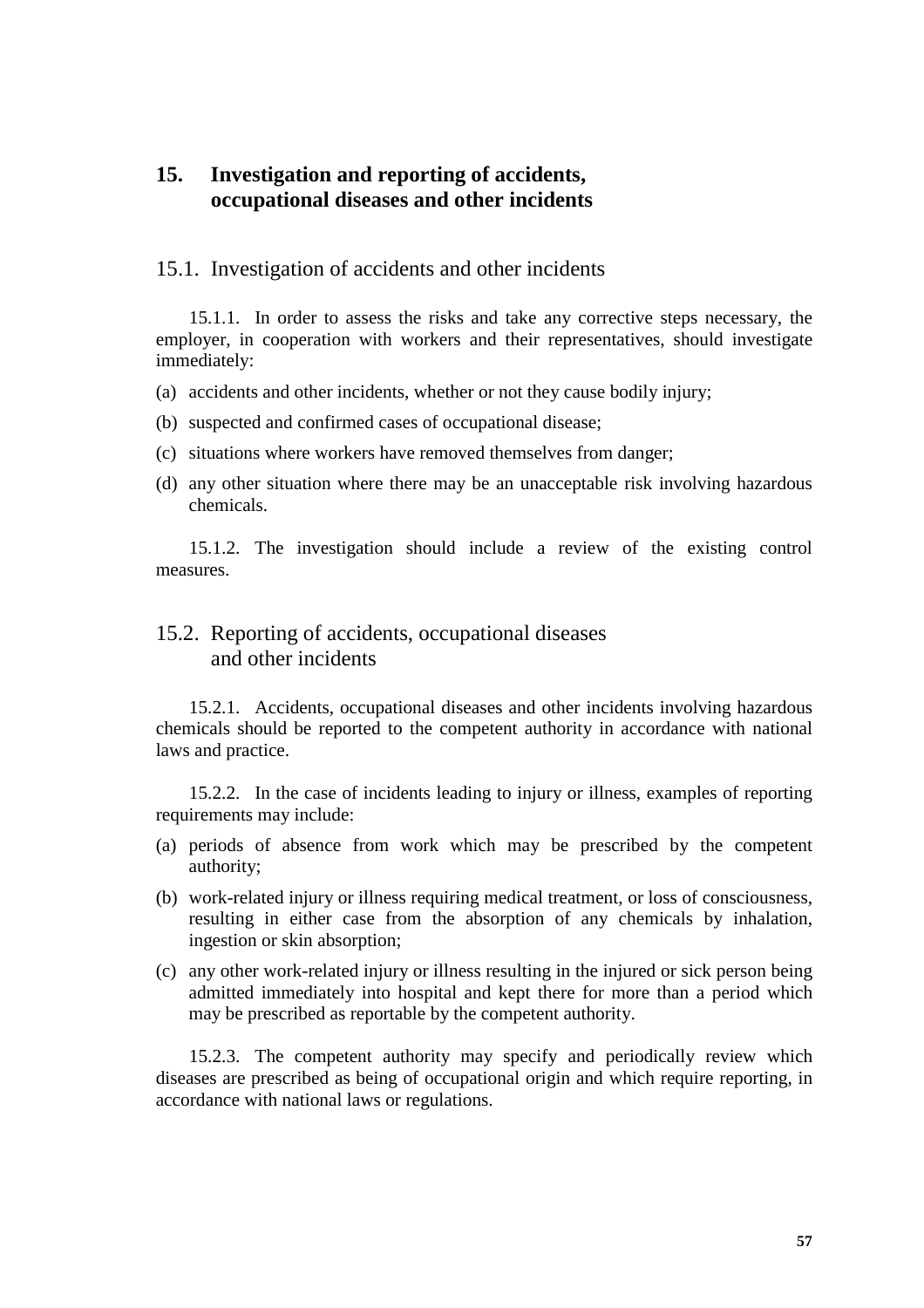# 15. Investigation and reporting of accidents, occupational diseases and other incidents

## 15.1. Investigation of accidents and other incidents

15.1.1. In order to assess the risks and take any corrective steps necessary, the employer, in cooperation with workers and their representatives, should investigate immediately:

(a) accidents and other incidents, whether or not they cause bodily injury;

(b) suspected and confirmed cases of occupational disease;

(c) situations where workers have removed themselves from danger;

(d) any other situation where there may be an unacceptable risk involving hazardous chemicals.

15.1.2. The investigation should include a review of the existing control measures.

## 15.2. Reporting of accidents, occupational diseases and other incidents

15.2.1. Accidents, occupational diseases and other incidents involving hazardous chemicals should be reported to the competent authority in accordance with national laws and practice.

15.2.2. In the case of incidents leading to injury or illness, examples of reporting requirements may include:

(a) periods of absence from work which may be prescribed by the competent authority;

(b) work-related injury or illness requiring medical treatment, or loss of consciousness, resulting in either case from the absorption of any chemicals by inhalation, ingestion or skin absorption;

(c) any other work-related injury or illness resulting in the injured or sick person being admitted immediately into hospital and kept there for more than a period which may be prescribed as reportable by the competent authority.

15.2.3. The competent authority may specify and periodically review which diseases are prescribed as being of occupational origin and which require reporting, in accordance with national laws or regulations.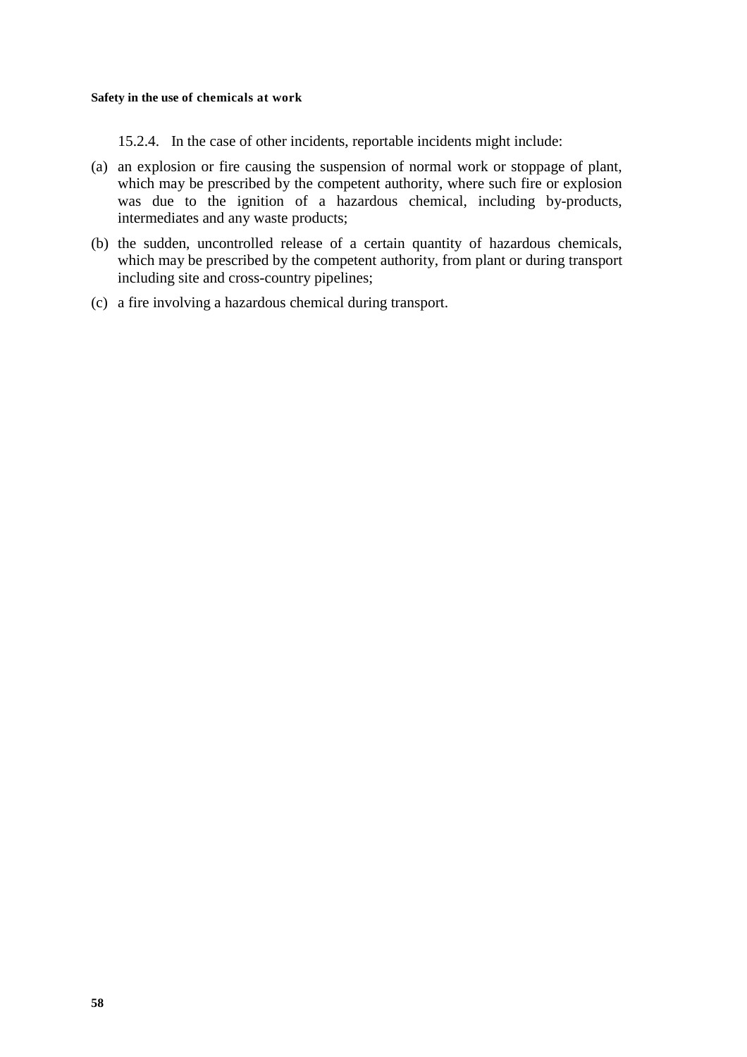15.2.4. In the case of other incidents, reportable incidents might include:

(a) an explosion or fire causing the suspension of normal work or stoppage of plant, which may be prescribed by the competent authority, where such fire or explosion was due to the ignition of a hazardous chemical, including by-products, intermediates and any waste products;

(b) the sudden, uncontrolled release of a certain quantity of hazardous chemicals, which may be prescribed by the competent authority, from plant or during transport including site and cross-country pipelines;

(c) a fire involving a hazardous chemical during transport.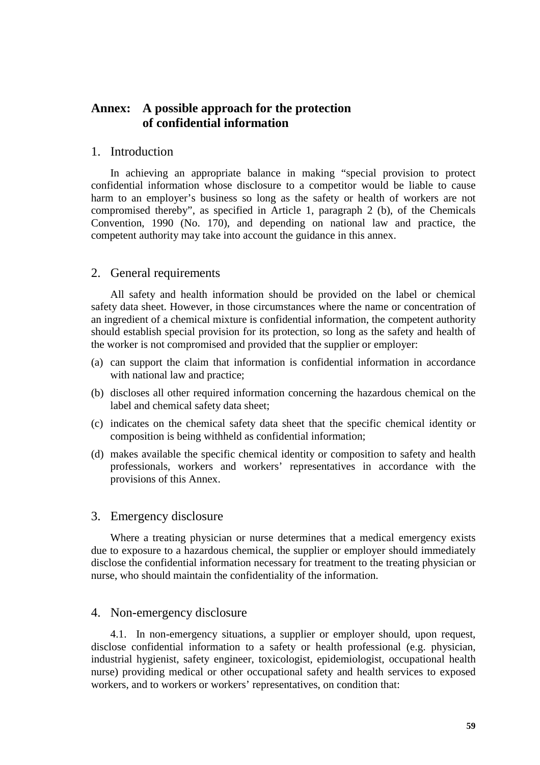# Annex: A possible approach for the protection of confidential information

## 1. Introduction

In achieving an appropriate balance in making "special provision to protect confidential information whose disclosure to a competitor would be liable to cause harm to an employer's business so long as the safety or health of workers are not compromised thereby", as specified in Article 1, paragraph 2 (b), of the Chemicals Convention, 1990 (No. 170), and depending on national law and practice, the competent authority may take into account the guidance in this annex.

## 2. General requirements

All safety and health information should be provided on the label or chemical safety data sheet. However, in those circumstances where the name or concentration of an ingredient of a chemical mixture is confidential information, the competent authority should establish special provision for its protection, so long as the safety and health of the worker is not compromised and provided that the supplier or employer:

(a) can support the claim that information is confidential information in accordance with national law and practice;

(b) discloses all other required information concerning the hazardous chemical on the label and chemical safety data sheet;

(c) indicates on the chemical safety data sheet that the specific chemical identity or composition is being withheld as confidential information;

(d) makes available the specific chemical identity or composition to safety and health professionals, workers and workers' representatives in accordance with the provisions of this Annex.

## 3. Emergency disclosure

Where a treating physician or nurse determines that a medical emergency exists due to exposure to a hazardous chemical, the supplier or employer should immediately disclose the confidential information necessary for treatment to the treating physician or nurse, who should maintain the confidentiality of the information.

## 4. Non-emergency disclosure

4.1. In non-emergency situations, a supplier or employer should, upon request, disclose confidential information to a safety or health professional (e.g. physician, industrial hygienist, safety engineer, toxicologist, epidemiologist, occupational health nurse) providing medical or other occupational safety and health services to exposed workers, and to workers or workers' representatives, on condition that: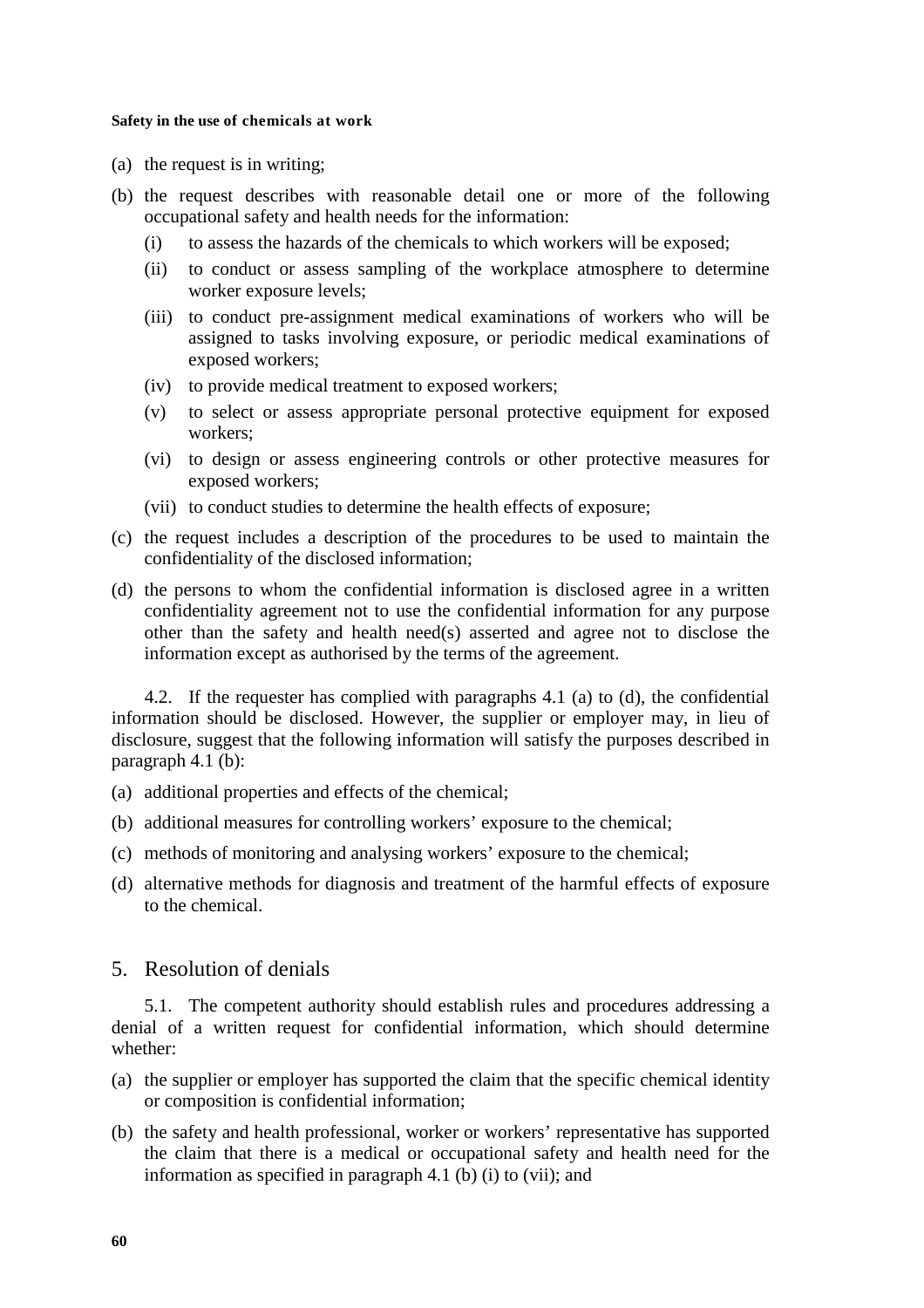(a) the request is in writing;

(b) the request describes with reasonable detail one or more of the following occupational safety and health needs for the information:

    (i) to assess the hazards of the chemicals to which workers will be exposed;

    (ii) to conduct or assess sampling of the workplace atmosphere to determine worker exposure levels;

    (iii) to conduct pre-assignment medical examinations of workers who will be assigned to tasks involving exposure, or periodic medical examinations of exposed workers;

    (iv) to provide medical treatment to exposed workers;

    (v) to select or assess appropriate personal protective equipment for exposed workers;

    (vi) to design or assess engineering controls or other protective measures for exposed workers;

    (vii) to conduct studies to determine the health effects of exposure;

(c) the request includes a description of the procedures to be used to maintain the confidentiality of the disclosed information;

(d) the persons to whom the confidential information is disclosed agree in a written confidentiality agreement not to use the confidential information for any purpose other than the safety and health need(s) asserted and agree not to disclose the information except as authorised by the terms of the agreement.

4.2. If the requester has complied with paragraphs 4.1 (a) to (d), the confidential information should be disclosed. However, the supplier or employer may, in lieu of disclosure, suggest that the following information will satisfy the purposes described in paragraph 4.1 (b):

(a) additional properties and effects of the chemical;

(b) additional measures for controlling workers' exposure to the chemical;

(c) methods of monitoring and analysing workers' exposure to the chemical;

(d) alternative methods for diagnosis and treatment of the harmful effects of exposure to the chemical.

## 5. Resolution of denials

5.1. The competent authority should establish rules and procedures addressing a denial of a written request for confidential information, which should determine whether:

(a) the supplier or employer has supported the claim that the specific chemical identity or composition is confidential information;

(b) the safety and health professional, worker or workers' representative has supported the claim that there is a medical or occupational safety and health need for the information as specified in paragraph 4.1 (b) (i) to (vii); and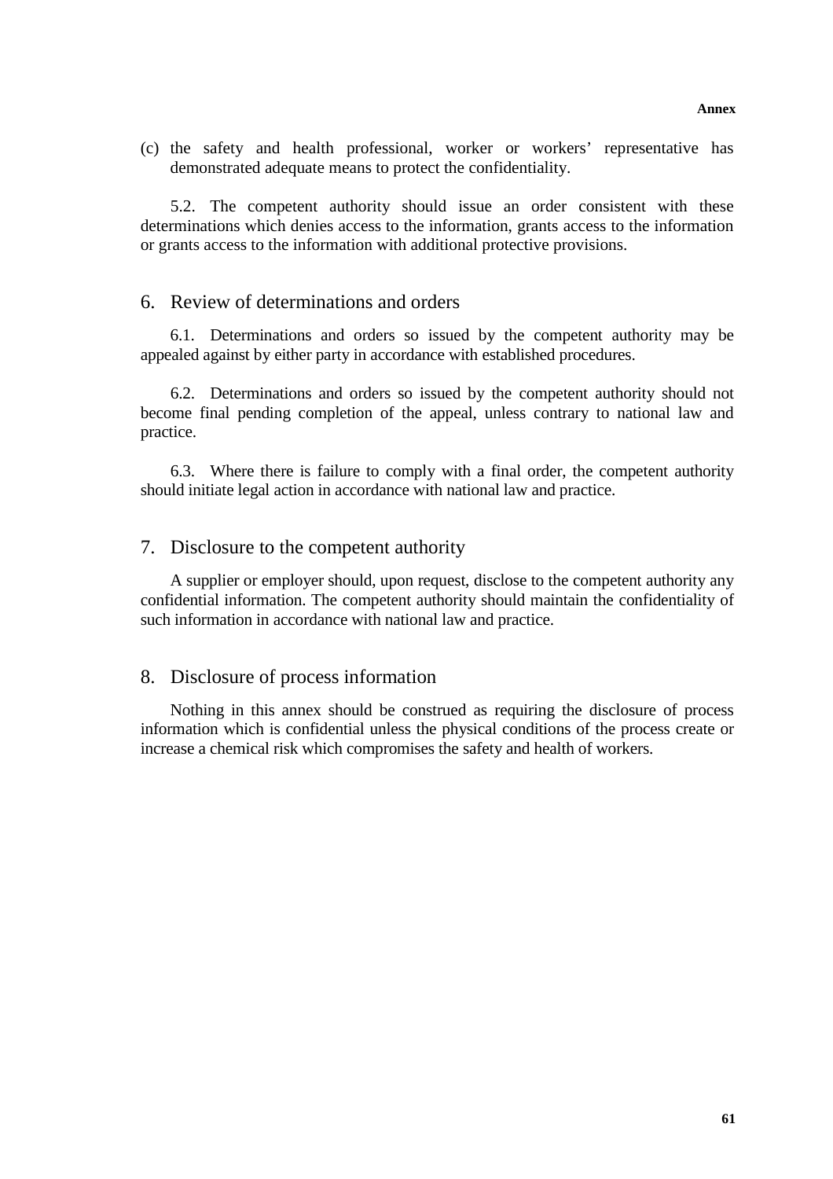(c) the safety and health professional, worker or workers' representative has demonstrated adequate means to protect the confidentiality.

5.2. The competent authority should issue an order consistent with these determinations which denies access to the information, grants access to the information or grants access to the information with additional protective provisions.

## 6. Review of determinations and orders

6.1. Determinations and orders so issued by the competent authority may be appealed against by either party in accordance with established procedures.

6.2. Determinations and orders so issued by the competent authority should not become final pending completion of the appeal, unless contrary to national law and practice.

6.3. Where there is failure to comply with a final order, the competent authority should initiate legal action in accordance with national law and practice.

## 7. Disclosure to the competent authority

A supplier or employer should, upon request, disclose to the competent authority any confidential information. The competent authority should maintain the confidentiality of such information in accordance with national law and practice.

## 8. Disclosure of process information

Nothing in this annex should be construed as requiring the disclosure of process information which is confidential unless the physical conditions of the process create or increase a chemical risk which compromises the safety and health of workers.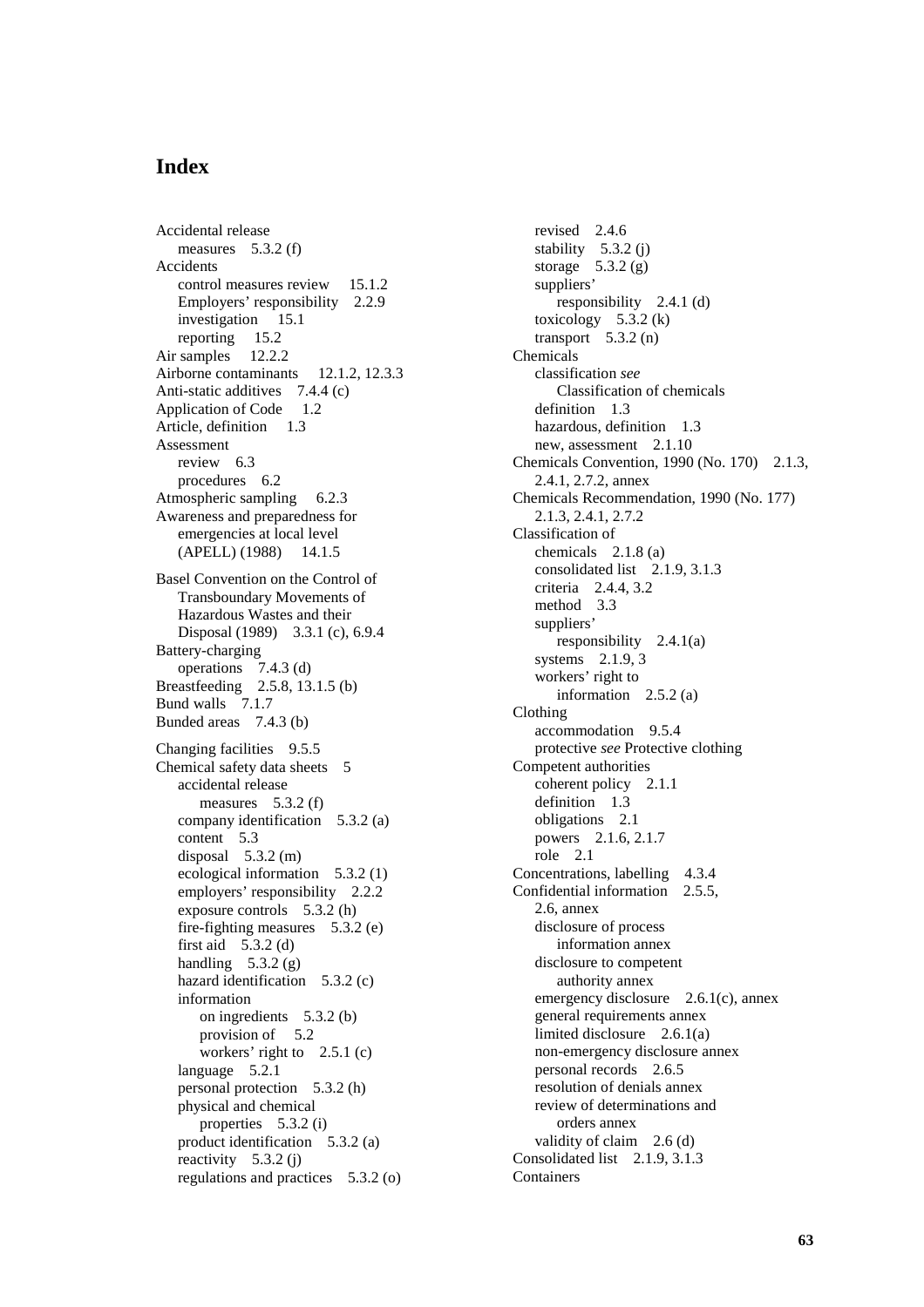# Index

Accidental release
  measures 5.3.2 (f)
Accidents
  control measures review 15.1.2
  Employers' responsibility 2.2.9
  investigation 15.1
  reporting 15.2
Air samples 12.2.2
Airborne contaminants 12.1.2, 12.3.3
Anti-static additives 7.4.4 (c)
Application of Code 1.2
Article, definition 1.3
Assessment
  review 6.3
  procedures 6.2
Atmospheric sampling 6.2.3
Awareness and preparedness for emergencies at local level (APELL) (1988) 14.1.5

Basel Convention on the Control of Transboundary Movements of Hazardous Wastes and their Disposal (1989) 3.3.1 (c), 6.9.4
Battery-charging
  operations 7.4.3 (d)
Breastfeeding 2.5.8, 13.1.5 (b)
Bund walls 7.1.7
Bunded areas 7.4.3 (b)

Changing facilities 9.5.5
Chemical safety data sheets 5
  accidental release
    measures 5.3.2 (f)
  company identification 5.3.2 (a)
  content 5.3
  disposal 5.3.2 (m)
  ecological information 5.3.2 (1)
  employers' responsibility 2.2.2
  exposure controls 5.3.2 (h)
  fire-fighting measures 5.3.2 (e)
  first aid 5.3.2 (d)
  handling 5.3.2 (g)
  hazard identification 5.3.2 (c)
  information
    on ingredients 5.3.2 (b)
    provision of 5.2
    workers' right to 2.5.1 (c)
  language 5.2.1
  personal protection 5.3.2 (h)
  physical and chemical
    properties 5.3.2 (i)
  product identification 5.3.2 (a)
  reactivity 5.3.2 (j)
  regulations and practices 5.3.2 (o)
  revised 2.4.6
  stability 5.3.2 (j)
  storage 5.3.2 (g)
  suppliers'
    responsibility 2.4.1 (d)
  toxicology 5.3.2 (k)
  transport 5.3.2 (n)
Chemicals
  classification *see* Classification of chemicals
  definition 1.3
  hazardous, definition 1.3
  new, assessment 2.1.10
Chemicals Convention, 1990 (No. 170) 2.1.3, 2.4.1, 2.7.2, annex
Chemicals Recommendation, 1990 (No. 177) 2.1.3, 2.4.1, 2.7.2
Classification of
  chemicals 2.1.8 (a)
  consolidated list 2.1.9, 3.1.3
  criteria 2.4.4, 3.2
  method 3.3
  suppliers'
    responsibility 2.4.1(a)
  systems 2.1.9, 3
  workers' right to
    information 2.5.2 (a)
Clothing
  accommodation 9.5.4
  protective *see* Protective clothing
Competent authorities
  coherent policy 2.1.1
  definition 1.3
  obligations 2.1
  powers 2.1.6, 2.1.7
  role 2.1
Concentrations, labelling 4.3.4
Confidential information 2.5.5, 2.6, annex
  disclosure of process
    information annex
  disclosure to competent
    authority annex
  emergency disclosure 2.6.1(c), annex
  general requirements annex
  limited disclosure 2.6.1(a)
  non-emergency disclosure annex
  personal records 2.6.5
  resolution of denials annex
  review of determinations and
    orders annex
  validity of claim 2.6 (d)
Consolidated list 2.1.9, 3.1.3
Containers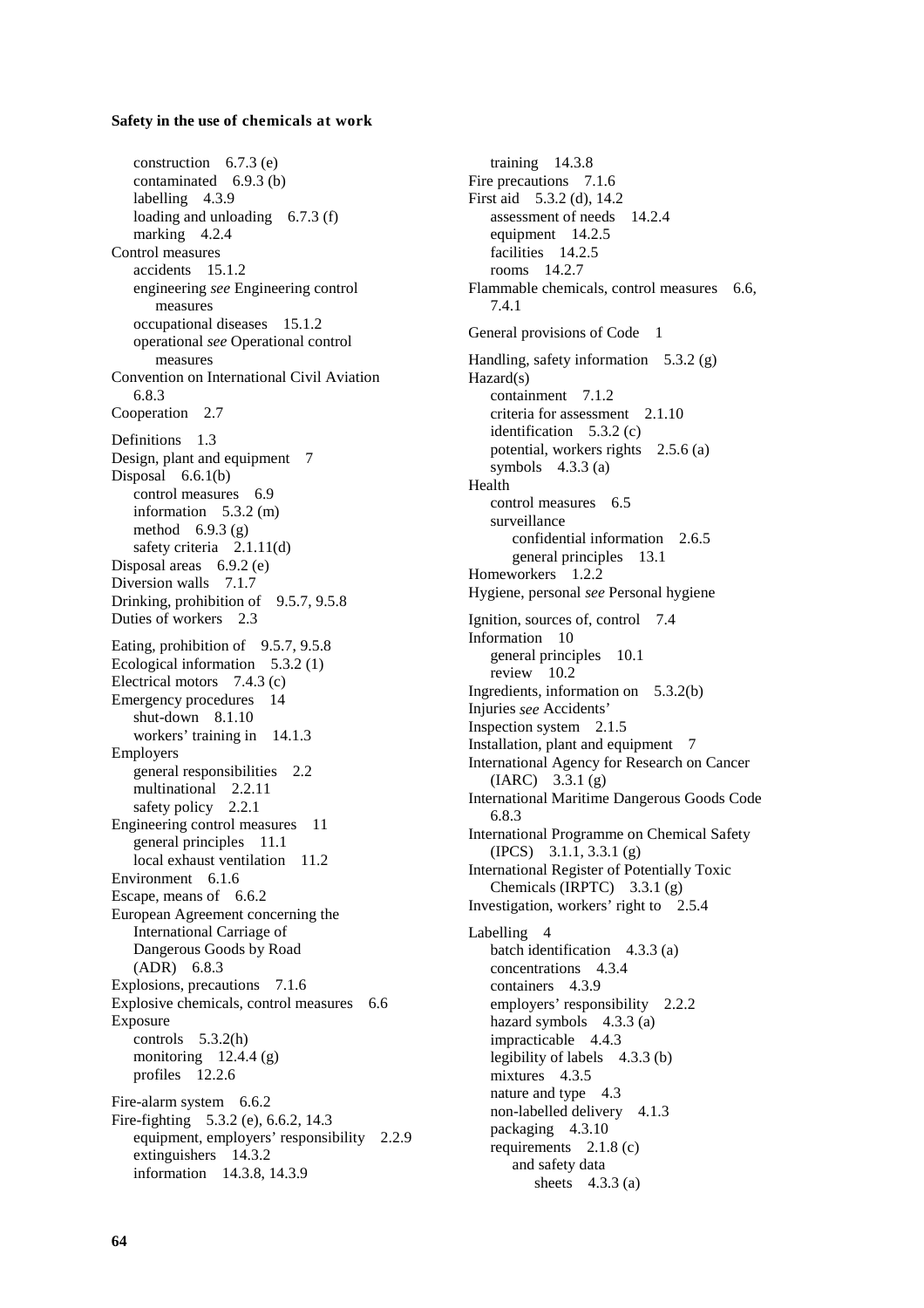construction 6.7.3 (e)
contaminated 6.9.3 (b)
labelling 4.3.9
loading and unloading 6.7.3 (f)
marking 4.2.4

Control measures
accidents 15.1.2
engineering *see* Engineering control measures
occupational diseases 15.1.2
operational *see* Operational control measures

Convention on International Civil Aviation 6.8.3

Cooperation 2.7

Definitions 1.3

Design, plant and equipment 7

Disposal 6.6.1(b)
control measures 6.9
information 5.3.2 (m)
method 6.9.3 (g)
safety criteria 2.1.11(d)

Disposal areas 6.9.2 (e)

Diversion walls 7.1.7

Drinking, prohibition of 9.5.7, 9.5.8

Duties of workers 2.3

Eating, prohibition of 9.5.7, 9.5.8

Ecological information 5.3.2 (1)

Electrical motors 7.4.3 (c)

Emergency procedures 14
shut-down 8.1.10
workers' training in 14.1.3

Employers
general responsibilities 2.2
multinational 2.2.11
safety policy 2.2.1

Engineering control measures 11
general principles 11.1
local exhaust ventilation 11.2

Environment 6.1.6

Escape, means of 6.6.2

European Agreement concerning the International Carriage of Dangerous Goods by Road (ADR) 6.8.3

Explosions, precautions 7.1.6

Explosive chemicals, control measures 6.6

Exposure
controls 5.3.2(h)
monitoring 12.4.4 (g)
profiles 12.2.6

Fire-alarm system 6.6.2

Fire-fighting 5.3.2 (e), 6.6.2, 14.3
equipment, employers' responsibility 2.2.9
extinguishers 14.3.2
information 14.3.8, 14.3.9
training 14.3.8

Fire precautions 7.1.6

First aid 5.3.2 (d), 14.2
assessment of needs 14.2.4
equipment 14.2.5
facilities 14.2.5
rooms 14.2.7

Flammable chemicals, control measures 6.6, 7.4.1

General provisions of Code 1

Handling, safety information 5.3.2 (g)

Hazard(s)
containment 7.1.2
criteria for assessment 2.1.10
identification 5.3.2 (c)
potential, workers rights 2.5.6 (a)
symbols 4.3.3 (a)

Health
control measures 6.5
surveillance
confidential information 2.6.5
general principles 13.1

Homeworkers 1.2.2

Hygiene, personal *see* Personal hygiene

Ignition, sources of, control 7.4

Information 10
general principles 10.1
review 10.2

Ingredients, information on 5.3.2(b)

Injuries *see* Accidents'

Inspection system 2.1.5

Installation, plant and equipment 7

International Agency for Research on Cancer (IARC) 3.3.1 (g)

International Maritime Dangerous Goods Code 6.8.3

International Programme on Chemical Safety (IPCS) 3.1.1, 3.3.1 (g)

International Register of Potentially Toxic Chemicals (IRPTC) 3.3.1 (g)

Investigation, workers' right to 2.5.4

Labelling 4
batch identification 4.3.3 (a)
concentrations 4.3.4
containers 4.3.9
employers' responsibility 2.2.2
hazard symbols 4.3.3 (a)
impracticable 4.4.3
legibility of labels 4.3.3 (b)
mixtures 4.3.5
nature and type 4.3
non-labelled delivery 4.1.3
packaging 4.3.10
requirements 2.1.8 (c)
and safety data sheets 4.3.3 (a)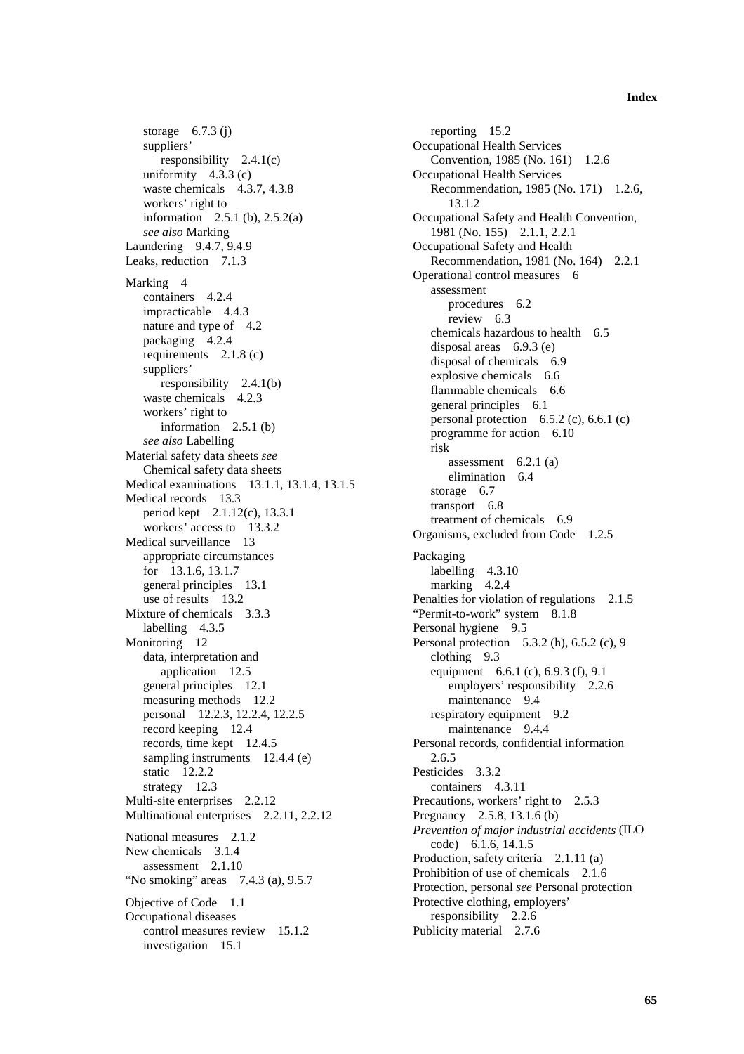storage 6.7.3 (j)
suppliers'
responsibility 2.4.1(c)
uniformity 4.3.3 (c)
waste chemicals 4.3.7, 4.3.8
workers' right to
information 2.5.1 (b), 2.5.2(a)
*see also* Marking
Laundering 9.4.7, 9.4.9
Leaks, reduction 7.1.3

Marking 4
containers 4.2.4
impracticable 4.4.3
nature and type of 4.2
packaging 4.2.4
requirements 2.1.8 (c)
suppliers'
responsibility 2.4.1(b)
waste chemicals 4.2.3
workers' right to
information 2.5.1 (b)
*see also* Labelling
Material safety data sheets *see*
Chemical safety data sheets
Medical examinations 13.1.1, 13.1.4, 13.1.5
Medical records 13.3
period kept 2.1.12(c), 13.3.1
workers' access to 13.3.2
Medical surveillance 13
appropriate circumstances
for 13.1.6, 13.1.7
general principles 13.1
use of results 13.2
Mixture of chemicals 3.3.3
labelling 4.3.5
Monitoring 12
data, interpretation and
application 12.5
general principles 12.1
measuring methods 12.2
personal 12.2.3, 12.2.4, 12.2.5
record keeping 12.4
records, time kept 12.4.5
sampling instruments 12.4.4 (e)
static 12.2.2
strategy 12.3
Multi-site enterprises 2.2.12
Multinational enterprises 2.2.11, 2.2.12

National measures 2.1.2
New chemicals 3.1.4
assessment 2.1.10
"No smoking" areas 7.4.3 (a), 9.5.7

Objective of Code 1.1
Occupational diseases
control measures review 15.1.2
investigation 15.1
reporting 15.2
Occupational Health Services
Convention, 1985 (No. 161) 1.2.6
Occupational Health Services
Recommendation, 1985 (No. 171) 1.2.6, 13.1.2
Occupational Safety and Health Convention,
1981 (No. 155) 2.1.1, 2.2.1
Occupational Safety and Health
Recommendation, 1981 (No. 164) 2.2.1
Operational control measures 6
assessment
procedures 6.2
review 6.3
chemicals hazardous to health 6.5
disposal areas 6.9.3 (e)
disposal of chemicals 6.9
explosive chemicals 6.6
flammable chemicals 6.6
general principles 6.1
personal protection 6.5.2 (c), 6.6.1 (c)
programme for action 6.10
risk
assessment 6.2.1 (a)
elimination 6.4
storage 6.7
transport 6.8
treatment of chemicals 6.9
Organisms, excluded from Code 1.2.5

Packaging
labelling 4.3.10
marking 4.2.4
Penalties for violation of regulations 2.1.5
"Permit-to-work" system 8.1.8
Personal hygiene 9.5
Personal protection 5.3.2 (h), 6.5.2 (c), 9
clothing 9.3
equipment 6.6.1 (c), 6.9.3 (f), 9.1
employers' responsibility 2.2.6
maintenance 9.4
respiratory equipment 9.2
maintenance 9.4.4
Personal records, confidential information
2.6.5
Pesticides 3.3.2
containers 4.3.11
Precautions, workers' right to 2.5.3
Pregnancy 2.5.8, 13.1.6 (b)
*Prevention of major industrial accidents* (ILO
code) 6.1.6, 14.1.5
Production, safety criteria 2.1.11 (a)
Prohibition of use of chemicals 2.1.6
Protection, personal *see* Personal protection
Protective clothing, employers'
responsibility 2.2.6
Publicity material 2.7.6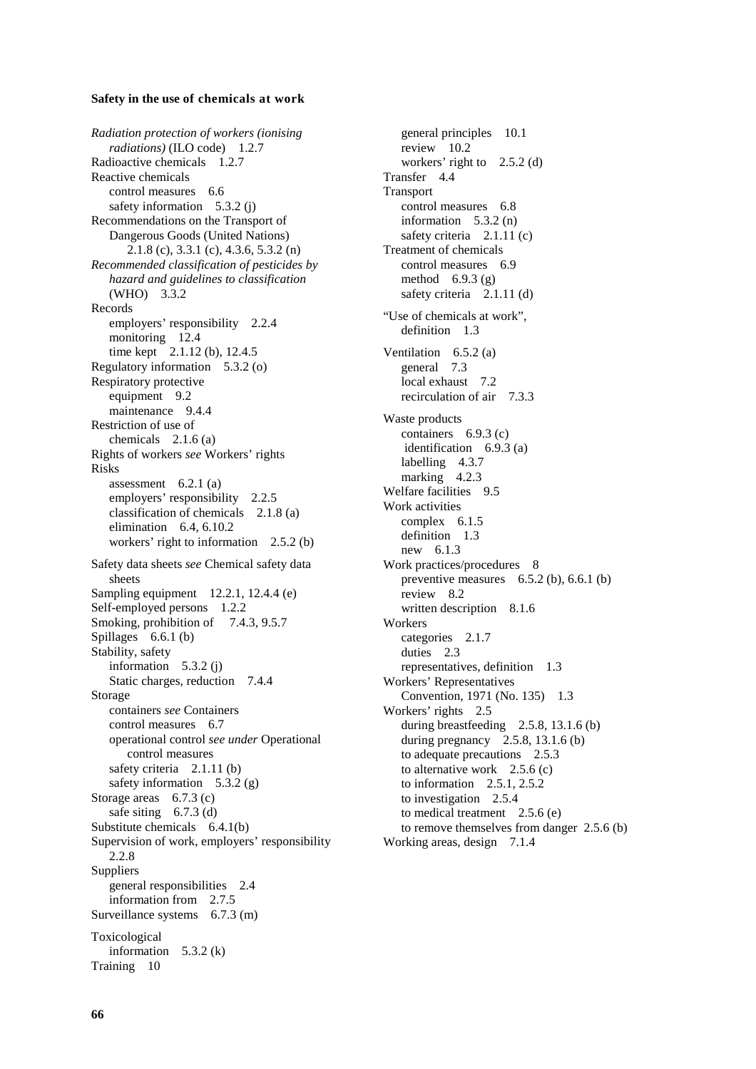*Radiation protection of workers (ionising radiations)* (ILO code) 1.2.7
Radioactive chemicals 1.2.7
Reactive chemicals
  control measures 6.6
  safety information 5.3.2 (j)
Recommendations on the Transport of Dangerous Goods (United Nations) 2.1.8 (c), 3.3.1 (c), 4.3.6, 5.3.2 (n)
*Recommended classification of pesticides by hazard and guidelines to classification* (WHO) 3.3.2
Records
  employers' responsibility 2.2.4
  monitoring 12.4
  time kept 2.1.12 (b), 12.4.5
Regulatory information 5.3.2 (o)
Respiratory protective equipment 9.2
  maintenance 9.4.4
Restriction of use of chemicals 2.1.6 (a)
Rights of workers *see* Workers' rights
Risks
  assessment 6.2.1 (a)
  employers' responsibility 2.2.5
  classification of chemicals 2.1.8 (a)
  elimination 6.4, 6.10.2
  workers' right to information 2.5.2 (b)

Safety data sheets *see* Chemical safety data sheets
Sampling equipment 12.2.1, 12.4.4 (e)
Self-employed persons 1.2.2
Smoking, prohibition of 7.4.3, 9.5.7
Spillages 6.6.1 (b)
Stability, safety
  information 5.3.2 (j)
  Static charges, reduction 7.4.4
Storage
  containers *see* Containers
  control measures 6.7
  operational control *see under* Operational control measures
  safety criteria 2.1.11 (b)
  safety information 5.3.2 (g)
Storage areas 6.7.3 (c)
  safe siting 6.7.3 (d)
Substitute chemicals 6.4.1(b)
Supervision of work, employers' responsibility 2.2.8
Suppliers
  general responsibilities 2.4
  information from 2.7.5
Surveillance systems 6.7.3 (m)

Toxicological
  information 5.3.2 (k)
Training 10
  general principles 10.1
  review 10.2
  workers' right to 2.5.2 (d)
Transfer 4.4
Transport
  control measures 6.8
  information 5.3.2 (n)
  safety criteria 2.1.11 (c)
Treatment of chemicals
  control measures 6.9
  method 6.9.3 (g)
  safety criteria 2.1.11 (d)

"Use of chemicals at work", definition 1.3

Ventilation 6.5.2 (a)
  general 7.3
  local exhaust 7.2
  recirculation of air 7.3.3

Waste products
  containers 6.9.3 (c)
  identification 6.9.3 (a)
  labelling 4.3.7
  marking 4.2.3
Welfare facilities 9.5
Work activities
  complex 6.1.5
  definition 1.3
  new 6.1.3
Work practices/procedures 8
  preventive measures 6.5.2 (b), 6.6.1 (b)
  review 8.2
  written description 8.1.6
Workers
  categories 2.1.7
  duties 2.3
  representatives, definition 1.3
Workers' Representatives Convention, 1971 (No. 135) 1.3
Workers' rights 2.5
  during breastfeeding 2.5.8, 13.1.6 (b)
  during pregnancy 2.5.8, 13.1.6 (b)
  to adequate precautions 2.5.3
  to alternative work 2.5.6 (c)
  to information 2.5.1, 2.5.2
  to investigation 2.5.4
  to medical treatment 2.5.6 (e)
  to remove themselves from danger 2.5.6 (b)
Working areas, design 7.1.4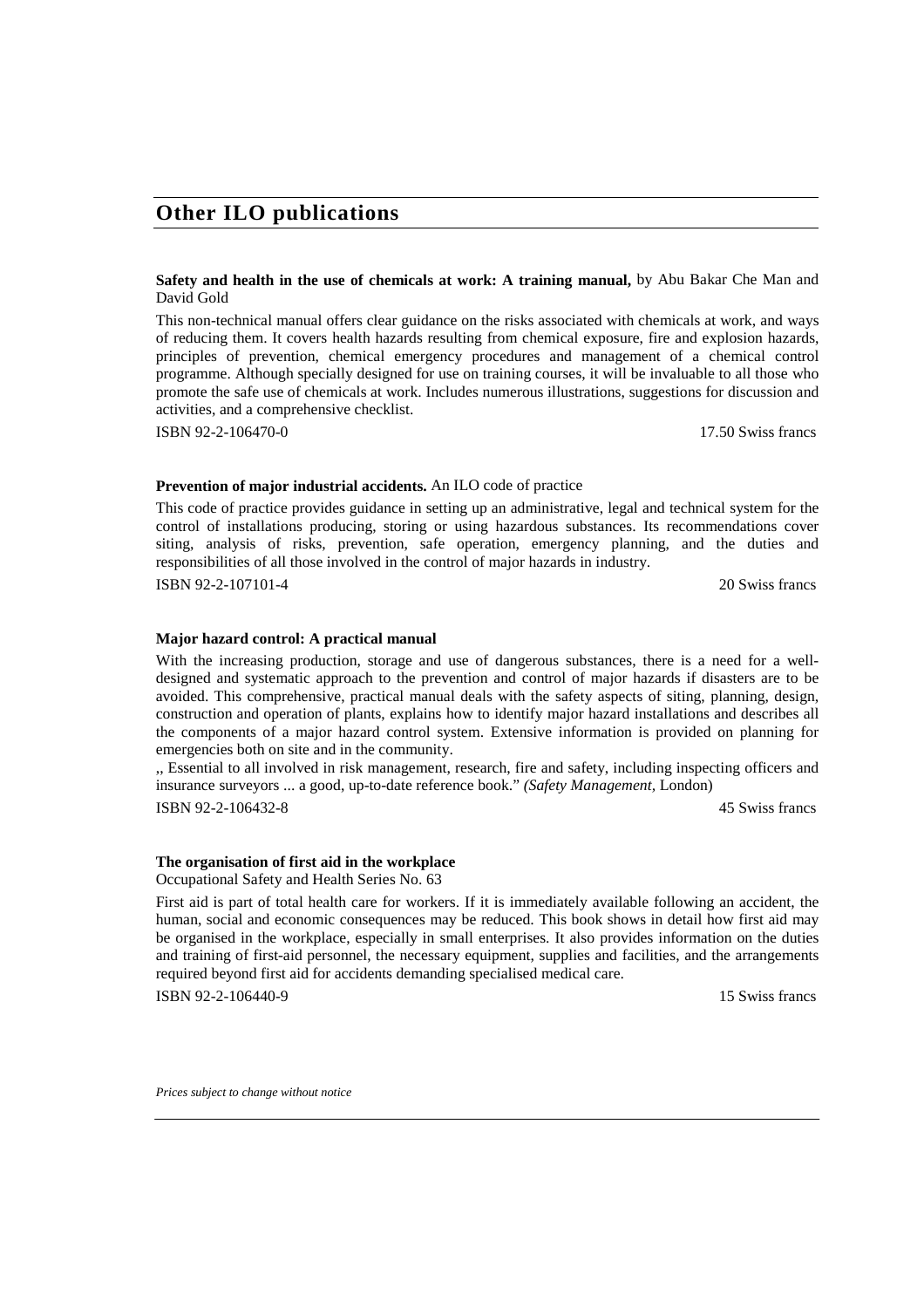## Other ILO publications

**Safety and health in the use of chemicals at work: A training manual,** by Abu Bakar Che Man and David Gold

This non-technical manual offers clear guidance on the risks associated with chemicals at work, and ways of reducing them. It covers health hazards resulting from chemical exposure, fire and explosion hazards, principles of prevention, chemical emergency procedures and management of a chemical control programme. Although specially designed for use on training courses, it will be invaluable to all those who promote the safe use of chemicals at work. Includes numerous illustrations, suggestions for discussion and activities, and a comprehensive checklist.

ISBN 92-2-106470-0 17.50 Swiss francs

**Prevention of major industrial accidents.** An ILO code of practice

This code of practice provides guidance in setting up an administrative, legal and technical system for the control of installations producing, storing or using hazardous substances. Its recommendations cover siting, analysis of risks, prevention, safe operation, emergency planning, and the duties and responsibilities of all those involved in the control of major hazards in industry.

ISBN 92-2-107101-4 20 Swiss francs

**Major hazard control: A practical manual**

With the increasing production, storage and use of dangerous substances, there is a need for a well-designed and systematic approach to the prevention and control of major hazards if disasters are to be avoided. This comprehensive, practical manual deals with the safety aspects of siting, planning, design, construction and operation of plants, explains how to identify major hazard installations and describes all the components of a major hazard control system. Extensive information is provided on planning for emergencies both on site and in the community.

,, Essential to all involved in risk management, research, fire and safety, including inspecting officers and insurance surveyors ... a good, up-to-date reference book." *(Safety Management,* London)

ISBN 92-2-106432-8 45 Swiss francs

**The organisation of first aid in the workplace**

Occupational Safety and Health Series No. 63

First aid is part of total health care for workers. If it is immediately available following an accident, the human, social and economic consequences may be reduced. This book shows in detail how first aid may be organised in the workplace, especially in small enterprises. It also provides information on the duties and training of first-aid personnel, the necessary equipment, supplies and facilities, and the arrangements required beyond first aid for accidents demanding specialised medical care.

ISBN 92-2-106440-9 15 Swiss francs

*Prices subject to change without notice*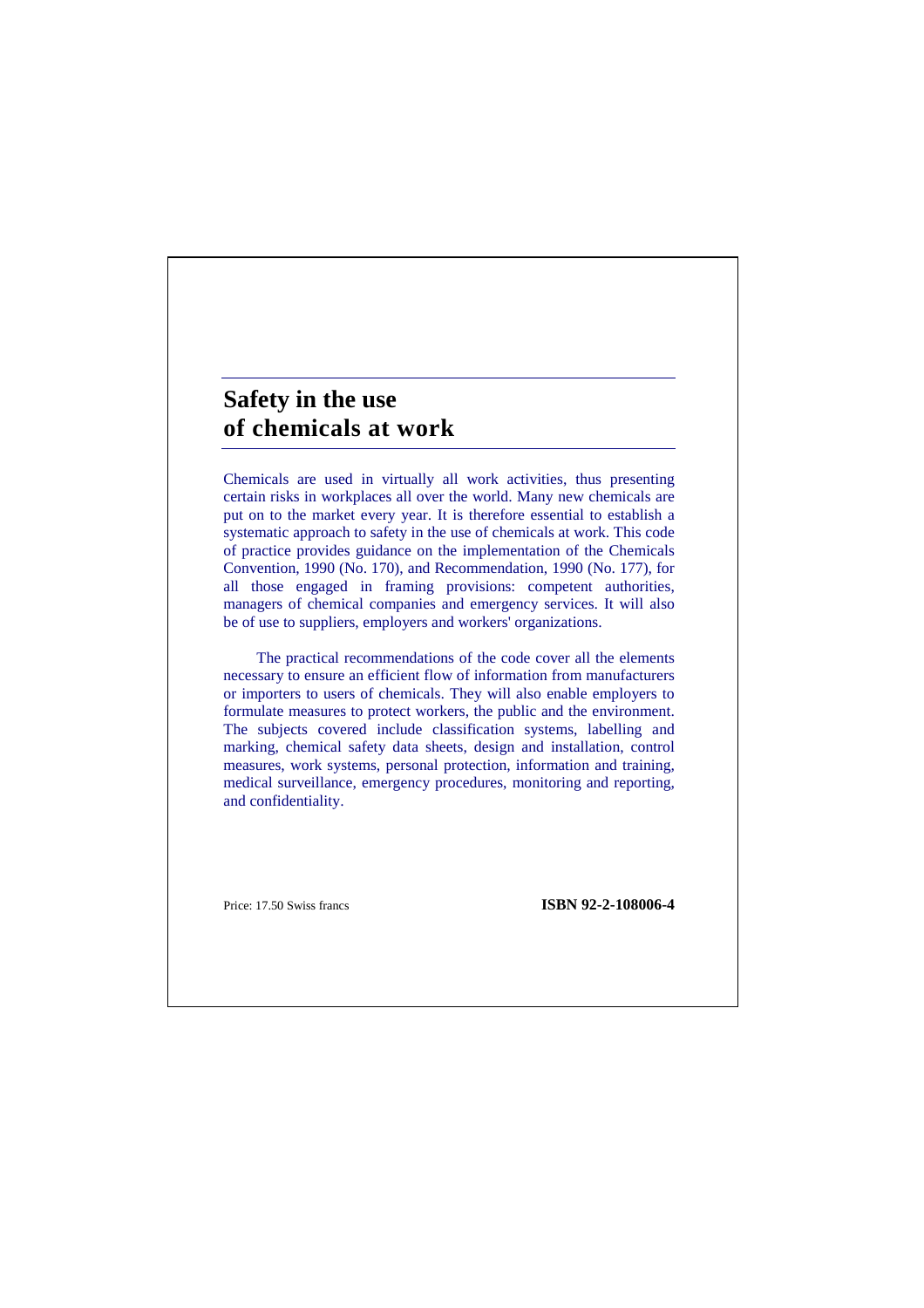# Safety in the use of chemicals at work

Chemicals are used in virtually all work activities, thus presenting certain risks in workplaces all over the world. Many new chemicals are put on to the market every year. It is therefore essential to establish a systematic approach to safety in the use of chemicals at work. This code of practice provides guidance on the implementation of the Chemicals Convention, 1990 (No. 170), and Recommendation, 1990 (No. 177), for all those engaged in framing provisions: competent authorities, managers of chemical companies and emergency services. It will also be of use to suppliers, employers and workers' organizations.

The practical recommendations of the code cover all the elements necessary to ensure an efficient flow of information from manufacturers or importers to users of chemicals. They will also enable employers to formulate measures to protect workers, the public and the environment. The subjects covered include classification systems, labelling and marking, chemical safety data sheets, design and installation, control measures, work systems, personal protection, information and training, medical surveillance, emergency procedures, monitoring and reporting, and confidentiality.

Price: 17.50 Swiss francs

**ISBN 92-2-108006-4**